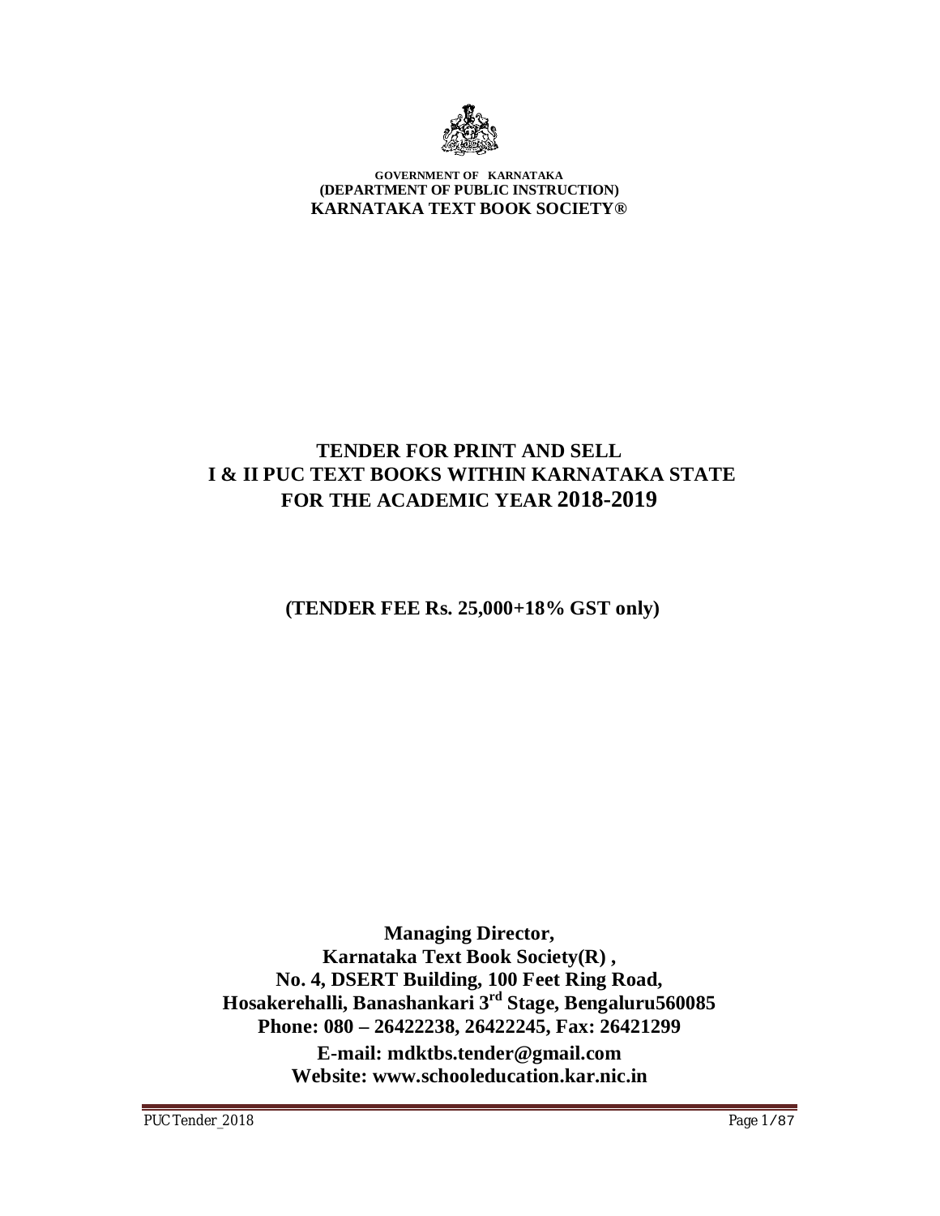**GOVERNMENT OF KARNATAKA**
**(DEPARTMENT OF PUBLIC INSTRUCTION)**
**KARNATAKA TEXT BOOK SOCIETY®**

# TENDER FOR PRINT AND SELL I & II PUC TEXT BOOKS WITHIN KARNATAKA STATE FOR THE ACADEMIC YEAR 2018-2019

**(TENDER FEE Rs. 25,000+18% GST only)**

**Managing Director,**
**Karnataka Text Book Society(R) ,**
**No. 4, DSERT Building, 100 Feet Ring Road,**
**Hosakerehalli, Banashankari 3rd Stage, Bengaluru560085**
**Phone: 080 – 26422238, 26422245, Fax: 26421299**
**E-mail: mdktbs.tender@gmail.com**
**Website: www.schooleducation.kar.nic.in**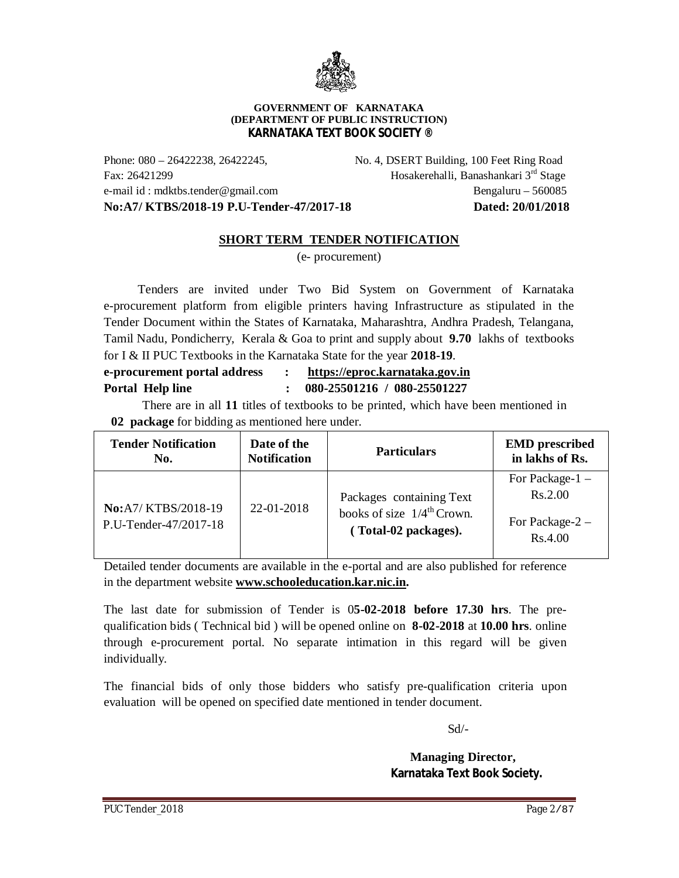**GOVERNMENT OF KARNATAKA**
**(DEPARTMENT OF PUBLIC INSTRUCTION)**
**KARNATAKA TEXT BOOK SOCIETY ®**

Phone: 080 – 26422238, 26422245,
Fax: 26421299
e-mail id : mdktbs.tender@gmail.com

No. 4, DSERT Building, 100 Feet Ring Road
Hosakerehalli, Banashankari 3rd Stage
Bengaluru – 560085

**No:A7/ KTBS/2018-19 P.U-Tender-47/2017-18** **Dated: 20/01/2018**

## SHORT TERM TENDER NOTIFICATION

(e- procurement)

Tenders are invited under Two Bid System on Government of Karnataka e-procurement platform from eligible printers having Infrastructure as stipulated in the Tender Document within the States of Karnataka, Maharashtra, Andhra Pradesh, Telangana, Tamil Nadu, Pondicherry, Kerala & Goa to print and supply about **9.70** lakhs of textbooks for I & II PUC Textbooks in the Karnataka State for the year **2018-19**.

**e-procurement portal address : https://eproc.karnataka.gov.in**
**Portal Help line : 080-25501216 / 080-25501227**

There are in all **11** titles of textbooks to be printed, which have been mentioned in **02 package** for bidding as mentioned here under.

| Tender Notification No. | Date of the Notification | Particulars | EMD prescribed in lakhs of Rs. |
|---|---|---|---|
| **No:**A7/ KTBS/2018-19 P.U-Tender-47/2017-18 | 22-01-2018 | Packages containing Text books of size 1/4th Crown. **( Total-02 packages).** | For Package-1 – Rs.2.00<br>For Package-2 – Rs.4.00 |

Detailed tender documents are available in the e-portal and are also published for reference in the department website **www.schooleducation.kar.nic.in.**

The last date for submission of Tender is 0**5-02-2018 before 17.30 hrs**. The pre-qualification bids ( Technical bid ) will be opened online on **8-02-2018** at **10.00 hrs**. online through e-procurement portal. No separate intimation in this regard will be given individually.

The financial bids of only those bidders who satisfy pre-qualification criteria upon evaluation will be opened on specified date mentioned in tender document.

Sd/-

**Managing Director,**
**Karnataka Text Book Society.**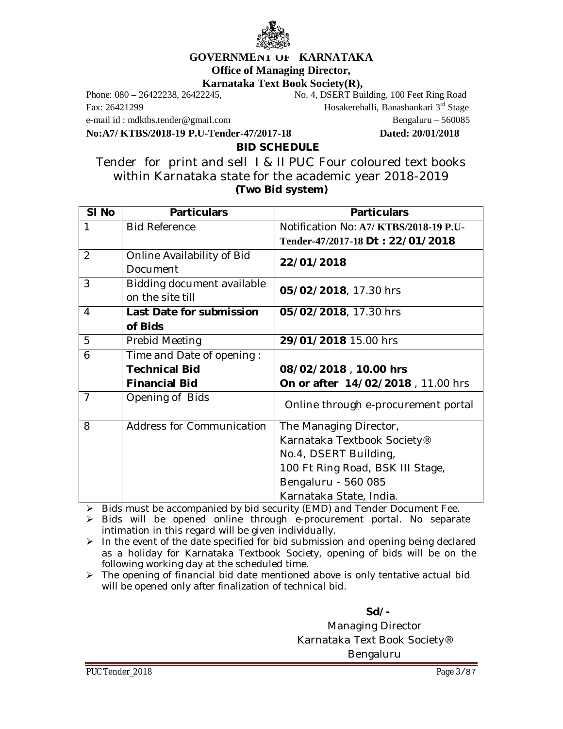**GOVERNMENT OF KARNATAKA**

**Office of Managing Director,**

**Karnataka Text Book Society(R),**

Phone: 080 – 26422238, 26422245,
No. 4, DSERT Building, 100 Feet Ring Road

Fax: 26421299
Hosakerehalli, Banashankari 3rd Stage

e-mail id : mdktbs.tender@gmail.com
Bengaluru – 560085

**No:A7/ KTBS/2018-19 P.U-Tender-47/2017-18** **Dated: 20/01/2018**

## BID SCHEDULE

## Tender for print and sell I & II PUC Four coloured text books within Karnataka state for the academic year 2018-2019

**(Two Bid system)**

| Sl No | Particulars | Particulars |
|---|---|---|
| 1 | Bid Reference | Notification No: **A7/ KTBS/2018-19 P.U-Tender-47/2017-18 Dt : 22/01/2018** |
| 2 | Online Availability of Bid Document | **22/01/2018** |
| 3 | Bidding document available on the site till | **05/02/2018**, 17.30 hrs |
| 4 | **Last Date for submission of Bids** | **05/02/2018**, 17.30 hrs |
| 5 | Prebid Meeting | **29/01/2018** 15.00 hrs |
| 6 | Time and Date of opening :<br>**Technical Bid**<br>**Financial Bid** | <br>**08/02/2018** , **10.00 hrs**<br>**On or after 14/02/2018** , 11.00 hrs |
| 7 | Opening of Bids | Online through e-procurement portal |
| 8 | Address for Communication | The Managing Director,<br>Karnataka Textbook Society®<br>No.4, DSERT Building,<br>100 Ft Ring Road, BSK III Stage,<br>Bengaluru - 560 085<br>Karnataka State, India. |

- Bids must be accompanied by bid security (EMD) and Tender Document Fee.
- Bids will be opened online through e-procurement portal. No separate intimation in this regard will be given individually.
- In the event of the date specified for bid submission and opening being declared as a holiday for Karnataka Textbook Society, opening of bids will be on the following working day at the scheduled time.
- The opening of financial bid date mentioned above is only tentative actual bid will be opened only after finalization of technical bid.

**Sd/-**

Managing Director

Karnataka Text Book Society®

Bengaluru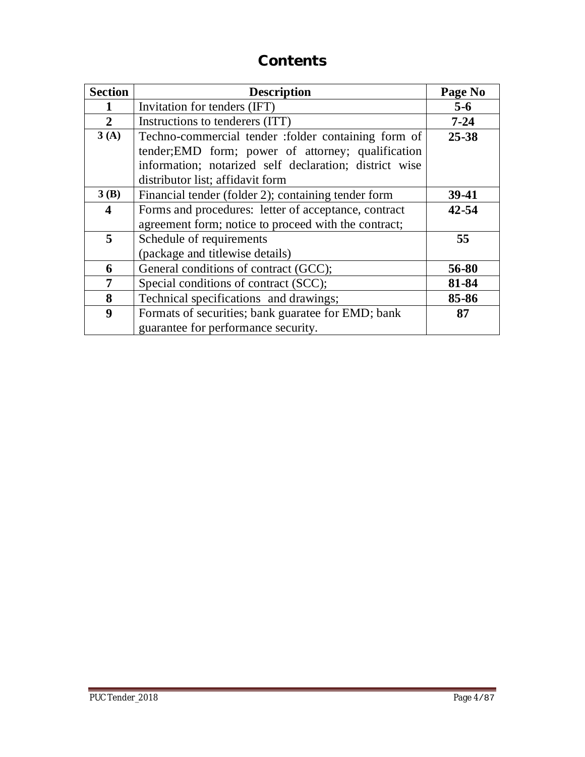# Contents

| Section | Description | Page No |
|---|---|---|
| 1 | Invitation for tenders (IFT) | 5-6 |
| 2 | Instructions to tenderers (ITT) | 7-24 |
| 3 (A) | Techno-commercial tender :folder containing form of tender;EMD form; power of attorney; qualification information; notarized self declaration; district wise distributor list; affidavit form | 25-38 |
| 3 (B) | Financial tender (folder 2); containing tender form | 39-41 |
| 4 | Forms and procedures: letter of acceptance, contract agreement form; notice to proceed with the contract; | 42-54 |
| 5 | Schedule of requirements (package and titlewise details) | 55 |
| 6 | General conditions of contract (GCC); | 56-80 |
| 7 | Special conditions of contract (SCC); | 81-84 |
| 8 | Technical specifications and drawings; | 85-86 |
| 9 | Formats of securities; bank guaratee for EMD; bank guarantee for performance security. | 87 |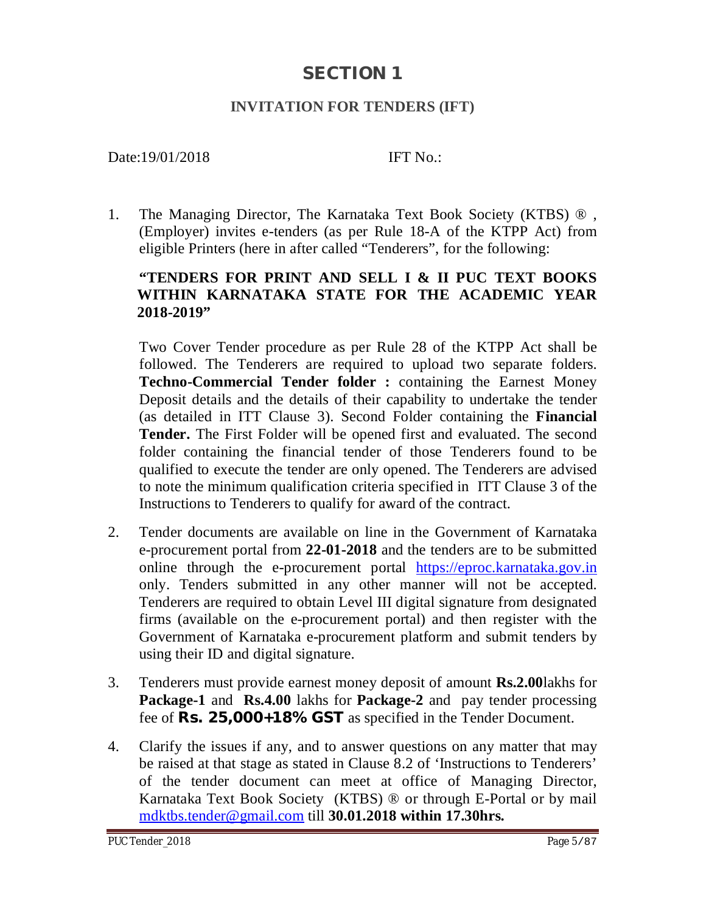# SECTION 1

## INVITATION FOR TENDERS (IFT)

Date:19/01/2018 IFT No.:

1. The Managing Director, The Karnataka Text Book Society (KTBS) ® , (Employer) invites e-tenders (as per Rule 18-A of the KTPP Act) from eligible Printers (here in after called "Tenderers", for the following:

   **"TENDERS FOR PRINT AND SELL I & II PUC TEXT BOOKS WITHIN KARNATAKA STATE FOR THE ACADEMIC YEAR 2018-2019"**

   Two Cover Tender procedure as per Rule 28 of the KTPP Act shall be followed. The Tenderers are required to upload two separate folders. **Techno-Commercial Tender folder :** containing the Earnest Money Deposit details and the details of their capability to undertake the tender (as detailed in ITT Clause 3). Second Folder containing the **Financial Tender.** The First Folder will be opened first and evaluated. The second folder containing the financial tender of those Tenderers found to be qualified to execute the tender are only opened. The Tenderers are advised to note the minimum qualification criteria specified in ITT Clause 3 of the Instructions to Tenderers to qualify for award of the contract.

2. Tender documents are available on line in the Government of Karnataka e-procurement portal from **22-01-2018** and the tenders are to be submitted online through the e-procurement portal https://eproc.karnataka.gov.in only. Tenders submitted in any other manner will not be accepted. Tenderers are required to obtain Level III digital signature from designated firms (available on the e-procurement portal) and then register with the Government of Karnataka e-procurement platform and submit tenders by using their ID and digital signature.

3. Tenderers must provide earnest money deposit of amount **Rs.2.00**lakhs for **Package-1** and **Rs.4.00** lakhs for **Package-2** and pay tender processing fee of **Rs. 25,000+18% GST** as specified in the Tender Document.

4. Clarify the issues if any, and to answer questions on any matter that may be raised at that stage as stated in Clause 8.2 of 'Instructions to Tenderers' of the tender document can meet at office of Managing Director, Karnataka Text Book Society (KTBS) ® or through E-Portal or by mail mdktbs.tender@gmail.com till **30.01.2018 within 17.30hrs.**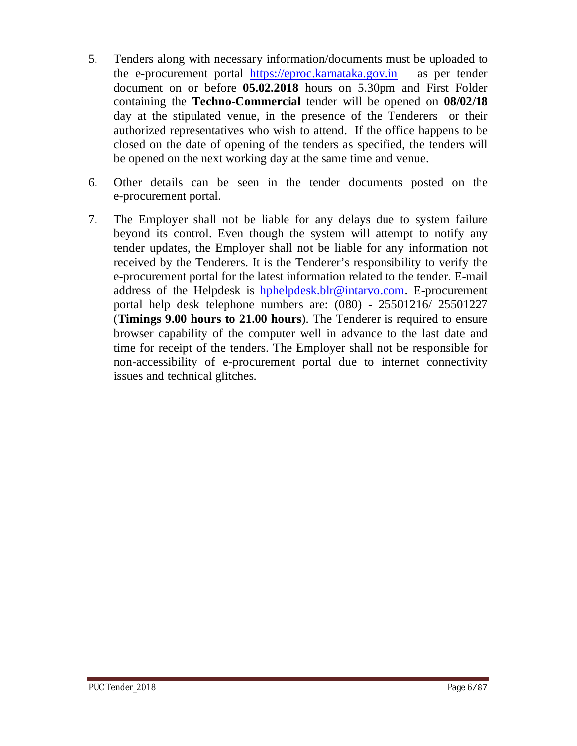5. Tenders along with necessary information/documents must be uploaded to the e-procurement portal [https://eproc.karnataka.gov.in](https://eproc.karnataka.gov.in) as per tender document on or before **05.02.2018** hours on 5.30pm and First Folder containing the **Techno-Commercial** tender will be opened on **08/02/18** day at the stipulated venue, in the presence of the Tenderers or their authorized representatives who wish to attend. If the office happens to be closed on the date of opening of the tenders as specified, the tenders will be opened on the next working day at the same time and venue.

6. Other details can be seen in the tender documents posted on the e-procurement portal.

7. The Employer shall not be liable for any delays due to system failure beyond its control. Even though the system will attempt to notify any tender updates, the Employer shall not be liable for any information not received by the Tenderers. It is the Tenderer's responsibility to verify the e-procurement portal for the latest information related to the tender. E-mail address of the Helpdesk is [hphelpdesk.blr@intarvo.com](mailto:hphelpdesk.blr@intarvo.com). E-procurement portal help desk telephone numbers are: (080) - 25501216/ 25501227 (**Timings 9.00 hours to 21.00 hours**). The Tenderer is required to ensure browser capability of the computer well in advance to the last date and time for receipt of the tenders. The Employer shall not be responsible for non-accessibility of e-procurement portal due to internet connectivity issues and technical glitches.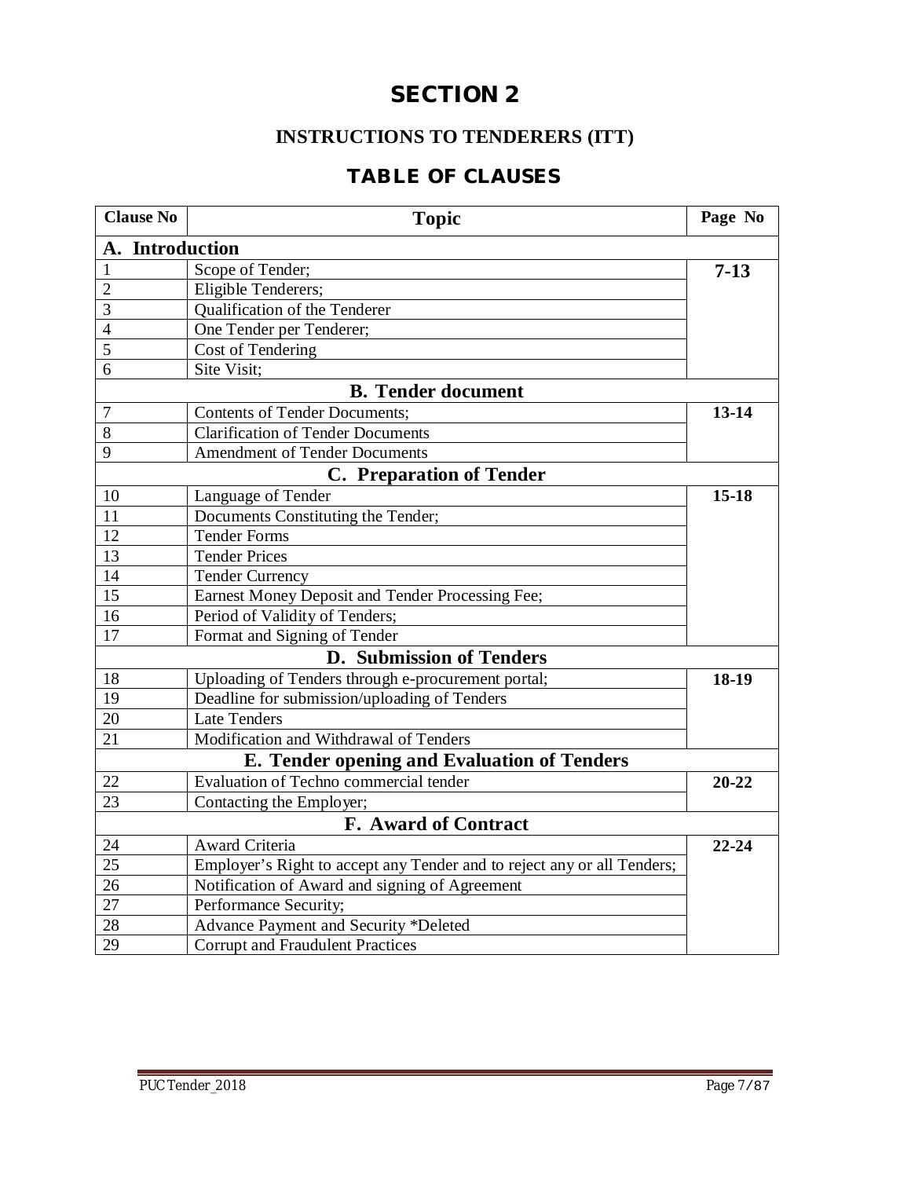# SECTION 2

## INSTRUCTIONS TO TENDERERS (ITT)

## TABLE OF CLAUSES

| Clause No | Topic | Page No |
|---|---|---|
| **A. Introduction** | | |
| 1 | Scope of Tender; | **7-13** |
| 2 | Eligible Tenderers; | |
| 3 | Qualification of the Tenderer | |
| 4 | One Tender per Tenderer; | |
| 5 | Cost of Tendering | |
| 6 | Site Visit; | |
| | **B. Tender document** | |
| 7 | Contents of Tender Documents; | **13-14** |
| 8 | Clarification of Tender Documents | |
| 9 | Amendment of Tender Documents | |
| | **C. Preparation of Tender** | |
| 10 | Language of Tender | **15-18** |
| 11 | Documents Constituting the Tender; | |
| 12 | Tender Forms | |
| 13 | Tender Prices | |
| 14 | Tender Currency | |
| 15 | Earnest Money Deposit and Tender Processing Fee; | |
| 16 | Period of Validity of Tenders; | |
| 17 | Format and Signing of Tender | |
| | **D. Submission of Tenders** | |
| 18 | Uploading of Tenders through e-procurement portal; | **18-19** |
| 19 | Deadline for submission/uploading of Tenders | |
| 20 | Late Tenders | |
| 21 | Modification and Withdrawal of Tenders | |
| | **E. Tender opening and Evaluation of Tenders** | |
| 22 | Evaluation of Techno commercial tender | **20-22** |
| 23 | Contacting the Employer; | |
| | **F. Award of Contract** | |
| 24 | Award Criteria | **22-24** |
| 25 | Employer's Right to accept any Tender and to reject any or all Tenders; | |
| 26 | Notification of Award and signing of Agreement | |
| 27 | Performance Security; | |
| 28 | Advance Payment and Security *Deleted | |
| 29 | Corrupt and Fraudulent Practices | |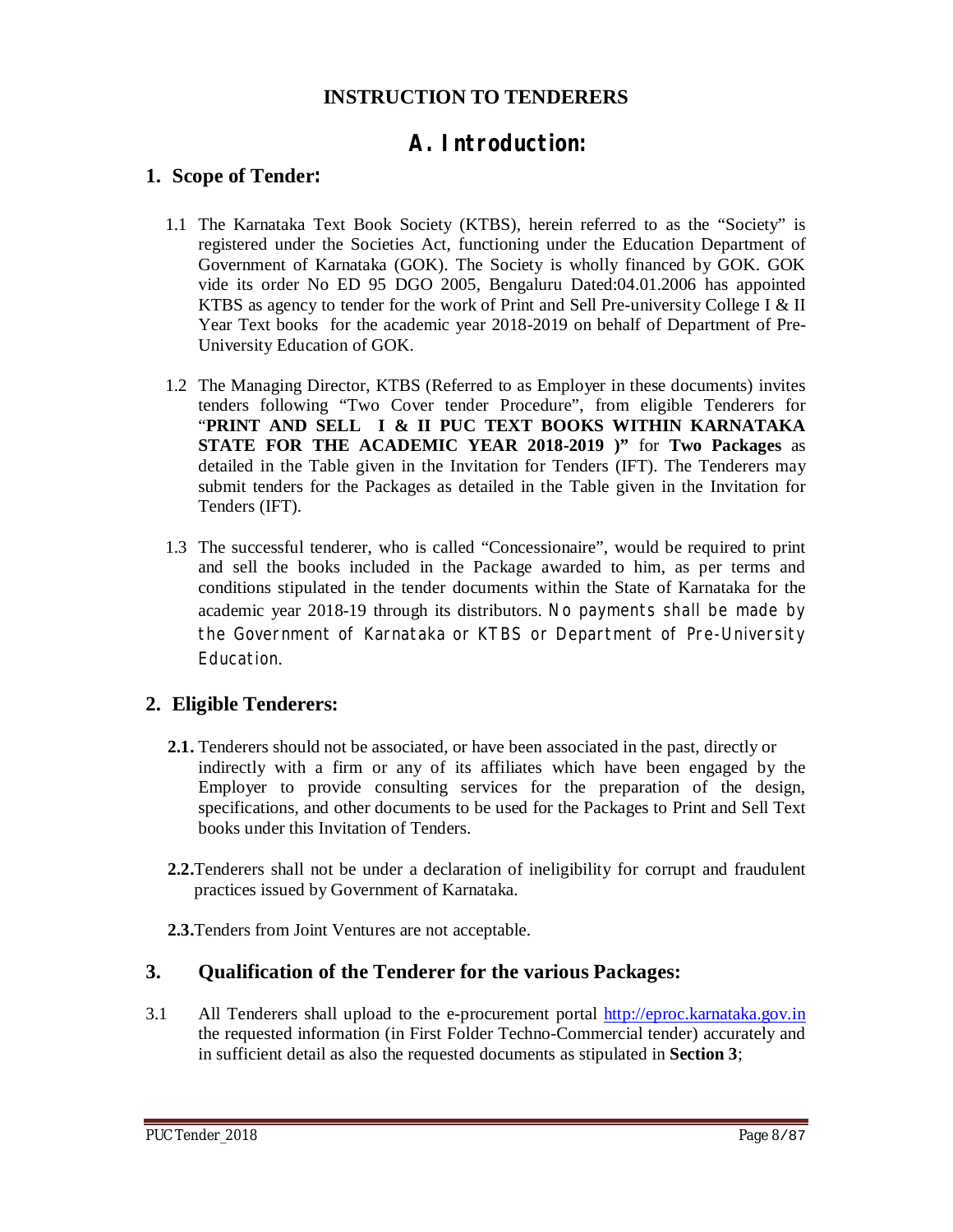# INSTRUCTION TO TENDERERS

## A. Introduction:

### 1. Scope of Tender:

1.1 The Karnataka Text Book Society (KTBS), herein referred to as the "Society" is registered under the Societies Act, functioning under the Education Department of Government of Karnataka (GOK). The Society is wholly financed by GOK. GOK vide its order No ED 95 DGO 2005, Bengaluru Dated:04.01.2006 has appointed KTBS as agency to tender for the work of Print and Sell Pre-university College I & II Year Text books for the academic year 2018-2019 on behalf of Department of Pre-University Education of GOK.

1.2 The Managing Director, KTBS (Referred to as Employer in these documents) invites tenders following "Two Cover tender Procedure", from eligible Tenderers for "**PRINT AND SELL I & II PUC TEXT BOOKS WITHIN KARNATAKA STATE FOR THE ACADEMIC YEAR 2018-2019 )"** for **Two Packages** as detailed in the Table given in the Invitation for Tenders (IFT). The Tenderers may submit tenders for the Packages as detailed in the Table given in the Invitation for Tenders (IFT).

1.3 The successful tenderer, who is called "Concessionaire", would be required to print and sell the books included in the Package awarded to him, as per terms and conditions stipulated in the tender documents within the State of Karnataka for the academic year 2018-19 through its distributors. No payments shall be made by the Government of Karnataka or KTBS or Department of Pre-University Education.

### 2. Eligible Tenderers:

**2.1.** Tenderers should not be associated, or have been associated in the past, directly or indirectly with a firm or any of its affiliates which have been engaged by the Employer to provide consulting services for the preparation of the design, specifications, and other documents to be used for the Packages to Print and Sell Text books under this Invitation of Tenders.

**2.2.** Tenderers shall not be under a declaration of ineligibility for corrupt and fraudulent practices issued by Government of Karnataka.

**2.3.** Tenders from Joint Ventures are not acceptable.

### 3. Qualification of the Tenderer for the various Packages:

3.1 All Tenderers shall upload to the e-procurement portal http://eproc.karnataka.gov.in the requested information (in First Folder Techno-Commercial tender) accurately and in sufficient detail as also the requested documents as stipulated in **Section 3**;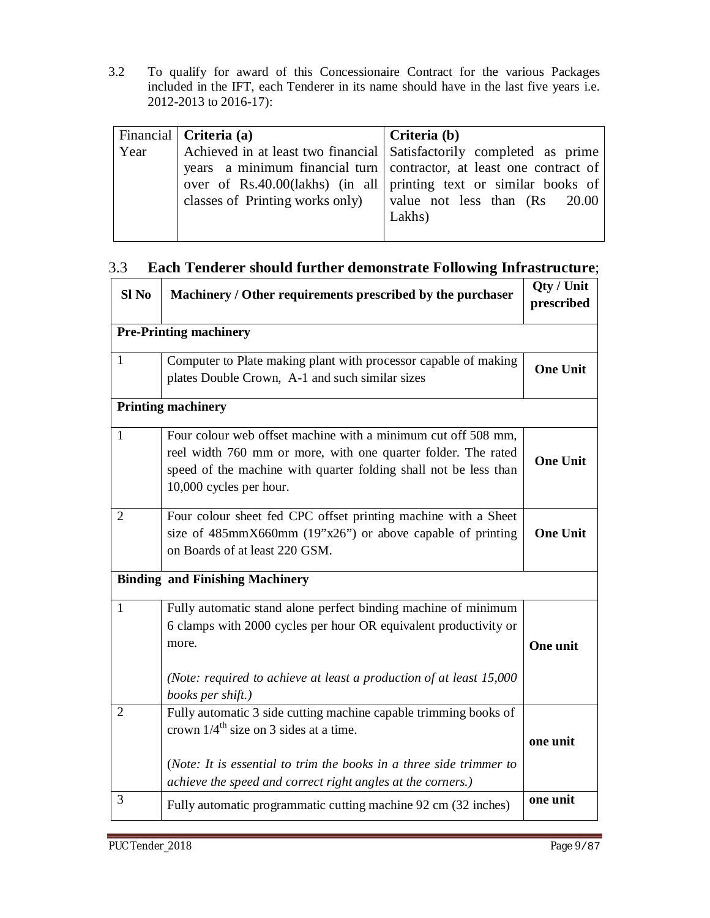3.2 To qualify for award of this Concessionaire Contract for the various Packages included in the IFT, each Tenderer in its name should have in the last five years i.e. 2012-2013 to 2016-17):

| Financial Year | **Criteria (a)** Achieved in at least two financial years a minimum financial turn over of Rs.40.00(lakhs) (in all classes of Printing works only) | **Criteria (b)** Satisfactorily completed as prime contractor, at least one contract of printing text or similar books of value not less than (Rs 20.00 Lakhs) |
|---|---|---|

## 3.3 **Each Tenderer should further demonstrate Following Infrastructure**;

| Sl No | Machinery / Other requirements prescribed by the purchaser | Qty / Unit prescribed |
|---|---|---|
| **Pre-Printing machinery** | | |
| 1 | Computer to Plate making plant with processor capable of making plates Double Crown, A-1 and such similar sizes | **One Unit** |
| **Printing machinery** | | |
| 1 | Four colour web offset machine with a minimum cut off 508 mm, reel width 760 mm or more, with one quarter folder. The rated speed of the machine with quarter folding shall not be less than 10,000 cycles per hour. | **One Unit** |
| 2 | Four colour sheet fed CPC offset printing machine with a Sheet size of 485mmX660mm (19"x26") or above capable of printing on Boards of at least 220 GSM. | **One Unit** |
| **Binding and Finishing Machinery** | | |
| 1 | Fully automatic stand alone perfect binding machine of minimum 6 clamps with 2000 cycles per hour OR equivalent productivity or more. *(Note: required to achieve at least a production of at least 15,000 books per shift.)* | **One unit** |
| 2 | Fully automatic 3 side cutting machine capable trimming books of crown 1/4th size on 3 sides at a time. (*Note: It is essential to trim the books in a three side trimmer to achieve the speed and correct right angles at the corners.)* | **one unit** |
| 3 | Fully automatic programmatic cutting machine 92 cm (32 inches) | **one unit** |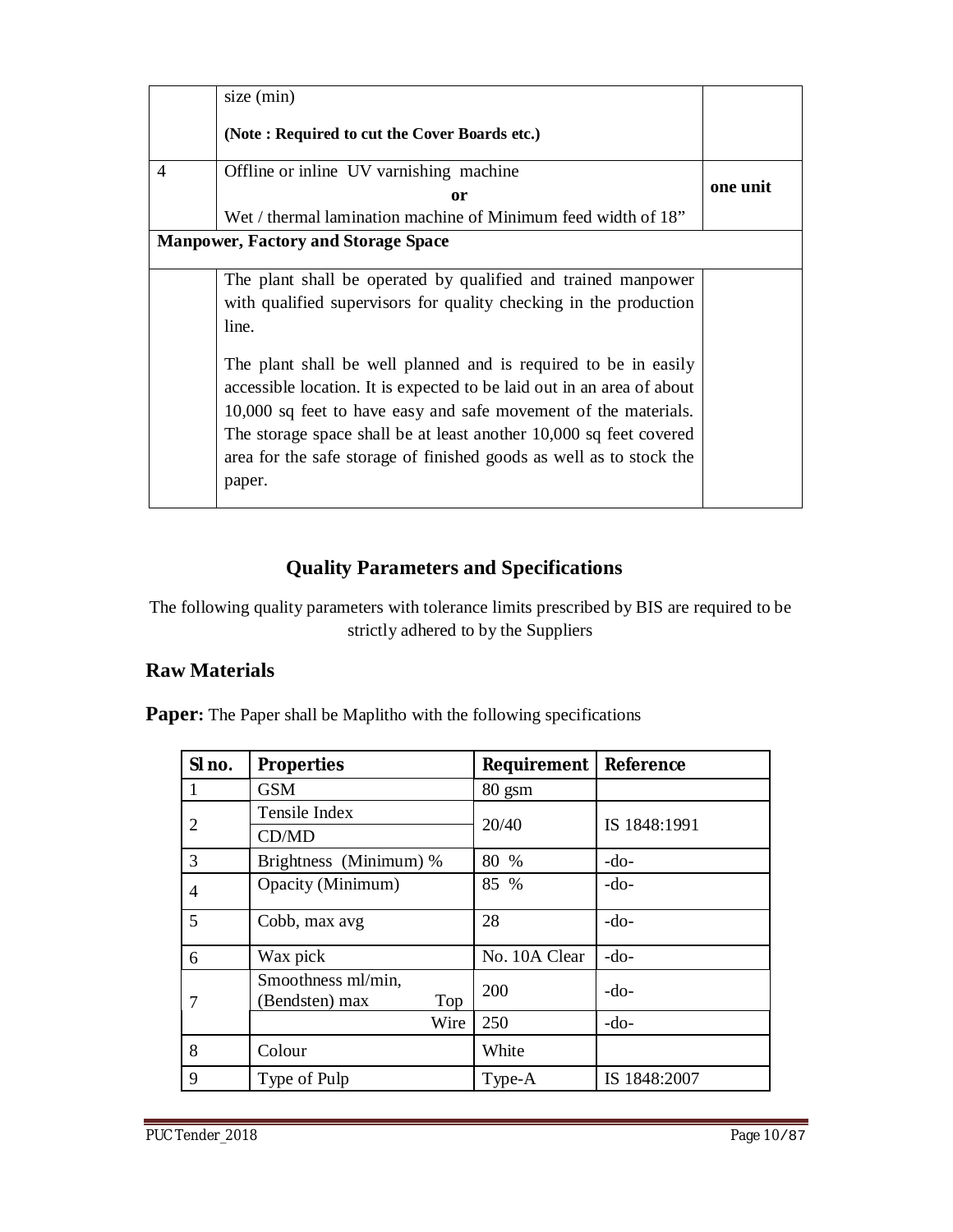|  | size (min)<br><br>**(Note : Required to cut the Cover Boards etc.)** |  |
|---|---|---|
| 4 | Offline or inline UV varnishing machine<br>**or**<br>Wet / thermal lamination machine of Minimum feed width of 18” | **one unit** |
| **Manpower, Factory and Storage Space** | | |
|  | The plant shall be operated by qualified and trained manpower with qualified supervisors for quality checking in the production line.<br><br>The plant shall be well planned and is required to be in easily accessible location. It is expected to be laid out in an area of about 10,000 sq feet to have easy and safe movement of the materials. The storage space shall be at least another 10,000 sq feet covered area for the safe storage of finished goods as well as to stock the paper. |  |

## Quality Parameters and Specifications

The following quality parameters with tolerance limits prescribed by BIS are required to be strictly adhered to by the Suppliers

### Raw Materials

**Paper:** The Paper shall be Maplitho with the following specifications

| Sl no. | Properties | Requirement | Reference |
|---|---|---|---|
| 1 | GSM | 80 gsm |  |
| 2 | Tensile Index<br>CD/MD | 20/40 | IS 1848:1991 |
| 3 | Brightness (Minimum) % | 80 % | -do- |
| 4 | Opacity (Minimum) | 85 % | -do- |
| 5 | Cobb, max avg | 28 | -do- |
| 6 | Wax pick | No. 10A Clear | -do- |
| 7 | Smoothness ml/min, (Bendsten) max Top | 200 | -do- |
|  | Wire | 250 | -do- |
| 8 | Colour | White |  |
| 9 | Type of Pulp | Type-A | IS 1848:2007 |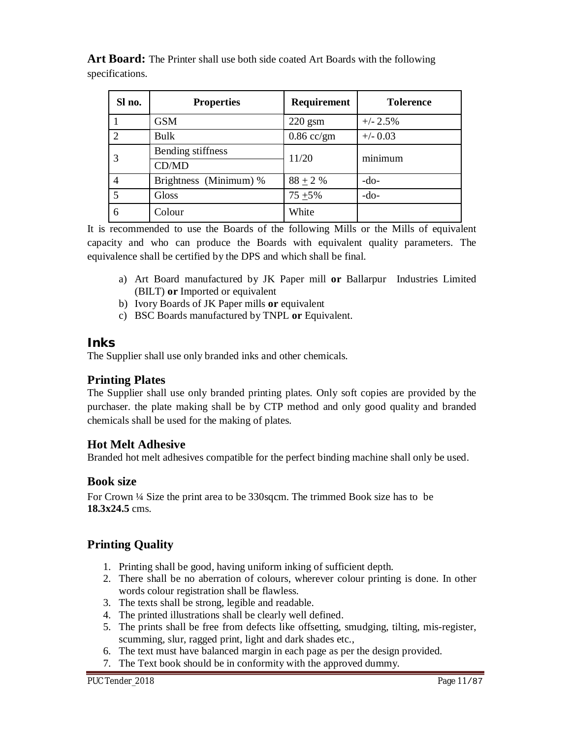**Art Board:** The Printer shall use both side coated Art Boards with the following specifications.

| Sl no. | Properties | Requirement | Tolerence |
|---|---|---|---|
| 1 | GSM | 220 gsm | +/- 2.5% |
| 2 | Bulk | 0.86 cc/gm | +/- 0.03 |
| 3 | Bending stiffness CD/MD | 11/20 | minimum |
| 4 | Brightness (Minimum) % | 88 ± 2 % | -do- |
| 5 | Gloss | 75 ±5% | -do- |
| 6 | Colour | White | |

It is recommended to use the Boards of the following Mills or the Mills of equivalent capacity and who can produce the Boards with equivalent quality parameters. The equivalence shall be certified by the DPS and which shall be final.

a) Art Board manufactured by JK Paper mill **or** Ballarpur Industries Limited (BILT) **or** Imported or equivalent
b) Ivory Boards of JK Paper mills **or** equivalent
c) BSC Boards manufactured by TNPL **or** Equivalent.

## Inks

The Supplier shall use only branded inks and other chemicals.

## Printing Plates

The Supplier shall use only branded printing plates. Only soft copies are provided by the purchaser. the plate making shall be by CTP method and only good quality and branded chemicals shall be used for the making of plates.

## Hot Melt Adhesive

Branded hot melt adhesives compatible for the perfect binding machine shall only be used.

## Book size

For Crown ¼ Size the print area to be 330sqcm. The trimmed Book size has to be **18.3x24.5** cms.

## Printing Quality

1. Printing shall be good, having uniform inking of sufficient depth.
2. There shall be no aberration of colours, wherever colour printing is done. In other words colour registration shall be flawless.
3. The texts shall be strong, legible and readable.
4. The printed illustrations shall be clearly well defined.
5. The prints shall be free from defects like offsetting, smudging, tilting, mis-register, scumming, slur, ragged print, light and dark shades etc.,
6. The text must have balanced margin in each page as per the design provided.
7. The Text book should be in conformity with the approved dummy.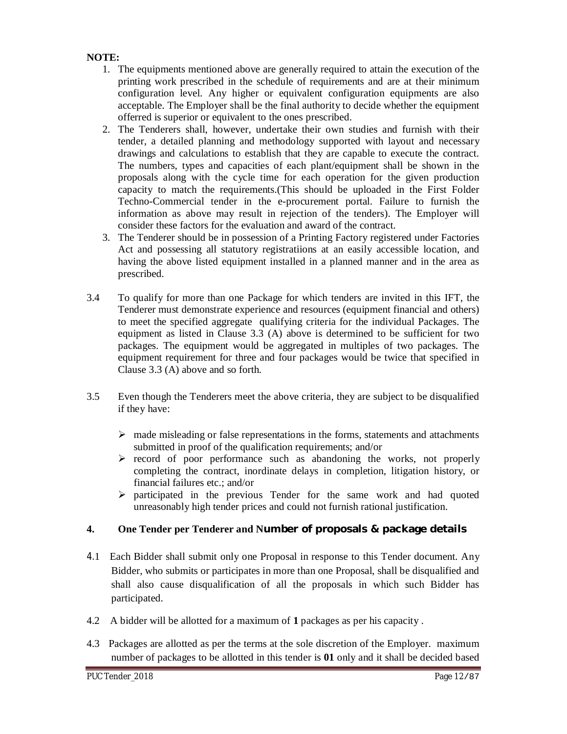**NOTE:**

1. The equipments mentioned above are generally required to attain the execution of the printing work prescribed in the schedule of requirements and are at their minimum configuration level. Any higher or equivalent configuration equipments are also acceptable. The Employer shall be the final authority to decide whether the equipment offerred is superior or equivalent to the ones prescribed.
2. The Tenderers shall, however, undertake their own studies and furnish with their tender, a detailed planning and methodology supported with layout and necessary drawings and calculations to establish that they are capable to execute the contract. The numbers, types and capacities of each plant/equipment shall be shown in the proposals along with the cycle time for each operation for the given production capacity to match the requirements.(This should be uploaded in the First Folder Techno-Commercial tender in the e-procurement portal. Failure to furnish the information as above may result in rejection of the tenders). The Employer will consider these factors for the evaluation and award of the contract.
3. The Tenderer should be in possession of a Printing Factory registered under Factories Act and possessing all statutory registratiions at an easily accessible location, and having the above listed equipment installed in a planned manner and in the area as prescribed.

3.4 To qualify for more than one Package for which tenders are invited in this IFT, the Tenderer must demonstrate experience and resources (equipment financial and others) to meet the specified aggregate qualifying criteria for the individual Packages. The equipment as listed in Clause 3.3 (A) above is determined to be sufficient for two packages. The equipment would be aggregated in multiples of two packages. The equipment requirement for three and four packages would be twice that specified in Clause 3.3 (A) above and so forth.

3.5 Even though the Tenderers meet the above criteria, they are subject to be disqualified if they have:

- made misleading or false representations in the forms, statements and attachments submitted in proof of the qualification requirements; and/or
- record of poor performance such as abandoning the works, not properly completing the contract, inordinate delays in completion, litigation history, or financial failures etc.; and/or
- participated in the previous Tender for the same work and had quoted unreasonably high tender prices and could not furnish rational justification.

## 4. One Tender per Tenderer and Number of proposals & package details

4.1 Each Bidder shall submit only one Proposal in response to this Tender document. Any Bidder, who submits or participates in more than one Proposal, shall be disqualified and shall also cause disqualification of all the proposals in which such Bidder has participated.

4.2 A bidder will be allotted for a maximum of **1** packages as per his capacity .

4.3 Packages are allotted as per the terms at the sole discretion of the Employer. maximum number of packages to be allotted in this tender is **01** only and it shall be decided based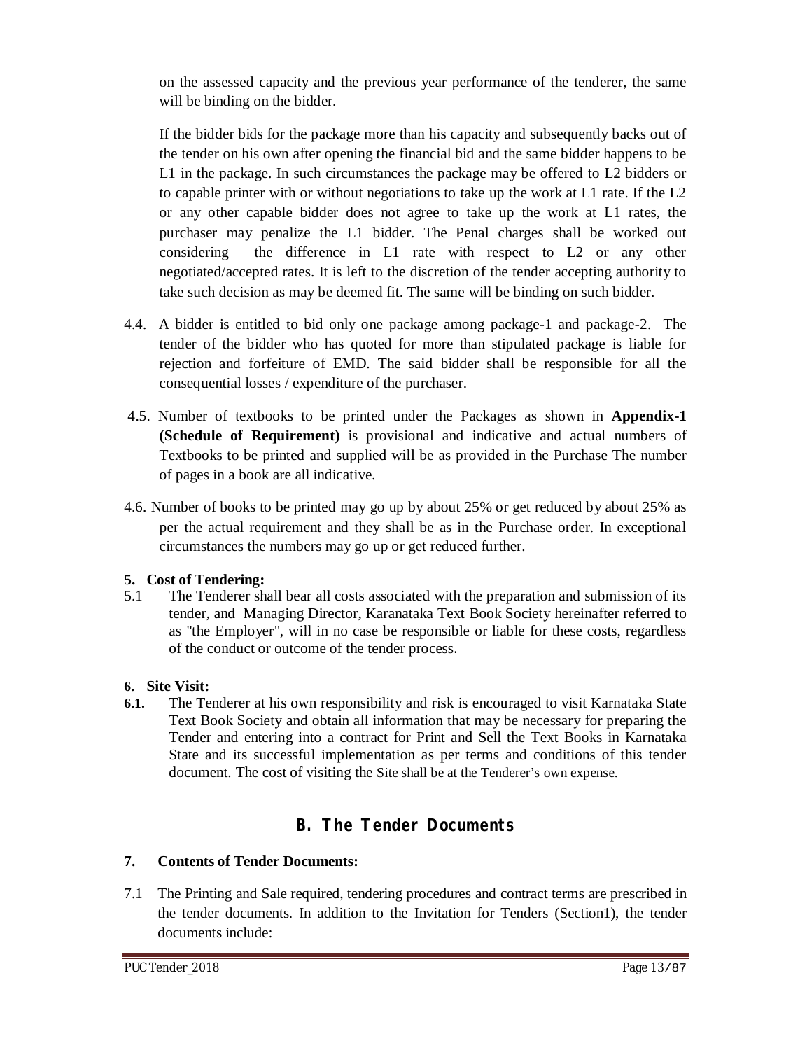on the assessed capacity and the previous year performance of the tenderer, the same will be binding on the bidder.

If the bidder bids for the package more than his capacity and subsequently backs out of the tender on his own after opening the financial bid and the same bidder happens to be L1 in the package. In such circumstances the package may be offered to L2 bidders or to capable printer with or without negotiations to take up the work at L1 rate. If the L2 or any other capable bidder does not agree to take up the work at L1 rates, the purchaser may penalize the L1 bidder. The Penal charges shall be worked out considering the difference in L1 rate with respect to L2 or any other negotiated/accepted rates. It is left to the discretion of the tender accepting authority to take such decision as may be deemed fit. The same will be binding on such bidder.

4.4. A bidder is entitled to bid only one package among package-1 and package-2. The tender of the bidder who has quoted for more than stipulated package is liable for rejection and forfeiture of EMD. The said bidder shall be responsible for all the consequential losses / expenditure of the purchaser.

4.5. Number of textbooks to be printed under the Packages as shown in **Appendix-1 (Schedule of Requirement)** is provisional and indicative and actual numbers of Textbooks to be printed and supplied will be as provided in the Purchase The number of pages in a book are all indicative.

4.6. Number of books to be printed may go up by about 25% or get reduced by about 25% as per the actual requirement and they shall be as in the Purchase order. In exceptional circumstances the numbers may go up or get reduced further.

**5. Cost of Tendering:**

5.1 The Tenderer shall bear all costs associated with the preparation and submission of its tender, and Managing Director, Karanataka Text Book Society hereinafter referred to as "the Employer", will in no case be responsible or liable for these costs, regardless of the conduct or outcome of the tender process.

**6. Site Visit:**

**6.1.** The Tenderer at his own responsibility and risk is encouraged to visit Karnataka State Text Book Society and obtain all information that may be necessary for preparing the Tender and entering into a contract for Print and Sell the Text Books in Karnataka State and its successful implementation as per terms and conditions of this tender document. The cost of visiting the Site shall be at the Tenderer's own expense.

## B. The Tender Documents

**7. Contents of Tender Documents:**

7.1 The Printing and Sale required, tendering procedures and contract terms are prescribed in the tender documents. In addition to the Invitation for Tenders (Section1), the tender documents include: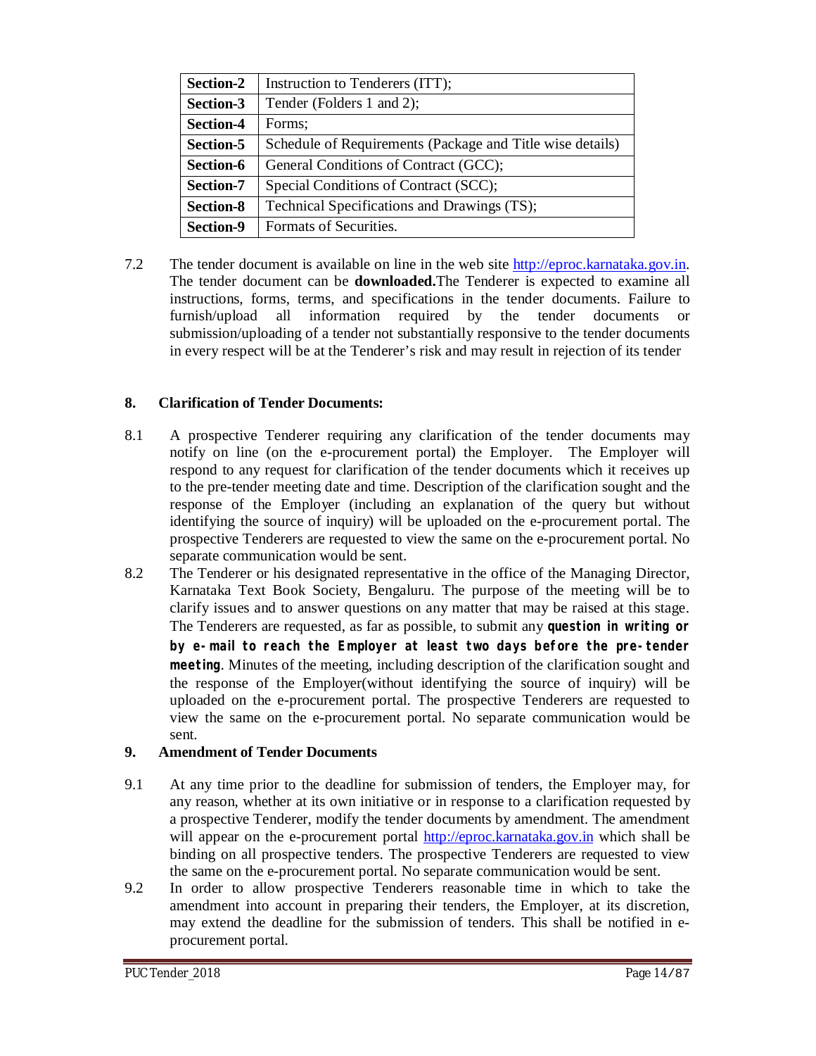| Section-2 | Instruction to Tenderers (ITT); |
|---|---|
| Section-3 | Tender (Folders 1 and 2); |
| Section-4 | Forms; |
| Section-5 | Schedule of Requirements (Package and Title wise details) |
| Section-6 | General Conditions of Contract (GCC); |
| Section-7 | Special Conditions of Contract (SCC); |
| Section-8 | Technical Specifications and Drawings (TS); |
| Section-9 | Formats of Securities. |

7.2 The tender document is available on line in the web site http://eproc.karnataka.gov.in. The tender document can be **downloaded.**The Tenderer is expected to examine all instructions, forms, terms, and specifications in the tender documents. Failure to furnish/upload all information required by the tender documents or submission/uploading of a tender not substantially responsive to the tender documents in every respect will be at the Tenderer's risk and may result in rejection of its tender

**8. Clarification of Tender Documents:**

8.1 A prospective Tenderer requiring any clarification of the tender documents may notify on line (on the e-procurement portal) the Employer. The Employer will respond to any request for clarification of the tender documents which it receives up to the pre-tender meeting date and time. Description of the clarification sought and the response of the Employer (including an explanation of the query but without identifying the source of inquiry) will be uploaded on the e-procurement portal. The prospective Tenderers are requested to view the same on the e-procurement portal. No separate communication would be sent.

8.2 The Tenderer or his designated representative in the office of the Managing Director, Karnataka Text Book Society, Bengaluru. The purpose of the meeting will be to clarify issues and to answer questions on any matter that may be raised at this stage. The Tenderers are requested, as far as possible, to submit any **question in writing or by e-mail to reach the Employer at least two days before the pre-tender meeting**. Minutes of the meeting, including description of the clarification sought and the response of the Employer(without identifying the source of inquiry) will be uploaded on the e-procurement portal. The prospective Tenderers are requested to view the same on the e-procurement portal. No separate communication would be sent.

**9. Amendment of Tender Documents**

9.1 At any time prior to the deadline for submission of tenders, the Employer may, for any reason, whether at its own initiative or in response to a clarification requested by a prospective Tenderer, modify the tender documents by amendment. The amendment will appear on the e-procurement portal http://eproc.karnataka.gov.in which shall be binding on all prospective tenders. The prospective Tenderers are requested to view the same on the e-procurement portal. No separate communication would be sent.

9.2 In order to allow prospective Tenderers reasonable time in which to take the amendment into account in preparing their tenders, the Employer, at its discretion, may extend the deadline for the submission of tenders. This shall be notified in e-procurement portal.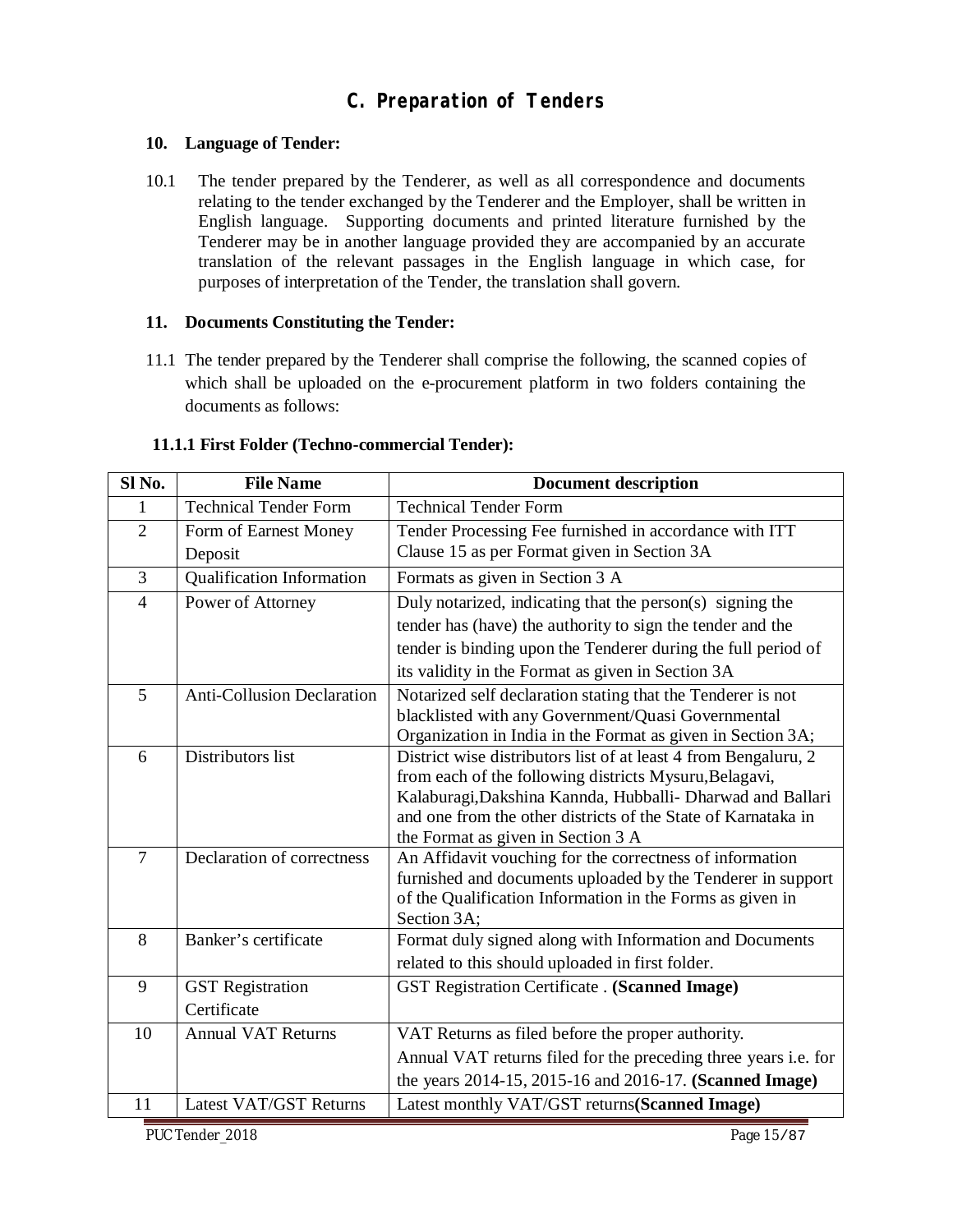## C. Preparation of Tenders

**10. Language of Tender:**

10.1 The tender prepared by the Tenderer, as well as all correspondence and documents relating to the tender exchanged by the Tenderer and the Employer, shall be written in English language. Supporting documents and printed literature furnished by the Tenderer may be in another language provided they are accompanied by an accurate translation of the relevant passages in the English language in which case, for purposes of interpretation of the Tender, the translation shall govern.

**11. Documents Constituting the Tender:**

11.1 The tender prepared by the Tenderer shall comprise the following, the scanned copies of which shall be uploaded on the e-procurement platform in two folders containing the documents as follows:

**11.1.1 First Folder (Techno-commercial Tender):**

| Sl No. | File Name | Document description |
|---|---|---|
| 1 | Technical Tender Form | Technical Tender Form |
| 2 | Form of Earnest Money Deposit | Tender Processing Fee furnished in accordance with ITT Clause 15 as per Format given in Section 3A |
| 3 | Qualification Information | Formats as given in Section 3 A |
| 4 | Power of Attorney | Duly notarized, indicating that the person(s) signing the tender has (have) the authority to sign the tender and the tender is binding upon the Tenderer during the full period of its validity in the Format as given in Section 3A |
| 5 | Anti-Collusion Declaration | Notarized self declaration stating that the Tenderer is not blacklisted with any Government/Quasi Governmental Organization in India in the Format as given in Section 3A; |
| 6 | Distributors list | District wise distributors list of at least 4 from Bengaluru, 2 from each of the following districts Mysuru,Belagavi, Kalaburagi,Dakshina Kannda, Hubballi- Dharwad and Ballari and one from the other districts of the State of Karnataka in the Format as given in Section 3 A |
| 7 | Declaration of correctness | An Affidavit vouching for the correctness of information furnished and documents uploaded by the Tenderer in support of the Qualification Information in the Forms as given in Section 3A; |
| 8 | Banker's certificate | Format duly signed along with Information and Documents related to this should uploaded in first folder. |
| 9 | GST Registration Certificate | GST Registration Certificate . **(Scanned Image)** |
| 10 | Annual VAT Returns | VAT Returns as filed before the proper authority. Annual VAT returns filed for the preceding three years i.e. for the years 2014-15, 2015-16 and 2016-17. **(Scanned Image)** |
| 11 | Latest VAT/GST Returns | Latest monthly VAT/GST returns**(Scanned Image)** |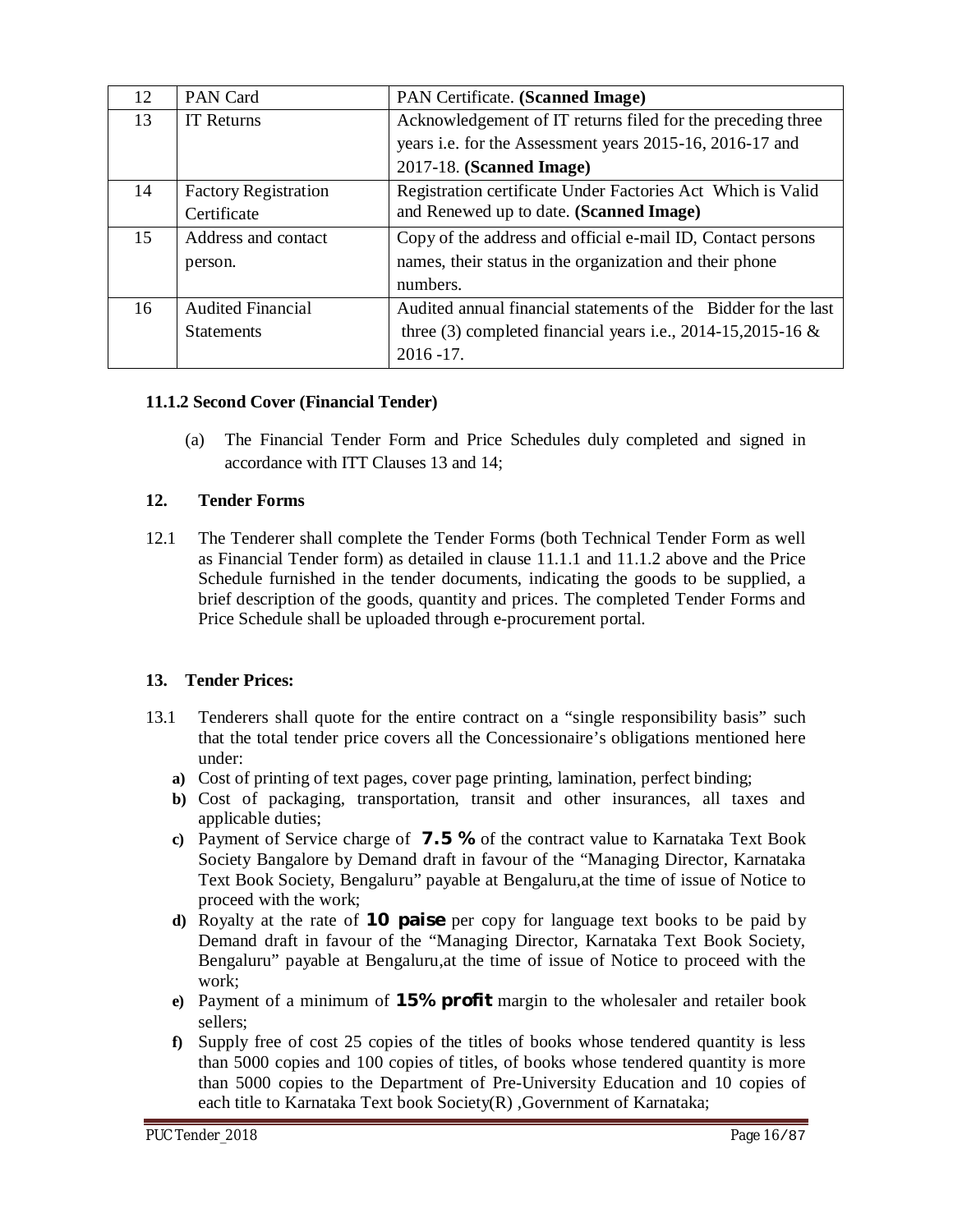| 12 | PAN Card | PAN Certificate. **(Scanned Image)** |
|---|---|---|
| 13 | IT Returns | Acknowledgement of IT returns filed for the preceding three years i.e. for the Assessment years 2015-16, 2016-17 and 2017-18. **(Scanned Image)** |
| 14 | Factory Registration Certificate | Registration certificate Under Factories Act Which is Valid and Renewed up to date. **(Scanned Image)** |
| 15 | Address and contact person. | Copy of the address and official e-mail ID, Contact persons names, their status in the organization and their phone numbers. |
| 16 | Audited Financial Statements | Audited annual financial statements of the Bidder for the last three (3) completed financial years i.e., 2014-15,2015-16 & 2016 -17. |

**11.1.2 Second Cover (Financial Tender)**

(a) The Financial Tender Form and Price Schedules duly completed and signed in accordance with ITT Clauses 13 and 14;

## 12. Tender Forms

12.1 The Tenderer shall complete the Tender Forms (both Technical Tender Form as well as Financial Tender form) as detailed in clause 11.1.1 and 11.1.2 above and the Price Schedule furnished in the tender documents, indicating the goods to be supplied, a brief description of the goods, quantity and prices. The completed Tender Forms and Price Schedule shall be uploaded through e-procurement portal.

## 13. Tender Prices:

13.1 Tenderers shall quote for the entire contract on a "single responsibility basis" such that the total tender price covers all the Concessionaire's obligations mentioned here under:

**a)** Cost of printing of text pages, cover page printing, lamination, perfect binding;

**b)** Cost of packaging, transportation, transit and other insurances, all taxes and applicable duties;

**c)** Payment of Service charge of **7.5 %** of the contract value to Karnataka Text Book Society Bangalore by Demand draft in favour of the "Managing Director, Karnataka Text Book Society, Bengaluru" payable at Bengaluru,at the time of issue of Notice to proceed with the work;

**d)** Royalty at the rate of **10 paise** per copy for language text books to be paid by Demand draft in favour of the "Managing Director, Karnataka Text Book Society, Bengaluru" payable at Bengaluru,at the time of issue of Notice to proceed with the work;

**e)** Payment of a minimum of **15% profit** margin to the wholesaler and retailer book sellers;

**f)** Supply free of cost 25 copies of the titles of books whose tendered quantity is less than 5000 copies and 100 copies of titles, of books whose tendered quantity is more than 5000 copies to the Department of Pre-University Education and 10 copies of each title to Karnataka Text book Society(R) ,Government of Karnataka;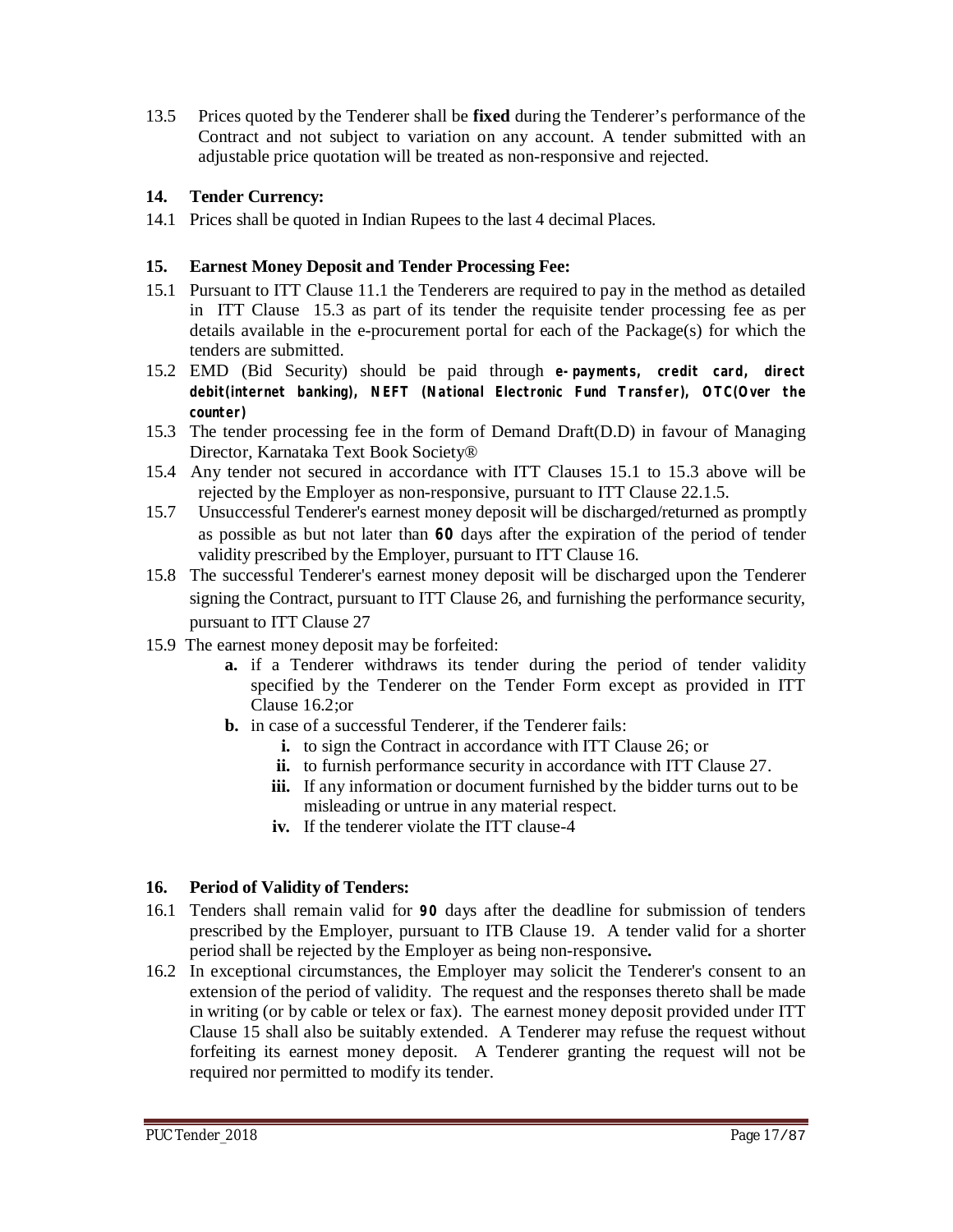13.5 Prices quoted by the Tenderer shall be **fixed** during the Tenderer's performance of the Contract and not subject to variation on any account. A tender submitted with an adjustable price quotation will be treated as non-responsive and rejected.

**14. Tender Currency:**

14.1 Prices shall be quoted in Indian Rupees to the last 4 decimal Places.

**15. Earnest Money Deposit and Tender Processing Fee:**

15.1 Pursuant to ITT Clause 11.1 the Tenderers are required to pay in the method as detailed in ITT Clause 15.3 as part of its tender the requisite tender processing fee as per details available in the e-procurement portal for each of the Package(s) for which the tenders are submitted.

15.2 EMD (Bid Security) should be paid through **e-payments, credit card, direct debit(internet banking), NEFT (National Electronic Fund Transfer), OTC(Over the counter)**

15.3 The tender processing fee in the form of Demand Draft(D.D) in favour of Managing Director, Karnataka Text Book Society®

15.4 Any tender not secured in accordance with ITT Clauses 15.1 to 15.3 above will be rejected by the Employer as non-responsive, pursuant to ITT Clause 22.1.5.

15.7 Unsuccessful Tenderer's earnest money deposit will be discharged/returned as promptly as possible as but not later than **60** days after the expiration of the period of tender validity prescribed by the Employer, pursuant to ITT Clause 16.

15.8 The successful Tenderer's earnest money deposit will be discharged upon the Tenderer signing the Contract, pursuant to ITT Clause 26, and furnishing the performance security, pursuant to ITT Clause 27

15.9 The earnest money deposit may be forfeited:

- **a.** if a Tenderer withdraws its tender during the period of tender validity specified by the Tenderer on the Tender Form except as provided in ITT Clause 16.2;or
- **b.** in case of a successful Tenderer, if the Tenderer fails:
  - **i.** to sign the Contract in accordance with ITT Clause 26; or
  - **ii.** to furnish performance security in accordance with ITT Clause 27.
  - **iii.** If any information or document furnished by the bidder turns out to be misleading or untrue in any material respect.
  - **iv.** If the tenderer violate the ITT clause-4

**16. Period of Validity of Tenders:**

16.1 Tenders shall remain valid for **90** days after the deadline for submission of tenders prescribed by the Employer, pursuant to ITB Clause 19. A tender valid for a shorter period shall be rejected by the Employer as being non-responsive**.**

16.2 In exceptional circumstances, the Employer may solicit the Tenderer's consent to an extension of the period of validity. The request and the responses thereto shall be made in writing (or by cable or telex or fax). The earnest money deposit provided under ITT Clause 15 shall also be suitably extended. A Tenderer may refuse the request without forfeiting its earnest money deposit. A Tenderer granting the request will not be required nor permitted to modify its tender.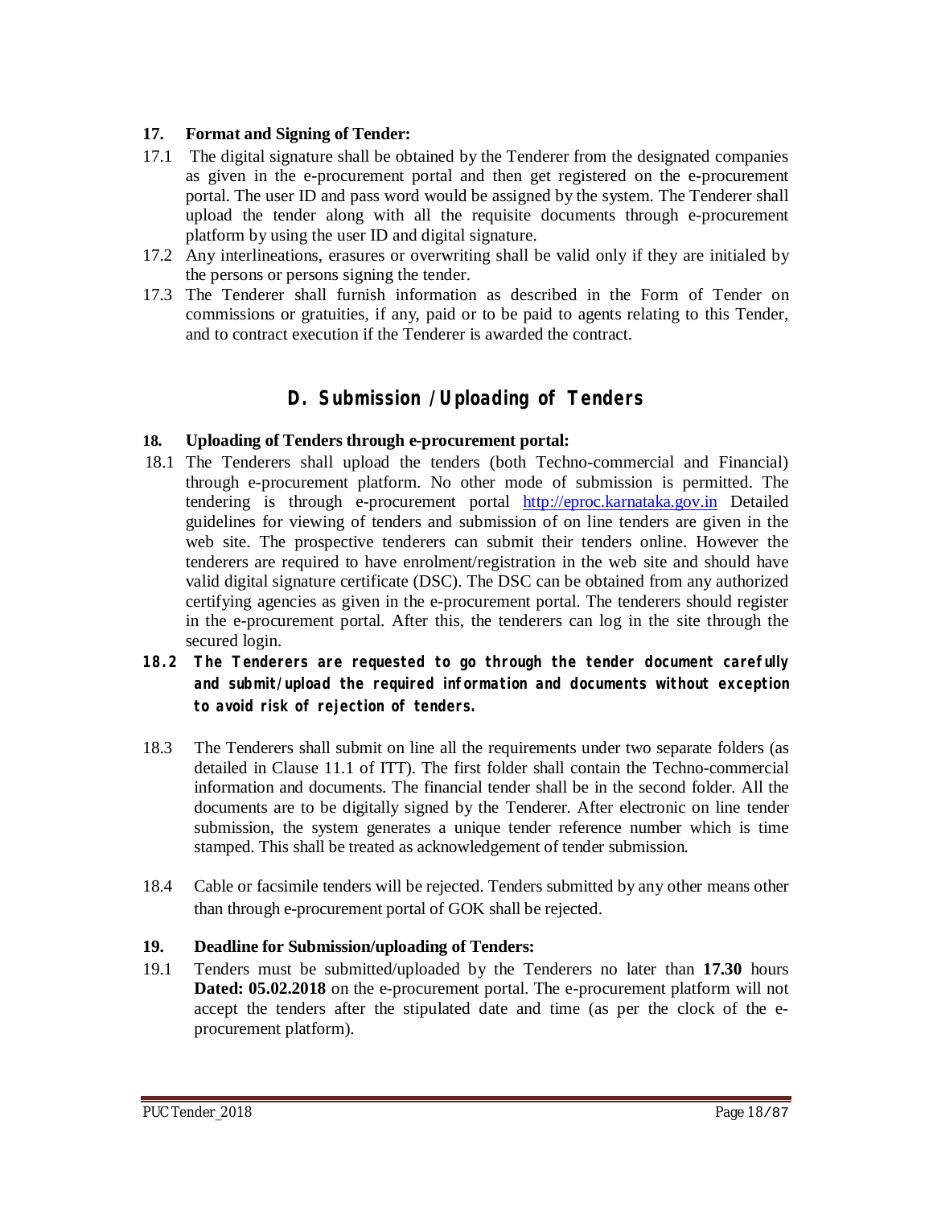**17. Format and Signing of Tender:**

17.1 The digital signature shall be obtained by the Tenderer from the designated companies as given in the e-procurement portal and then get registered on the e-procurement portal. The user ID and pass word would be assigned by the system. The Tenderer shall upload the tender along with all the requisite documents through e-procurement platform by using the user ID and digital signature.

17.2 Any interlineations, erasures or overwriting shall be valid only if they are initialed by the persons or persons signing the tender.

17.3 The Tenderer shall furnish information as described in the Form of Tender on commissions or gratuities, if any, paid or to be paid to agents relating to this Tender, and to contract execution if the Tenderer is awarded the contract.

## D. Submission / Uploading of Tenders

**18. Uploading of Tenders through e-procurement portal:**

18.1 The Tenderers shall upload the tenders (both Techno-commercial and Financial) through e-procurement platform. No other mode of submission is permitted. The tendering is through e-procurement portal http://eproc.karnataka.gov.in Detailed guidelines for viewing of tenders and submission of on line tenders are given in the web site. The prospective tenderers can submit their tenders online. However the tenderers are required to have enrolment/registration in the web site and should have valid digital signature certificate (DSC). The DSC can be obtained from any authorized certifying agencies as given in the e-procurement portal. The tenderers should register in the e-procurement portal. After this, the tenderers can log in the site through the secured login.

**18.2 The Tenderers are requested to go through the tender document carefully and submit/upload the required information and documents without exception to avoid risk of rejection of tenders.**

18.3 The Tenderers shall submit on line all the requirements under two separate folders (as detailed in Clause 11.1 of ITT). The first folder shall contain the Techno-commercial information and documents. The financial tender shall be in the second folder. All the documents are to be digitally signed by the Tenderer. After electronic on line tender submission, the system generates a unique tender reference number which is time stamped. This shall be treated as acknowledgement of tender submission.

18.4 Cable or facsimile tenders will be rejected. Tenders submitted by any other means other than through e-procurement portal of GOK shall be rejected.

**19. Deadline for Submission/uploading of Tenders:**

19.1 Tenders must be submitted/uploaded by the Tenderers no later than **17.30** hours **Dated: 05.02.2018** on the e-procurement portal. The e-procurement platform will not accept the tenders after the stipulated date and time (as per the clock of the e-procurement platform).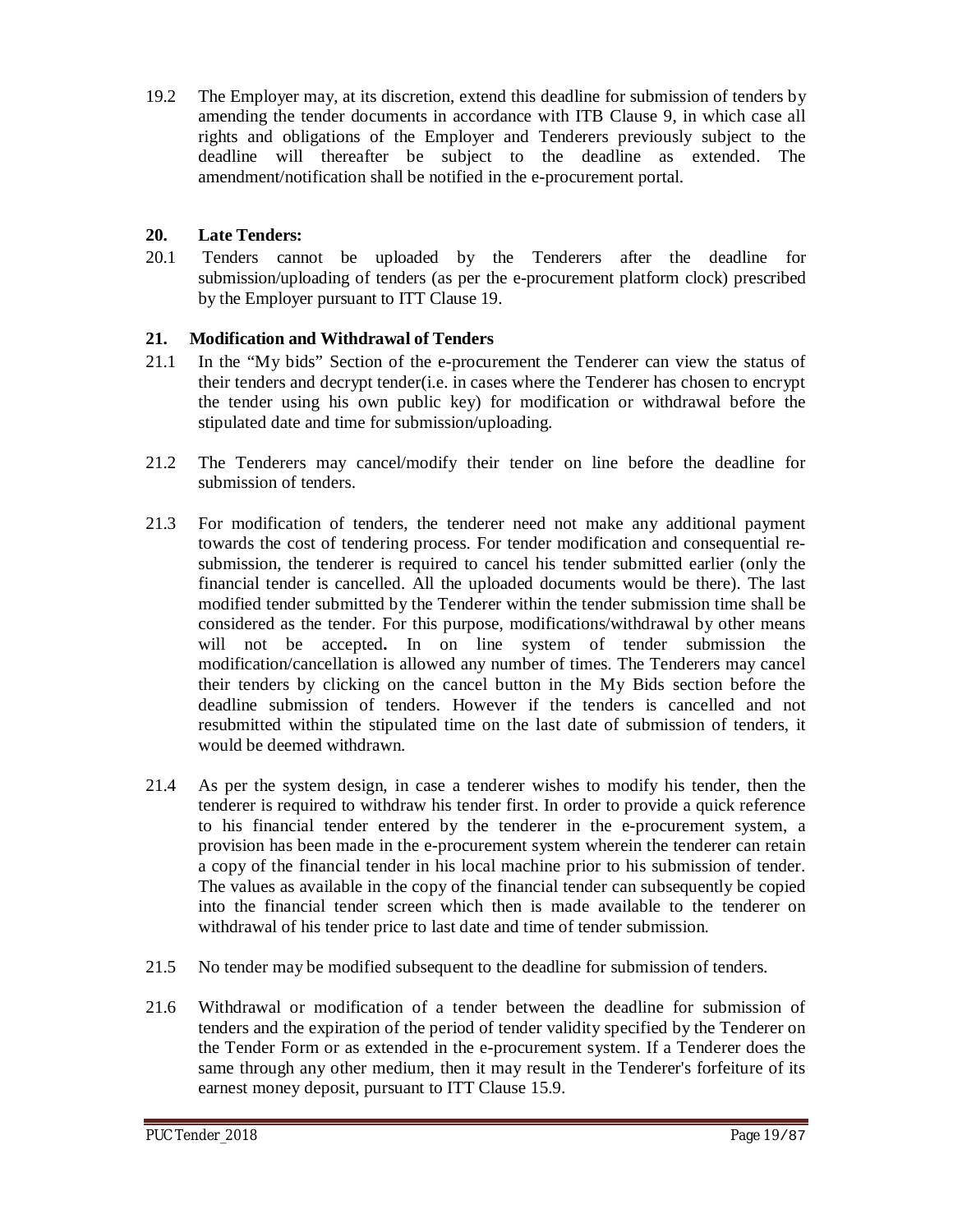19.2 The Employer may, at its discretion, extend this deadline for submission of tenders by amending the tender documents in accordance with ITB Clause 9, in which case all rights and obligations of the Employer and Tenderers previously subject to the deadline will thereafter be subject to the deadline as extended. The amendment/notification shall be notified in the e-procurement portal.

**20. Late Tenders:**

20.1 Tenders cannot be uploaded by the Tenderers after the deadline for submission/uploading of tenders (as per the e-procurement platform clock) prescribed by the Employer pursuant to ITT Clause 19.

**21. Modification and Withdrawal of Tenders**

21.1 In the "My bids" Section of the e-procurement the Tenderer can view the status of their tenders and decrypt tender(i.e. in cases where the Tenderer has chosen to encrypt the tender using his own public key) for modification or withdrawal before the stipulated date and time for submission/uploading.

21.2 The Tenderers may cancel/modify their tender on line before the deadline for submission of tenders.

21.3 For modification of tenders, the tenderer need not make any additional payment towards the cost of tendering process. For tender modification and consequential re-submission, the tenderer is required to cancel his tender submitted earlier (only the financial tender is cancelled. All the uploaded documents would be there). The last modified tender submitted by the Tenderer within the tender submission time shall be considered as the tender. For this purpose, modifications/withdrawal by other means will not be accepted**.** In on line system of tender submission the modification/cancellation is allowed any number of times. The Tenderers may cancel their tenders by clicking on the cancel button in the My Bids section before the deadline submission of tenders. However if the tenders is cancelled and not resubmitted within the stipulated time on the last date of submission of tenders, it would be deemed withdrawn.

21.4 As per the system design, in case a tenderer wishes to modify his tender, then the tenderer is required to withdraw his tender first. In order to provide a quick reference to his financial tender entered by the tenderer in the e-procurement system, a provision has been made in the e-procurement system wherein the tenderer can retain a copy of the financial tender in his local machine prior to his submission of tender. The values as available in the copy of the financial tender can subsequently be copied into the financial tender screen which then is made available to the tenderer on withdrawal of his tender price to last date and time of tender submission.

21.5 No tender may be modified subsequent to the deadline for submission of tenders.

21.6 Withdrawal or modification of a tender between the deadline for submission of tenders and the expiration of the period of tender validity specified by the Tenderer on the Tender Form or as extended in the e-procurement system. If a Tenderer does the same through any other medium, then it may result in the Tenderer's forfeiture of its earnest money deposit, pursuant to ITT Clause 15.9.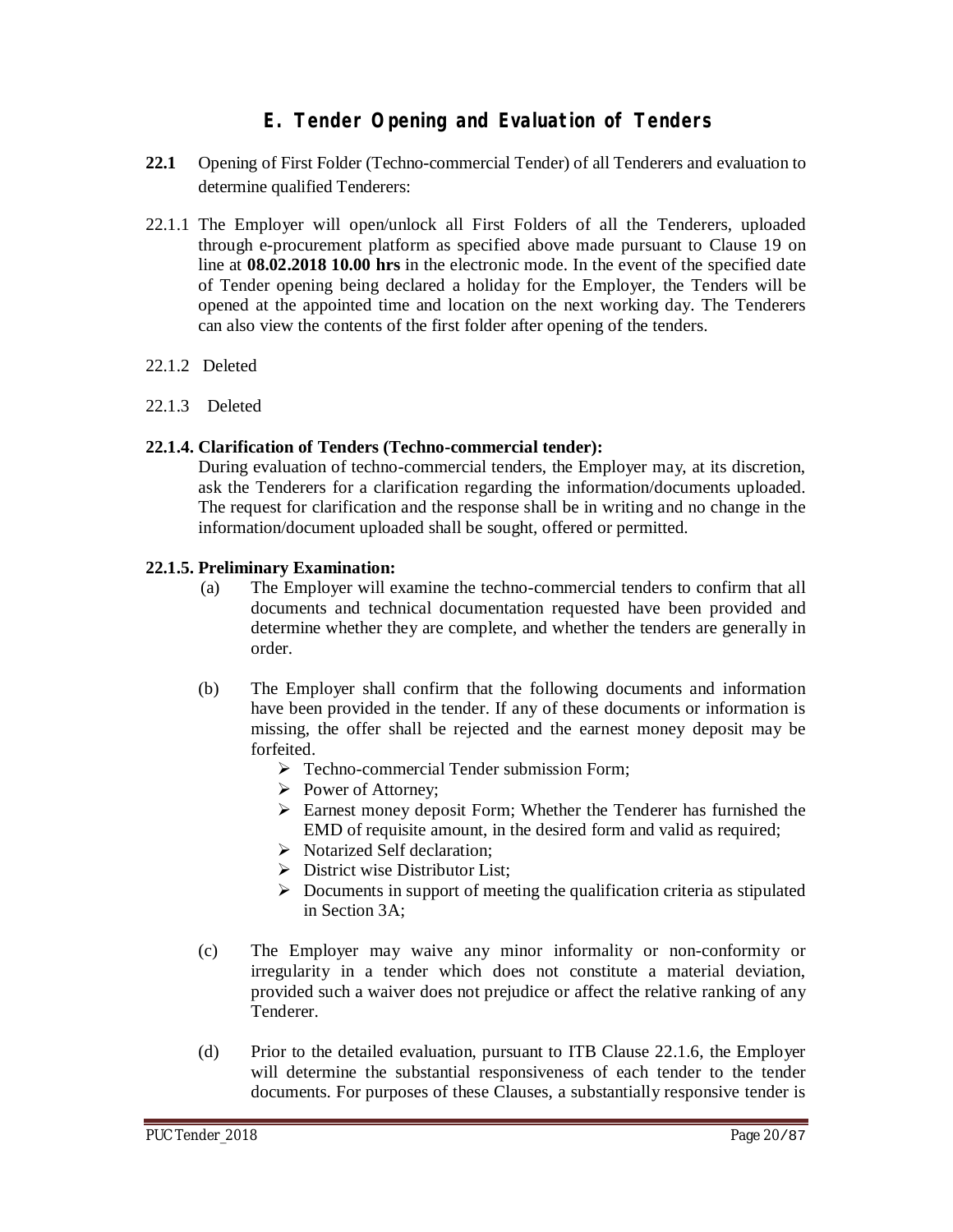## E. Tender Opening and Evaluation of Tenders

**22.1** Opening of First Folder (Techno-commercial Tender) of all Tenderers and evaluation to determine qualified Tenderers:

22.1.1 The Employer will open/unlock all First Folders of all the Tenderers, uploaded through e-procurement platform as specified above made pursuant to Clause 19 on line at **08.02.2018 10.00 hrs** in the electronic mode. In the event of the specified date of Tender opening being declared a holiday for the Employer, the Tenders will be opened at the appointed time and location on the next working day. The Tenderers can also view the contents of the first folder after opening of the tenders.

22.1.2 Deleted

22.1.3 Deleted

**22.1.4. Clarification of Tenders (Techno-commercial tender):**

During evaluation of techno-commercial tenders, the Employer may, at its discretion, ask the Tenderers for a clarification regarding the information/documents uploaded. The request for clarification and the response shall be in writing and no change in the information/document uploaded shall be sought, offered or permitted.

**22.1.5. Preliminary Examination:**

(a) The Employer will examine the techno-commercial tenders to confirm that all documents and technical documentation requested have been provided and determine whether they are complete, and whether the tenders are generally in order.

(b) The Employer shall confirm that the following documents and information have been provided in the tender. If any of these documents or information is missing, the offer shall be rejected and the earnest money deposit may be forfeited.

- Techno-commercial Tender submission Form;
- Power of Attorney;
- Earnest money deposit Form; Whether the Tenderer has furnished the EMD of requisite amount, in the desired form and valid as required;
- Notarized Self declaration;
- District wise Distributor List;
- Documents in support of meeting the qualification criteria as stipulated in Section 3A;

(c) The Employer may waive any minor informality or non-conformity or irregularity in a tender which does not constitute a material deviation, provided such a waiver does not prejudice or affect the relative ranking of any Tenderer.

(d) Prior to the detailed evaluation, pursuant to ITB Clause 22.1.6, the Employer will determine the substantial responsiveness of each tender to the tender documents. For purposes of these Clauses, a substantially responsive tender is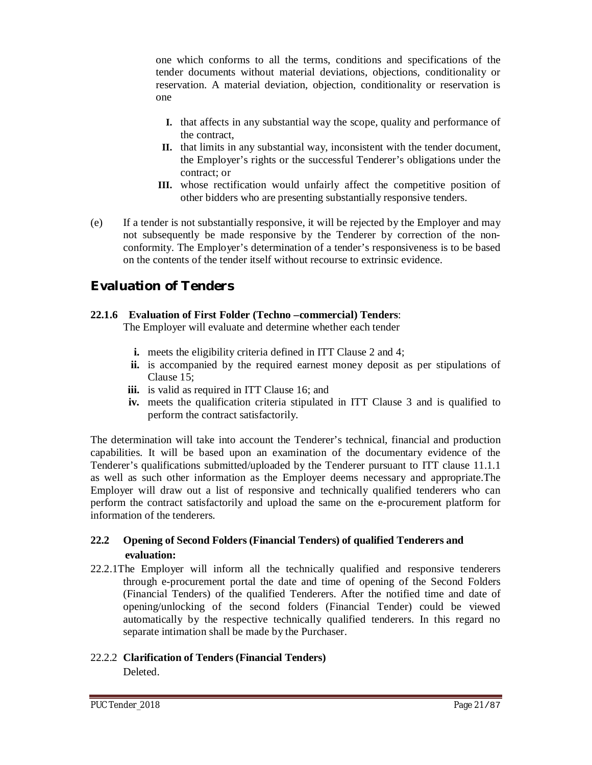one which conforms to all the terms, conditions and specifications of the tender documents without material deviations, objections, conditionality or reservation. A material deviation, objection, conditionality or reservation is one

I. that affects in any substantial way the scope, quality and performance of the contract,
II. that limits in any substantial way, inconsistent with the tender document, the Employer's rights or the successful Tenderer's obligations under the contract; or
III. whose rectification would unfairly affect the competitive position of other bidders who are presenting substantially responsive tenders.

(e) If a tender is not substantially responsive, it will be rejected by the Employer and may not subsequently be made responsive by the Tenderer by correction of the non-conformity. The Employer's determination of a tender's responsiveness is to be based on the contents of the tender itself without recourse to extrinsic evidence.

## Evaluation of Tenders

**22.1.6 Evaluation of First Folder (Techno –commercial) Tenders**:
The Employer will evaluate and determine whether each tender

i. meets the eligibility criteria defined in ITT Clause 2 and 4;
ii. is accompanied by the required earnest money deposit as per stipulations of Clause 15;
iii. is valid as required in ITT Clause 16; and
iv. meets the qualification criteria stipulated in ITT Clause 3 and is qualified to perform the contract satisfactorily.

The determination will take into account the Tenderer's technical, financial and production capabilities. It will be based upon an examination of the documentary evidence of the Tenderer's qualifications submitted/uploaded by the Tenderer pursuant to ITT clause 11.1.1 as well as such other information as the Employer deems necessary and appropriate.The Employer will draw out a list of responsive and technically qualified tenderers who can perform the contract satisfactorily and upload the same on the e-procurement platform for information of the tenderers.

### 22.2 Opening of Second Folders (Financial Tenders) of qualified Tenderers and evaluation:

22.2.1 The Employer will inform all the technically qualified and responsive tenderers through e-procurement portal the date and time of opening of the Second Folders (Financial Tenders) of the qualified Tenderers. After the notified time and date of opening/unlocking of the second folders (Financial Tender) could be viewed automatically by the respective technically qualified tenderers. In this regard no separate intimation shall be made by the Purchaser.

22.2.2 **Clarification of Tenders (Financial Tenders)**
Deleted.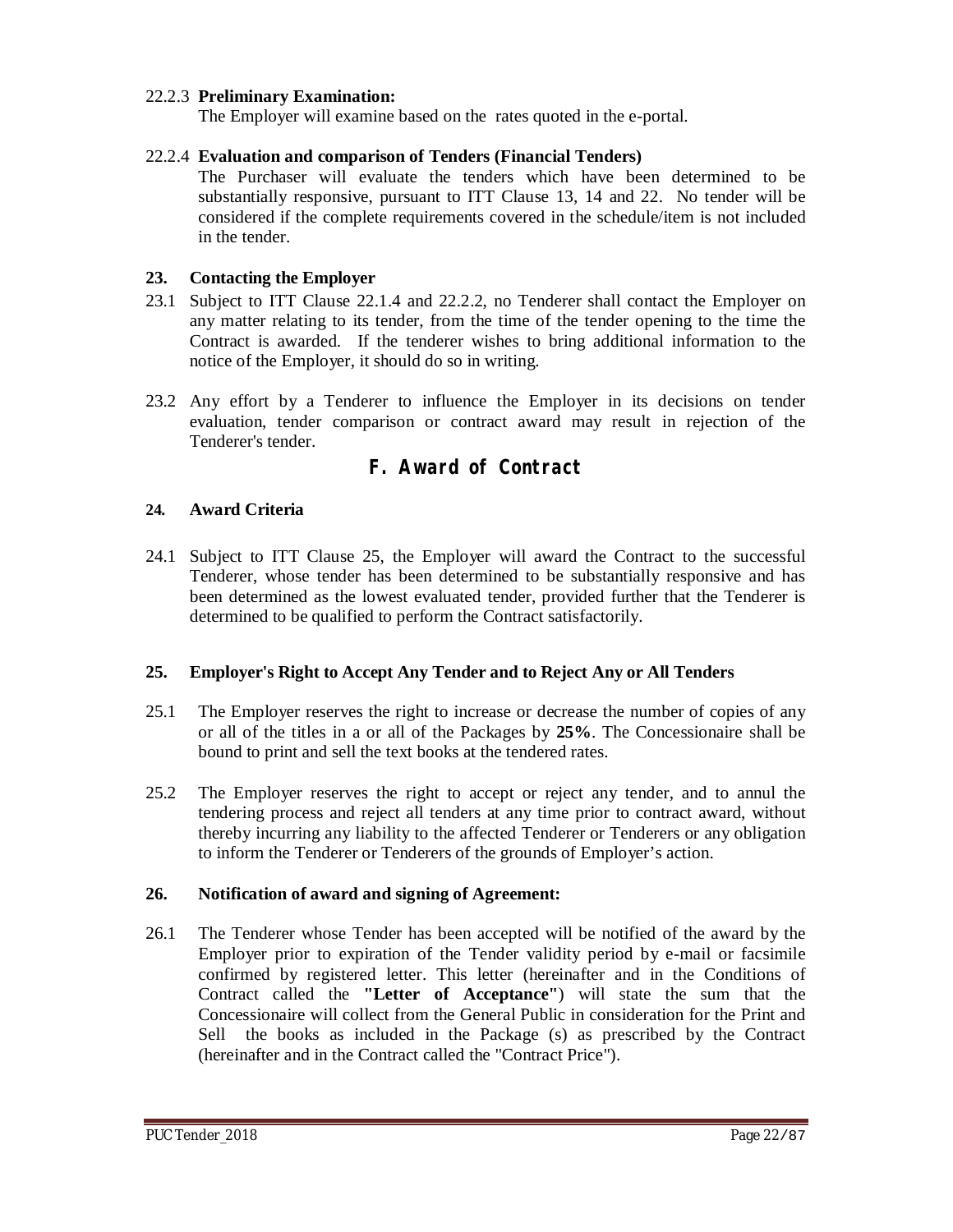22.2.3 **Preliminary Examination:**

The Employer will examine based on the rates quoted in the e-portal.

22.2.4 **Evaluation and comparison of Tenders (Financial Tenders)**

The Purchaser will evaluate the tenders which have been determined to be substantially responsive, pursuant to ITT Clause 13, 14 and 22. No tender will be considered if the complete requirements covered in the schedule/item is not included in the tender.

**23. Contacting the Employer**

23.1 Subject to ITT Clause 22.1.4 and 22.2.2, no Tenderer shall contact the Employer on any matter relating to its tender, from the time of the tender opening to the time the Contract is awarded. If the tenderer wishes to bring additional information to the notice of the Employer, it should do so in writing.

23.2 Any effort by a Tenderer to influence the Employer in its decisions on tender evaluation, tender comparison or contract award may result in rejection of the Tenderer's tender.

## F. Award of Contract

**24. Award Criteria**

24.1 Subject to ITT Clause 25, the Employer will award the Contract to the successful Tenderer, whose tender has been determined to be substantially responsive and has been determined as the lowest evaluated tender, provided further that the Tenderer is determined to be qualified to perform the Contract satisfactorily.

**25. Employer's Right to Accept Any Tender and to Reject Any or All Tenders**

25.1 The Employer reserves the right to increase or decrease the number of copies of any or all of the titles in a or all of the Packages by **25%**. The Concessionaire shall be bound to print and sell the text books at the tendered rates.

25.2 The Employer reserves the right to accept or reject any tender, and to annul the tendering process and reject all tenders at any time prior to contract award, without thereby incurring any liability to the affected Tenderer or Tenderers or any obligation to inform the Tenderer or Tenderers of the grounds of Employer's action.

**26. Notification of award and signing of Agreement:**

26.1 The Tenderer whose Tender has been accepted will be notified of the award by the Employer prior to expiration of the Tender validity period by e-mail or facsimile confirmed by registered letter. This letter (hereinafter and in the Conditions of Contract called the **"Letter of Acceptance"**) will state the sum that the Concessionaire will collect from the General Public in consideration for the Print and Sell the books as included in the Package (s) as prescribed by the Contract (hereinafter and in the Contract called the "Contract Price").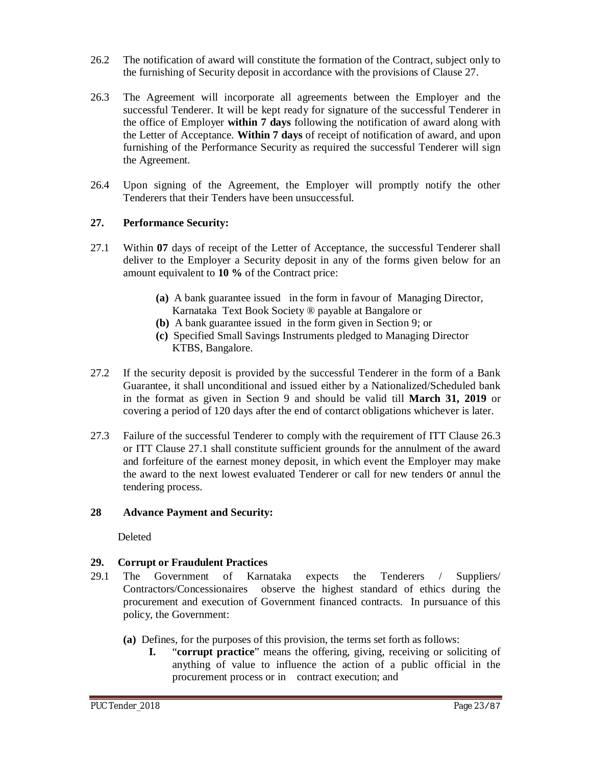26.2 The notification of award will constitute the formation of the Contract, subject only to the furnishing of Security deposit in accordance with the provisions of Clause 27.

26.3 The Agreement will incorporate all agreements between the Employer and the successful Tenderer. It will be kept ready for signature of the successful Tenderer in the office of Employer **within 7 days** following the notification of award along with the Letter of Acceptance. **Within 7 days** of receipt of notification of award, and upon furnishing of the Performance Security as required the successful Tenderer will sign the Agreement.

26.4 Upon signing of the Agreement, the Employer will promptly notify the other Tenderers that their Tenders have been unsuccessful.

### 27. Performance Security:

27.1 Within **07** days of receipt of the Letter of Acceptance, the successful Tenderer shall deliver to the Employer a Security deposit in any of the forms given below for an amount equivalent to **10 %** of the Contract price:

- **(a)** A bank guarantee issued in the form in favour of Managing Director, Karnataka Text Book Society ® payable at Bangalore or
- **(b)** A bank guarantee issued in the form given in Section 9; or
- **(c)** Specified Small Savings Instruments pledged to Managing Director KTBS, Bangalore.

27.2 If the security deposit is provided by the successful Tenderer in the form of a Bank Guarantee, it shall unconditional and issued either by a Nationalized/Scheduled bank in the format as given in Section 9 and should be valid till **March 31, 2019** or covering a period of 120 days after the end of contarct obligations whichever is later.

27.3 Failure of the successful Tenderer to comply with the requirement of ITT Clause 26.3 or ITT Clause 27.1 shall constitute sufficient grounds for the annulment of the award and forfeiture of the earnest money deposit, in which event the Employer may make the award to the next lowest evaluated Tenderer or call for new tenders or annul the tendering process.

### 28 Advance Payment and Security:

Deleted

### 29. Corrupt or Fraudulent Practices

29.1 The Government of Karnataka expects the Tenderers / Suppliers/ Contractors/Concessionaires observe the highest standard of ethics during the procurement and execution of Government financed contracts. In pursuance of this policy, the Government:

- **(a)** Defines, for the purposes of this provision, the terms set forth as follows:
  - **I.** "**corrupt practice**" means the offering, giving, receiving or soliciting of anything of value to influence the action of a public official in the procurement process or in contract execution; and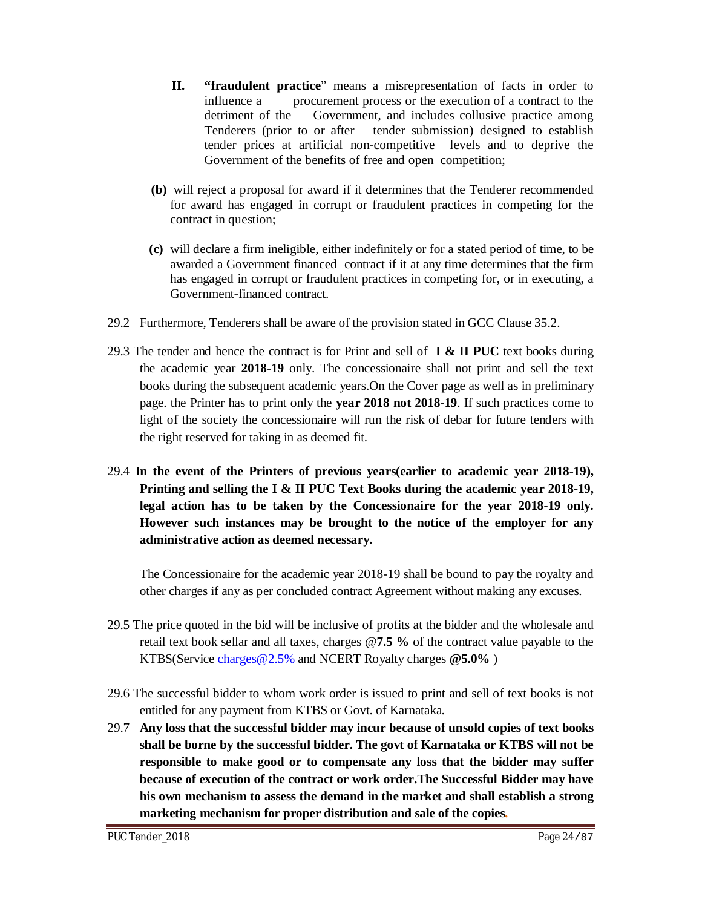II. **“fraudulent practice**” means a misrepresentation of facts in order to influence a procurement process or the execution of a contract to the detriment of the Government, and includes collusive practice among Tenderers (prior to or after tender submission) designed to establish tender prices at artificial non-competitive levels and to deprive the Government of the benefits of free and open competition;

**(b)** will reject a proposal for award if it determines that the Tenderer recommended for award has engaged in corrupt or fraudulent practices in competing for the contract in question;

**(c)** will declare a firm ineligible, either indefinitely or for a stated period of time, to be awarded a Government financed contract if it at any time determines that the firm has engaged in corrupt or fraudulent practices in competing for, or in executing, a Government-financed contract.

29.2 Furthermore, Tenderers shall be aware of the provision stated in GCC Clause 35.2.

29.3 The tender and hence the contract is for Print and sell of **I & II PUC** text books during the academic year **2018-19** only. The concessionaire shall not print and sell the text books during the subsequent academic years.On the Cover page as well as in preliminary page. the Printer has to print only the **year 2018 not 2018-19**. If such practices come to light of the society the concessionaire will run the risk of debar for future tenders with the right reserved for taking in as deemed fit.

29.4 **In the event of the Printers of previous years(earlier to academic year 2018-19), Printing and selling the I & II PUC Text Books during the academic year 2018-19, legal action has to be taken by the Concessionaire for the year 2018-19 only. However such instances may be brought to the notice of the employer for any administrative action as deemed necessary.**

The Concessionaire for the academic year 2018-19 shall be bound to pay the royalty and other charges if any as per concluded contract Agreement without making any excuses.

29.5 The price quoted in the bid will be inclusive of profits at the bidder and the wholesale and retail text book sellar and all taxes, charges @**7.5 %** of the contract value payable to the KTBS(Service charges@2.5% and NCERT Royalty charges **@5.0%** )

29.6 The successful bidder to whom work order is issued to print and sell of text books is not entitled for any payment from KTBS or Govt. of Karnataka.

29.7 **Any loss that the successful bidder may incur because of unsold copies of text books shall be borne by the successful bidder. The govt of Karnataka or KTBS will not be responsible to make good or to compensate any loss that the bidder may suffer because of execution of the contract or work order.The Successful Bidder may have his own mechanism to assess the demand in the market and shall establish a strong marketing mechanism for proper distribution and sale of the copies.**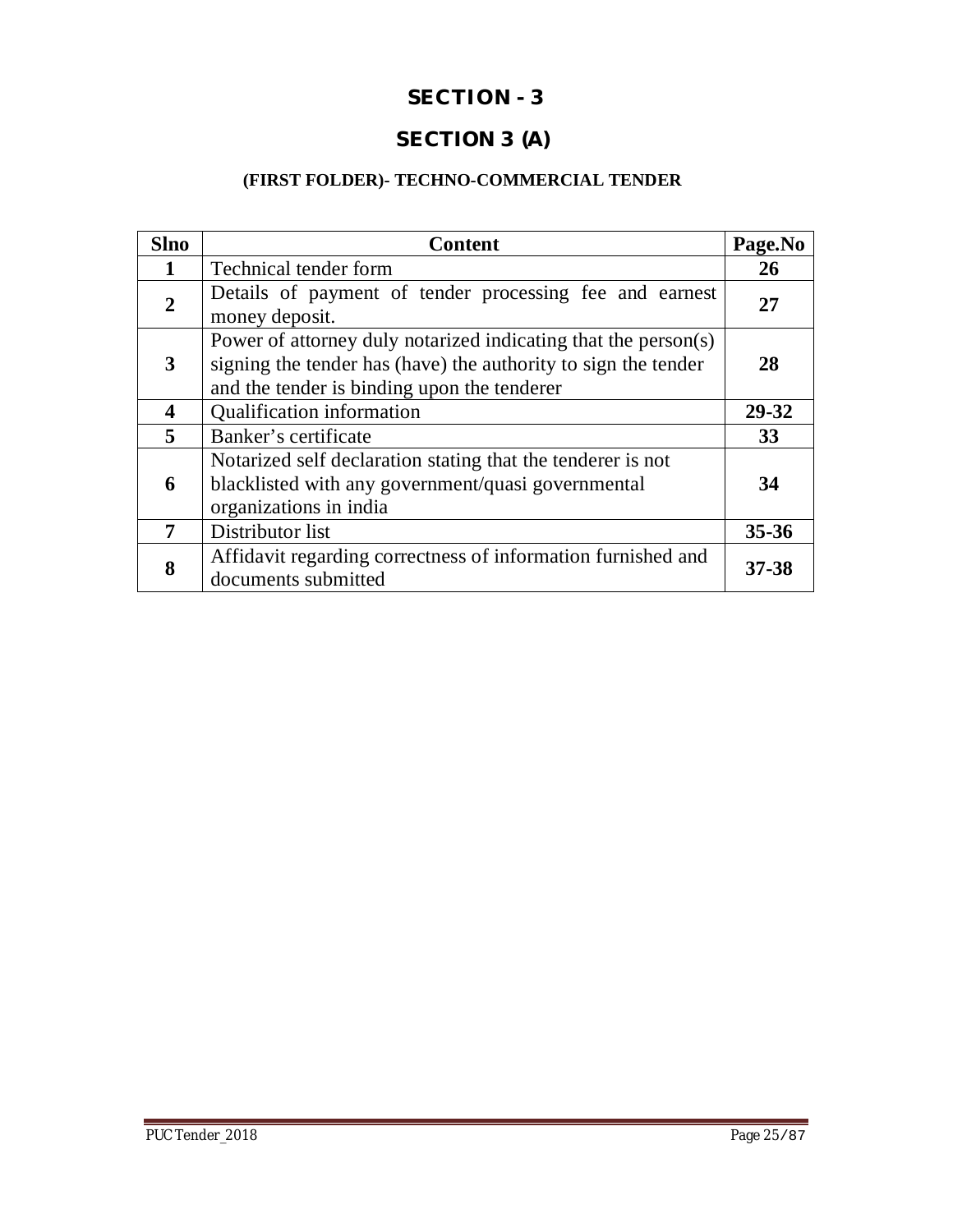# SECTION - 3

## SECTION 3 (A)

### (FIRST FOLDER)- TECHNO-COMMERCIAL TENDER

| Slno | Content | Page.No |
|---|---|---|
| **1** | Technical tender form | **26** |
| **2** | Details of payment of tender processing fee and earnest money deposit. | **27** |
| **3** | Power of attorney duly notarized indicating that the person(s) signing the tender has (have) the authority to sign the tender and the tender is binding upon the tenderer | **28** |
| **4** | Qualification information | **29-32** |
| **5** | Banker's certificate | **33** |
| **6** | Notarized self declaration stating that the tenderer is not blacklisted with any government/quasi governmental organizations in india | **34** |
| **7** | Distributor list | **35-36** |
| **8** | Affidavit regarding correctness of information furnished and documents submitted | **37-38** |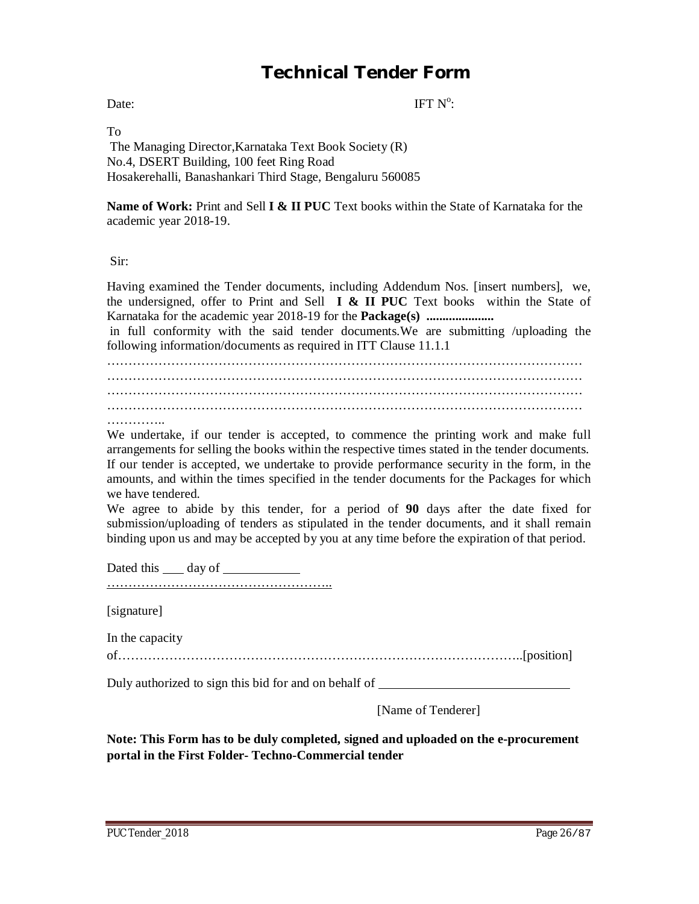# Technical Tender Form

Date: IFT N$^{o}$:

To
The Managing Director,Karnataka Text Book Society (R)
No.4, DSERT Building, 100 feet Ring Road
Hosakerehalli, Banashankari Third Stage, Bengaluru 560085

**Name of Work:** Print and Sell **I & II PUC** Text books within the State of Karnataka for the academic year 2018-19.

Sir:

Having examined the Tender documents, including Addendum Nos. [insert numbers], we, the undersigned, offer to Print and Sell **I & II PUC** Text books within the State of Karnataka for the academic year 2018-19 for the **Package(s) .....................** in full conformity with the said tender documents.We are submitting /uploading the following information/documents as required in ITT Clause 11.1.1

…………………………………………………………………………………………………
…………………………………………………………………………………………………
…………………………………………………………………………………………………
…………………………………………………………………………………………………
…………..

We undertake, if our tender is accepted, to commence the printing work and make full arrangements for selling the books within the respective times stated in the tender documents. If our tender is accepted, we undertake to provide performance security in the form, in the amounts, and within the times specified in the tender documents for the Packages for which we have tendered.

We agree to abide by this tender, for a period of **90** days after the date fixed for submission/uploading of tenders as stipulated in the tender documents, and it shall remain binding upon us and may be accepted by you at any time before the expiration of that period.

Dated this \_\_\_ day of \_\_\_\_\_\_\_\_\_\_\_\_

……………………………………………..

[signature]

In the capacity of…………………………………………………………………………………..[position]

Duly authorized to sign this bid for and on behalf of \_\_\_\_\_\_\_\_\_\_\_\_\_\_\_\_\_\_\_\_\_\_\_\_\_\_\_\_

[Name of Tenderer]

**Note: This Form has to be duly completed, signed and uploaded on the e-procurement portal in the First Folder- Techno-Commercial tender**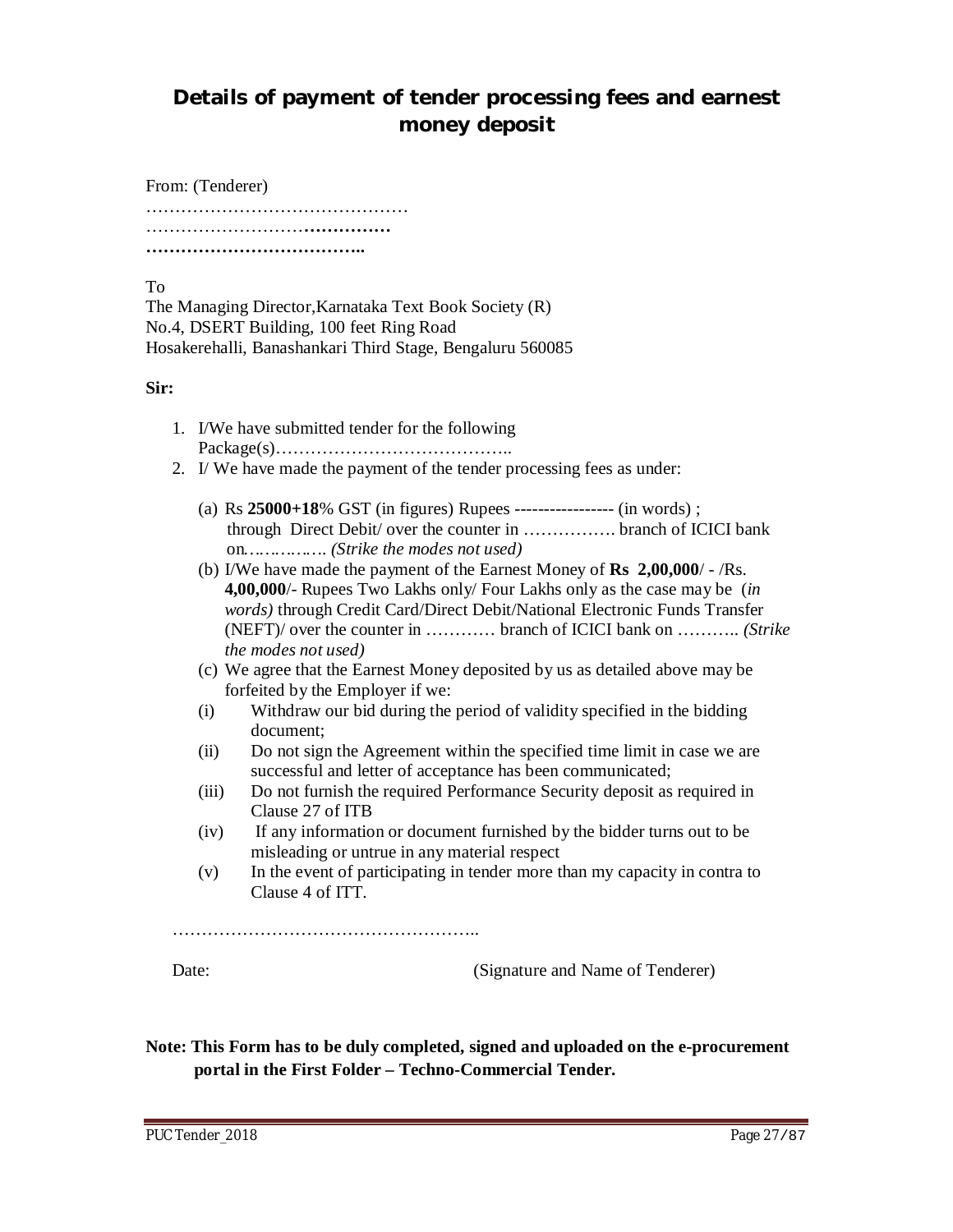## Details of payment of tender processing fees and earnest money deposit

From: (Tenderer)

………………………………………

………………………**……………**

**………………………………..**

To

The Managing Director,Karnataka Text Book Society (R)
No.4, DSERT Building, 100 feet Ring Road
Hosakerehalli, Banashankari Third Stage, Bengaluru 560085

**Sir:**

1. I/We have submitted tender for the following Package(s)…………………………………..
2. I/ We have made the payment of the tender processing fees as under:

   (a) Rs **25000+18**% GST (in figures) Rupees ----------------- (in words) ; through Direct Debit/ over the counter in ……………. branch of ICICI bank on……………. *(Strike the modes not used)*

   (b) I/We have made the payment of the Earnest Money of **Rs 2,00,000**/ - /Rs. **4,00,000**/- Rupees Two Lakhs only/ Four Lakhs only as the case may be (*in words)* through Credit Card/Direct Debit/National Electronic Funds Transfer (NEFT)/ over the counter in ………… branch of ICICI bank on ……….. *(Strike the modes not used)*

   (c) We agree that the Earnest Money deposited by us as detailed above may be forfeited by the Employer if we:

   (i) Withdraw our bid during the period of validity specified in the bidding document;

   (ii) Do not sign the Agreement within the specified time limit in case we are successful and letter of acceptance has been communicated;

   (iii) Do not furnish the required Performance Security deposit as required in Clause 27 of ITB

   (iv) If any information or document furnished by the bidder turns out to be misleading or untrue in any material respect

   (v) In the event of participating in tender more than my capacity in contra to Clause 4 of ITT.

……………………………………………..

Date: (Signature and Name of Tenderer)

**Note: This Form has to be duly completed, signed and uploaded on the e-procurement portal in the First Folder – Techno-Commercial Tender.**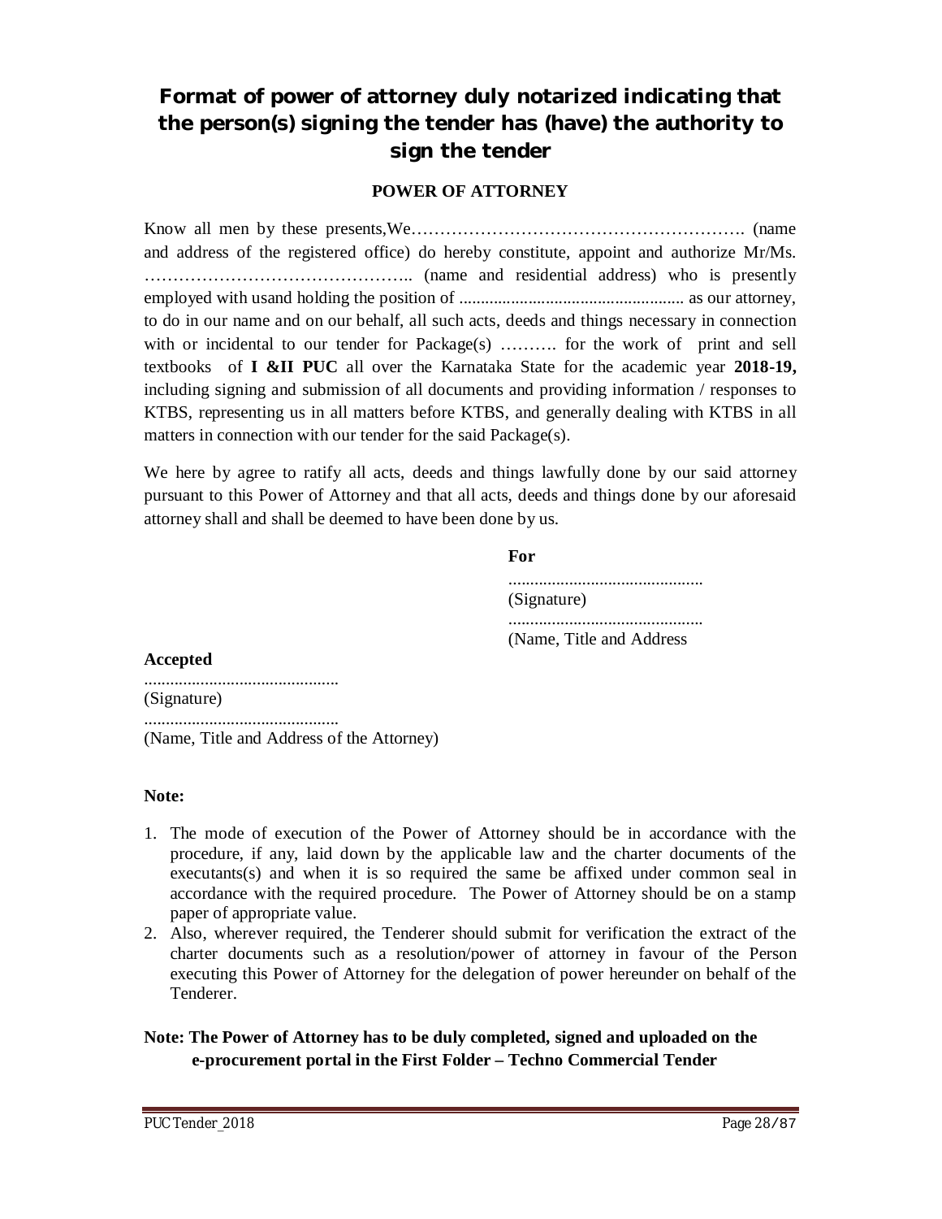# Format of power of attorney duly notarized indicating that the person(s) signing the tender has (have) the authority to sign the tender

## POWER OF ATTORNEY

Know all men by these presents,We…………………………………………………. (name and address of the registered office) do hereby constitute, appoint and authorize Mr/Ms. ……………………………………….. (name and residential address) who is presently employed with usand holding the position of .................................................... as our attorney, to do in our name and on our behalf, all such acts, deeds and things necessary in connection with or incidental to our tender for Package(s) ………. for the work of print and sell textbooks of **I &II PUC** all over the Karnataka State for the academic year **2018-19,** including signing and submission of all documents and providing information / responses to KTBS, representing us in all matters before KTBS, and generally dealing with KTBS in all matters in connection with our tender for the said Package(s).

We here by agree to ratify all acts, deeds and things lawfully done by our said attorney pursuant to this Power of Attorney and that all acts, deeds and things done by our aforesaid attorney shall and shall be deemed to have been done by us.

**For**

.............................................
(Signature)

.............................................
(Name, Title and Address

**Accepted**

.............................................
(Signature)

.............................................
(Name, Title and Address of the Attorney)

**Note:**

1. The mode of execution of the Power of Attorney should be in accordance with the procedure, if any, laid down by the applicable law and the charter documents of the executants(s) and when it is so required the same be affixed under common seal in accordance with the required procedure. The Power of Attorney should be on a stamp paper of appropriate value.
2. Also, wherever required, the Tenderer should submit for verification the extract of the charter documents such as a resolution/power of attorney in favour of the Person executing this Power of Attorney for the delegation of power hereunder on behalf of the Tenderer.

**Note: The Power of Attorney has to be duly completed, signed and uploaded on the e-procurement portal in the First Folder – Techno Commercial Tender**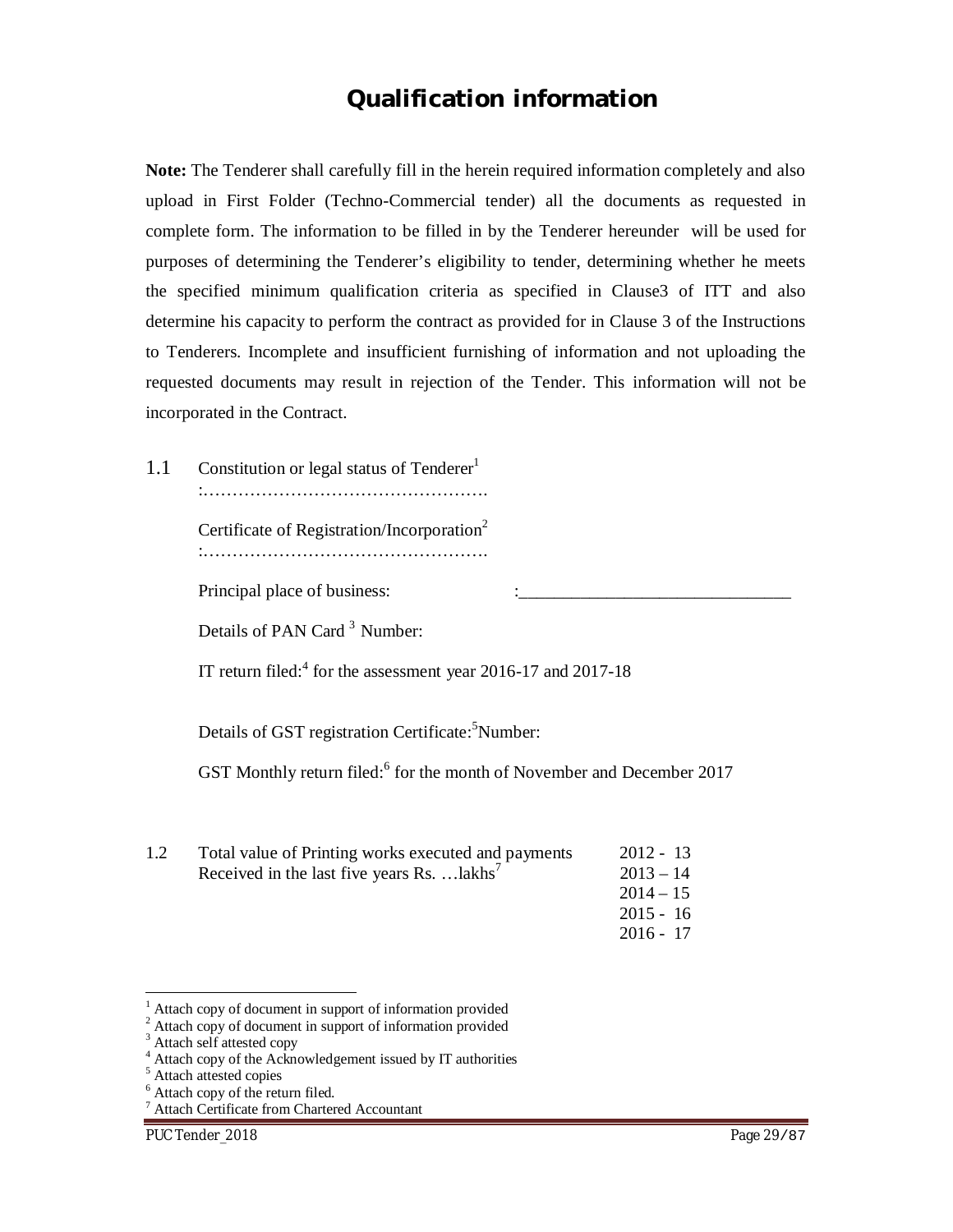# Qualification information

**Note:** The Tenderer shall carefully fill in the herein required information completely and also upload in First Folder (Techno-Commercial tender) all the documents as requested in complete form. The information to be filled in by the Tenderer hereunder will be used for purposes of determining the Tenderer's eligibility to tender, determining whether he meets the specified minimum qualification criteria as specified in Clause3 of ITT and also determine his capacity to perform the contract as provided for in Clause 3 of the Instructions to Tenderers. Incomplete and insufficient furnishing of information and not uploading the requested documents may result in rejection of the Tender. This information will not be incorporated in the Contract.

1.1 Constitution or legal status of Tenderer[1]
:………………………………………….

Certificate of Registration/Incorporation[2]
:………………………………………….

Principal place of business: :______________________________

Details of PAN Card [3] Number:

IT return filed:[4] for the assessment year 2016-17 and 2017-18

Details of GST registration Certificate:[5]Number:

GST Monthly return filed:[6] for the month of November and December 2017

1.2 Total value of Printing works executed and payments Received in the last five years Rs. …lakhs[7]

2012 - 13
2013 – 14
2014 – 15
2015 - 16
2016 - 17

---

[1] Attach copy of document in support of information provided
[2] Attach copy of document in support of information provided
[3] Attach self attested copy
[4] Attach copy of the Acknowledgement issued by IT authorities
[5] Attach attested copies
[6] Attach copy of the return filed.
[7] Attach Certificate from Chartered Accountant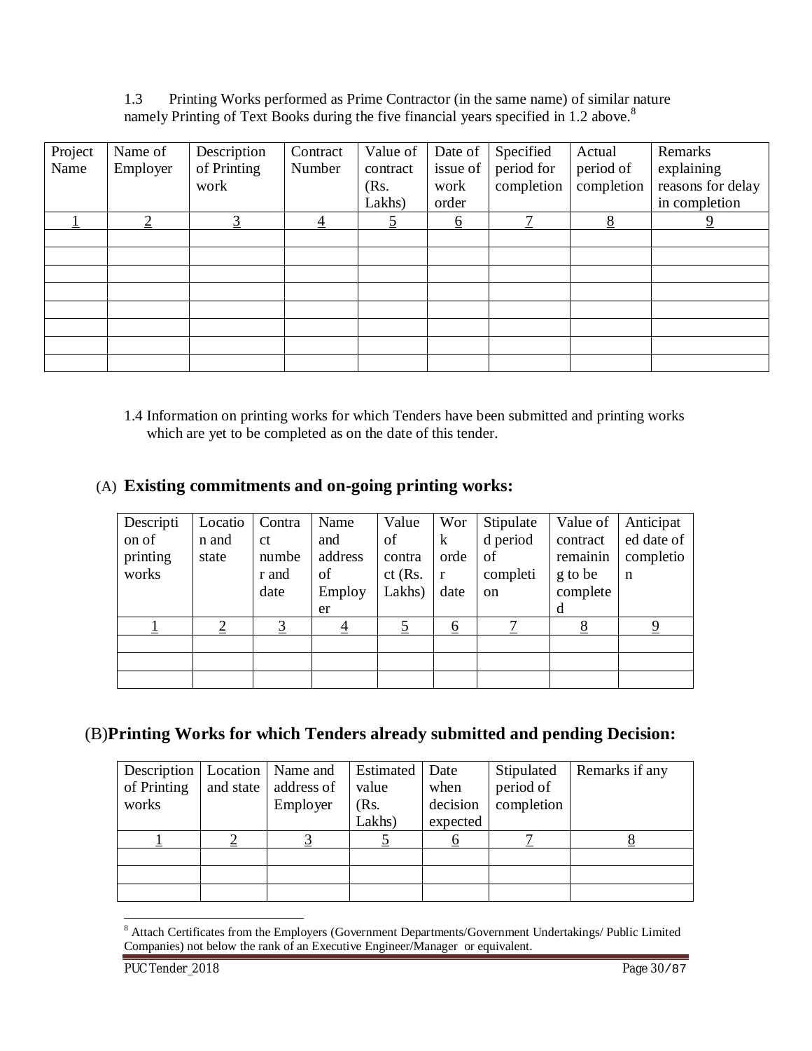1.3 Printing Works performed as Prime Contractor (in the same name) of similar nature namely Printing of Text Books during the five financial years specified in 1.2 above.[8]

| Project Name | Name of Employer | Description of Printing work | Contract Number | Value of contract (Rs. Lakhs) | Date of issue of work order | Specified period for completion | Actual period of completion | Remarks explaining reasons for delay in completion |
|---|---|---|---|---|---|---|---|---|
| 1 | 2 | 3 | 4 | 5 | 6 | 7 | 8 | 9 |
| | | | | | | | | |
| | | | | | | | | |
| | | | | | | | | |
| | | | | | | | | |
| | | | | | | | | |
| | | | | | | | | |
| | | | | | | | | |
| | | | | | | | | |

1.4 Information on printing works for which Tenders have been submitted and printing works which are yet to be completed as on the date of this tender.

## (A) **Existing commitments and on-going printing works:**

| Description of printing works | Location and state | Contract number and date | Name and address of Employer | Value of contract (Rs. Lakhs) | Work order date | Stipulated period of completion | Value of contract remaining to be completed | Anticipated date of completion |
|---|---|---|---|---|---|---|---|---|
| 1 | 2 | 3 | 4 | 5 | 6 | 7 | 8 | 9 |
| | | | | | | | | |
| | | | | | | | | |
| | | | | | | | | |

## (B) **Printing Works for which Tenders already submitted and pending Decision:**

| Description of Printing works | Location and state | Name and address of Employer | Estimated value (Rs. Lakhs) | Date when decision expected | Stipulated period of completion | Remarks if any |
|---|---|---|---|---|---|---|
| 1 | 2 | 3 | 5 | 6 | 7 | 8 |
| | | | | | | |
| | | | | | | |
| | | | | | | |

[8] Attach Certificates from the Employers (Government Departments/Government Undertakings/ Public Limited Companies) not below the rank of an Executive Engineer/Manager or equivalent.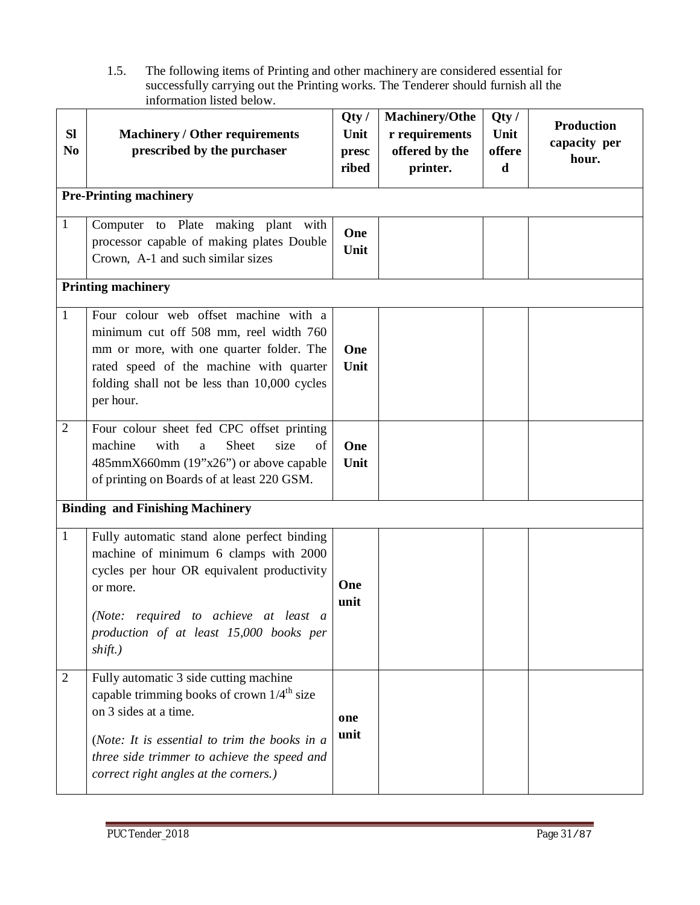1.5. The following items of Printing and other machinery are considered essential for successfully carrying out the Printing works. The Tenderer should furnish all the information listed below.

| Sl No | Machinery / Other requirements prescribed by the purchaser | Qty / Unit prescribed | Machinery/Other requirements offered by the printer. | Qty / Unit offered | Production capacity per hour. |
|---|---|---|---|---|---|
| **Pre-Printing machinery** | | | | | |
| 1 | Computer to Plate making plant with processor capable of making plates Double Crown, A-1 and such similar sizes | **One Unit** | | | |
| **Printing machinery** | | | | | |
| 1 | Four colour web offset machine with a minimum cut off 508 mm, reel width 760 mm or more, with one quarter folder. The rated speed of the machine with quarter folding shall not be less than 10,000 cycles per hour. | **One Unit** | | | |
| 2 | Four colour sheet fed CPC offset printing machine with a Sheet size of 485mmX660mm (19"x26") or above capable of printing on Boards of at least 220 GSM. | **One Unit** | | | |
| **Binding and Finishing Machinery** | | | | | |
| 1 | Fully automatic stand alone perfect binding machine of minimum 6 clamps with 2000 cycles per hour OR equivalent productivity or more. *(Note: required to achieve at least a production of at least 15,000 books per shift.)* | **One unit** | | | |
| 2 | Fully automatic 3 side cutting machine capable trimming books of crown 1/4th size on 3 sides at a time. *(Note: It is essential to trim the books in a three side trimmer to achieve the speed and correct right angles at the corners.)* | **one unit** | | | |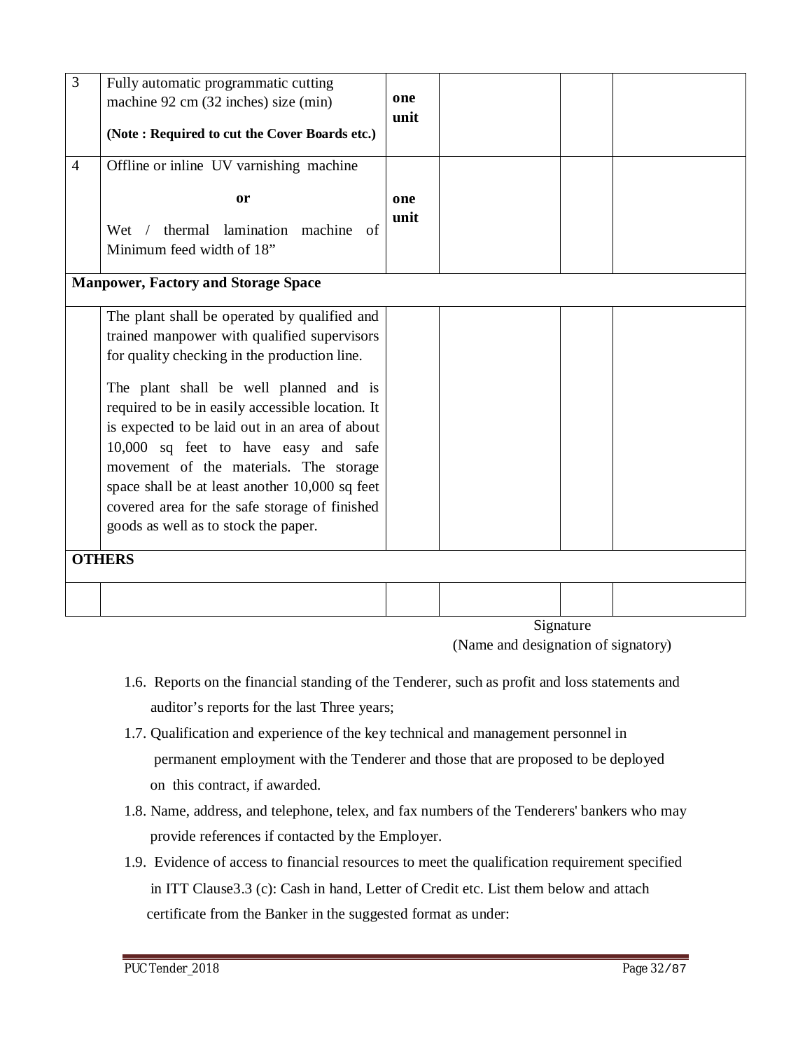| 3 | Fully automatic programmatic cutting machine 92 cm (32 inches) size (min)<br>**(Note : Required to cut the Cover Boards etc.)** | **one unit** | | | |
|---|---|---|---|---|---|
| 4 | Offline or inline UV varnishing machine<br>**or**<br>Wet / thermal lamination machine of Minimum feed width of 18” | **one unit** | | | |
| **Manpower, Factory and Storage Space** | | | | | |
| | The plant shall be operated by qualified and trained manpower with qualified supervisors for quality checking in the production line.<br>The plant shall be well planned and is required to be in easily accessible location. It is expected to be laid out in an area of about 10,000 sq feet to have easy and safe movement of the materials. The storage space shall be at least another 10,000 sq feet covered area for the safe storage of finished goods as well as to stock the paper. | | | | |
| **OTHERS** | | | | | |
| | | | | | |

Signature
(Name and designation of signatory)

1.6. Reports on the financial standing of the Tenderer, such as profit and loss statements and auditor’s reports for the last Three years;

1.7. Qualification and experience of the key technical and management personnel in permanent employment with the Tenderer and those that are proposed to be deployed on this contract, if awarded.

1.8. Name, address, and telephone, telex, and fax numbers of the Tenderers' bankers who may provide references if contacted by the Employer.

1.9. Evidence of access to financial resources to meet the qualification requirement specified in ITT Clause3.3 (c): Cash in hand, Letter of Credit etc. List them below and attach certificate from the Banker in the suggested format as under: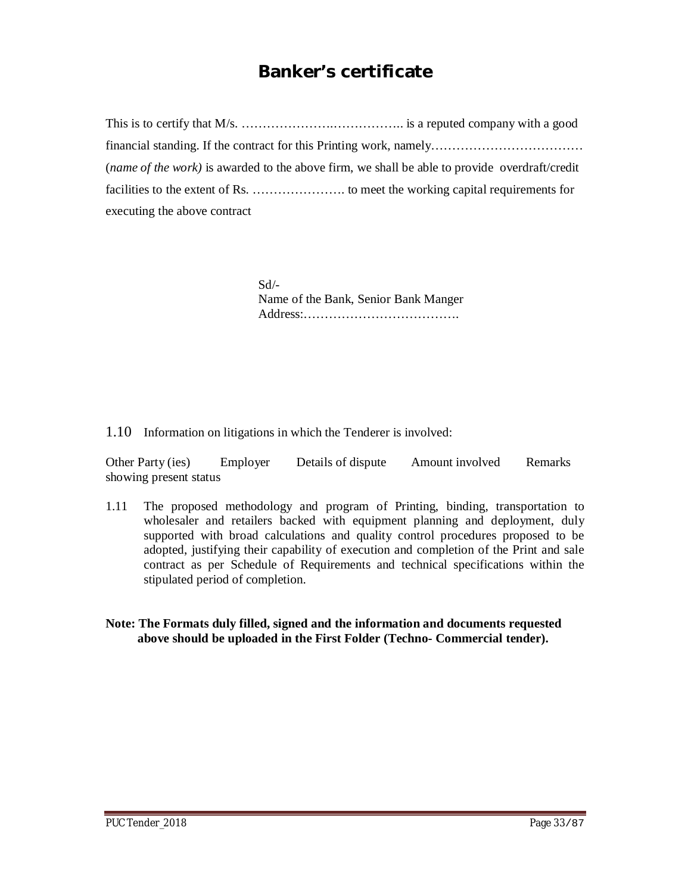# Banker's certificate

This is to certify that M/s. ………………….…………….. is a reputed company with a good financial standing. If the contract for this Printing work, namely……………………………… (*name of the work)* is awarded to the above firm, we shall be able to provide overdraft/credit facilities to the extent of Rs. …………………. to meet the working capital requirements for executing the above contract

Sd/-
Name of the Bank, Senior Bank Manger
Address:……………………………….

1.10 Information on litigations in which the Tenderer is involved:

| Other Party (ies) | Employer | Details of dispute | Amount involved | Remarks showing present status |
|---|---|---|---|---|

1.11 The proposed methodology and program of Printing, binding, transportation to wholesaler and retailers backed with equipment planning and deployment, duly supported with broad calculations and quality control procedures proposed to be adopted, justifying their capability of execution and completion of the Print and sale contract as per Schedule of Requirements and technical specifications within the stipulated period of completion.

**Note: The Formats duly filled, signed and the information and documents requested above should be uploaded in the First Folder (Techno- Commercial tender).**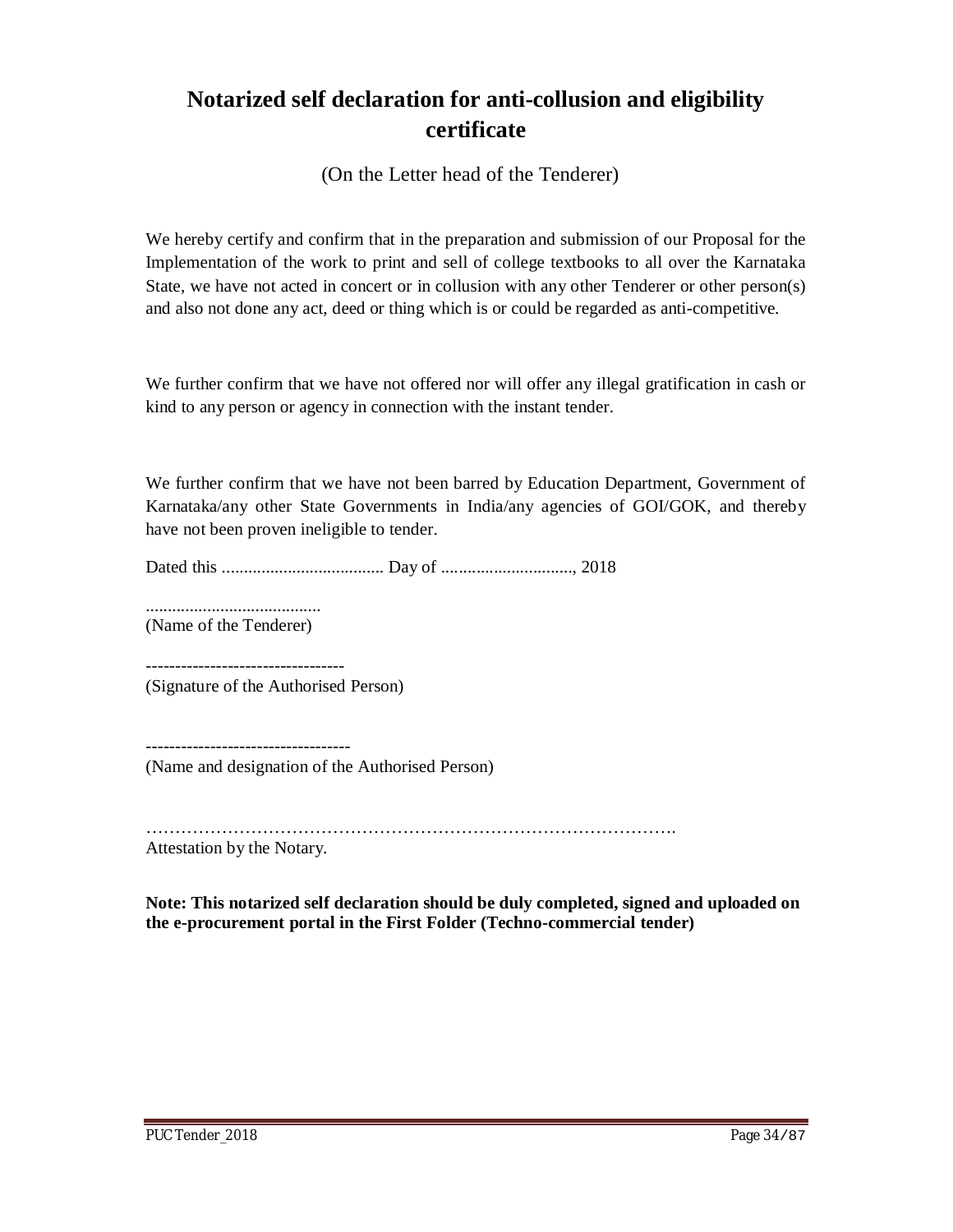# Notarized self declaration for anti-collusion and eligibility certificate

(On the Letter head of the Tenderer)

We hereby certify and confirm that in the preparation and submission of our Proposal for the Implementation of the work to print and sell of college textbooks to all over the Karnataka State, we have not acted in concert or in collusion with any other Tenderer or other person(s) and also not done any act, deed or thing which is or could be regarded as anti-competitive.

We further confirm that we have not offered nor will offer any illegal gratification in cash or kind to any person or agency in connection with the instant tender.

We further confirm that we have not been barred by Education Department, Government of Karnataka/any other State Governments in India/any agencies of GOI/GOK, and thereby have not been proven ineligible to tender.

Dated this ..................................... Day of .............................., 2018

........................................
(Name of the Tenderer)

----------------------------------
(Signature of the Authorised Person)

-----------------------------------
(Name and designation of the Authorised Person)

……………………………………………………………………………….
Attestation by the Notary.

**Note: This notarized self declaration should be duly completed, signed and uploaded on the e-procurement portal in the First Folder (Techno-commercial tender)**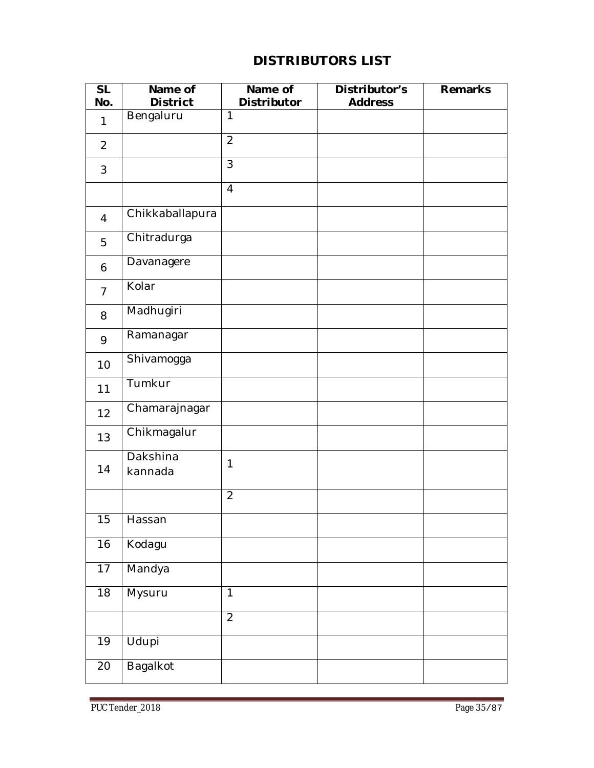# DISTRIBUTORS LIST

| SL No. | Name of District | Name of Distributor | Distributor's Address | Remarks |
|---|---|---|---|---|
| 1 | Bengaluru | 1 | | |
| 2 | | 2 | | |
| 3 | | 3 | | |
| | | 4 | | |
| 4 | Chikkaballapura | | | |
| 5 | Chitradurga | | | |
| 6 | Davanagere | | | |
| 7 | Kolar | | | |
| 8 | Madhugiri | | | |
| 9 | Ramanagar | | | |
| 10 | Shivamogga | | | |
| 11 | Tumkur | | | |
| 12 | Chamarajnagar | | | |
| 13 | Chikmagalur | | | |
| 14 | Dakshina kannada | 1 | | |
| | | 2 | | |
| 15 | Hassan | | | |
| 16 | Kodagu | | | |
| 17 | Mandya | | | |
| 18 | Mysuru | 1 | | |
| | | 2 | | |
| 19 | Udupi | | | |
| 20 | Bagalkot | | | |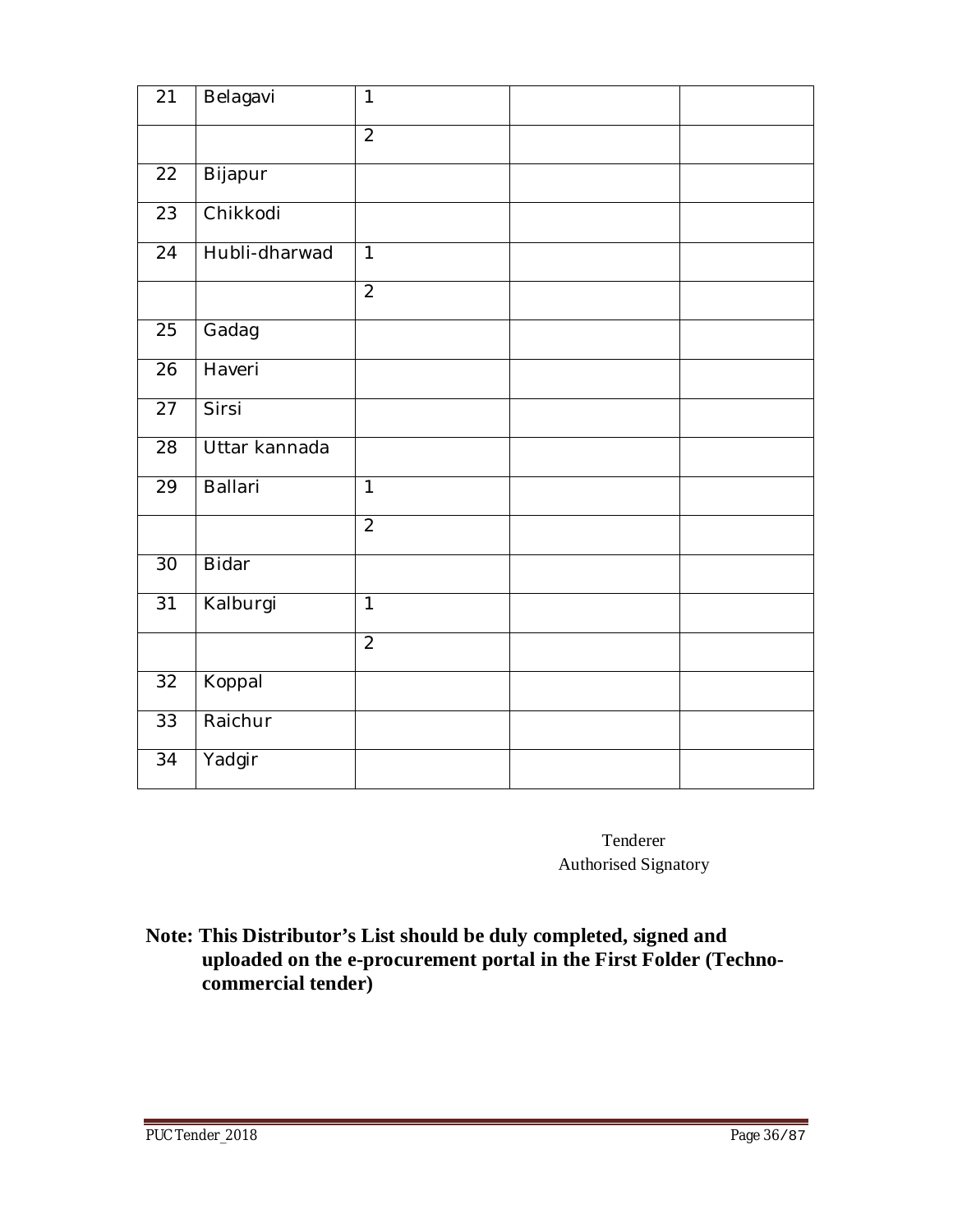| 21 | Belagavi | 1 | | |
|---|---|---|---|---|
| | | 2 | | |
| 22 | Bijapur | | | |
| 23 | Chikkodi | | | |
| 24 | Hubli-dharwad | 1 | | |
| | | 2 | | |
| 25 | Gadag | | | |
| 26 | Haveri | | | |
| 27 | Sirsi | | | |
| 28 | Uttar kannada | | | |
| 29 | Ballari | 1 | | |
| | | 2 | | |
| 30 | Bidar | | | |
| 31 | Kalburgi | 1 | | |
| | | 2 | | |
| 32 | Koppal | | | |
| 33 | Raichur | | | |
| 34 | Yadgir | | | |

Tenderer
Authorised Signatory

**Note: This Distributor's List should be duly completed, signed and uploaded on the e-procurement portal in the First Folder (Techno-commercial tender)**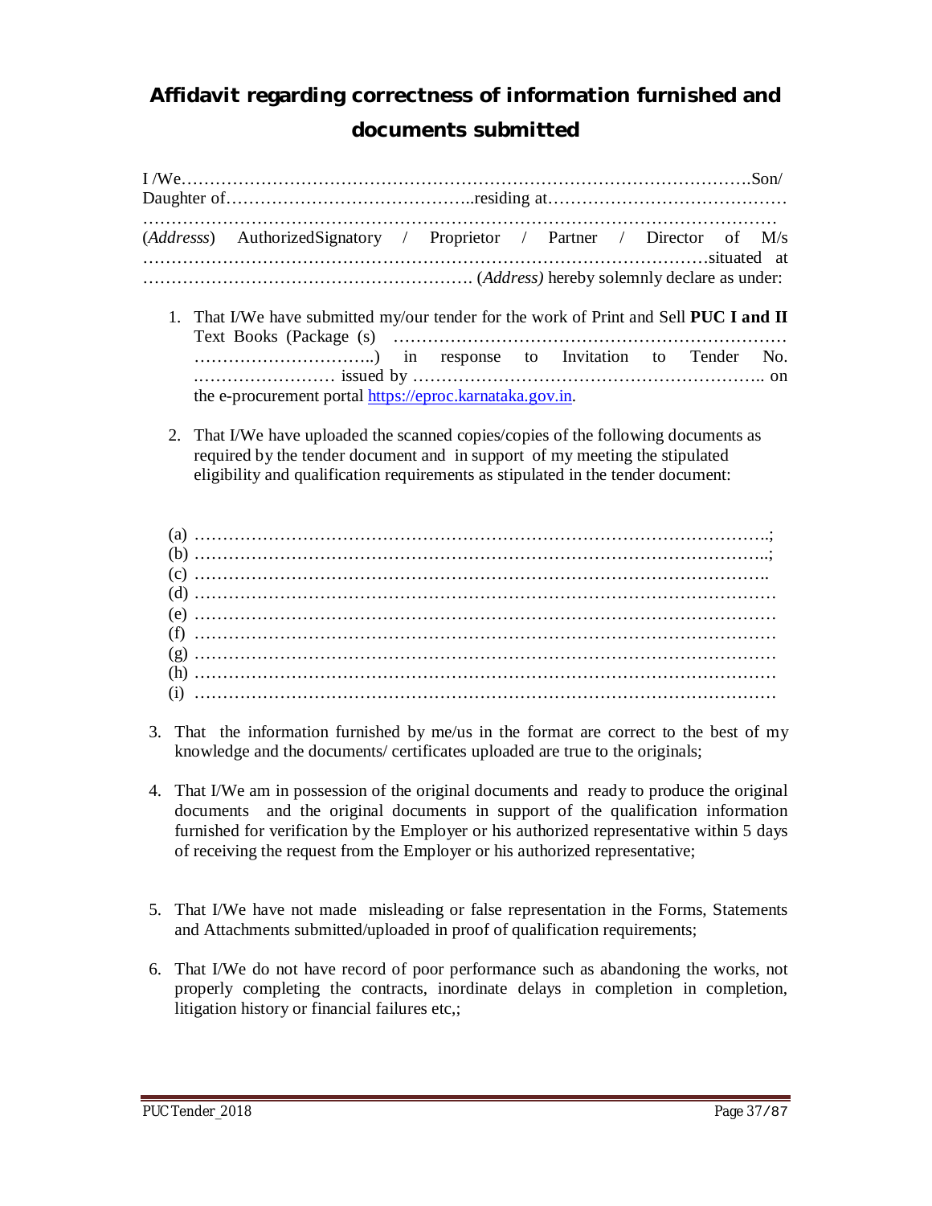# Affidavit regarding correctness of information furnished and documents submitted

I /We……………………………………………………………………………………………….Son/ Daughter of……………………………………..residing at…………………………………… ………………………………………………………………………………………………… (*Addresss*) AuthorizedSignatory / Proprietor / Partner / Director of M/s …………………………………………………………………………………………situated at …………………………………………………. (*Address)* hereby solemnly declare as under:

1. That I/We have submitted my/our tender for the work of Print and Sell **PUC I and II** Text Books (Package (s) …………………………………………………………… …………………………..) in response to Invitation to Tender No. ……………………… issued by …………………………………………………….. on the e-procurement portal https://eproc.karnataka.gov.in.

2. That I/We have uploaded the scanned copies/copies of the following documents as required by the tender document and in support of my meeting the stipulated eligibility and qualification requirements as stipulated in the tender document:

(a) ………………………………………………………………………………………..;
(b) ………………………………………………………………………………………..;
(c) ……………………………………………………………………………………….
(d) …………………………………………………………………………………………
(e) …………………………………………………………………………………………
(f) …………………………………………………………………………………………
(g) …………………………………………………………………………………………
(h) …………………………………………………………………………………………
(i) …………………………………………………………………………………………

3. That the information furnished by me/us in the format are correct to the best of my knowledge and the documents/ certificates uploaded are true to the originals;

4. That I/We am in possession of the original documents and ready to produce the original documents and the original documents in support of the qualification information furnished for verification by the Employer or his authorized representative within 5 days of receiving the request from the Employer or his authorized representative;

5. That I/We have not made misleading or false representation in the Forms, Statements and Attachments submitted/uploaded in proof of qualification requirements;

6. That I/We do not have record of poor performance such as abandoning the works, not properly completing the contracts, inordinate delays in completion in completion, litigation history or financial failures etc,;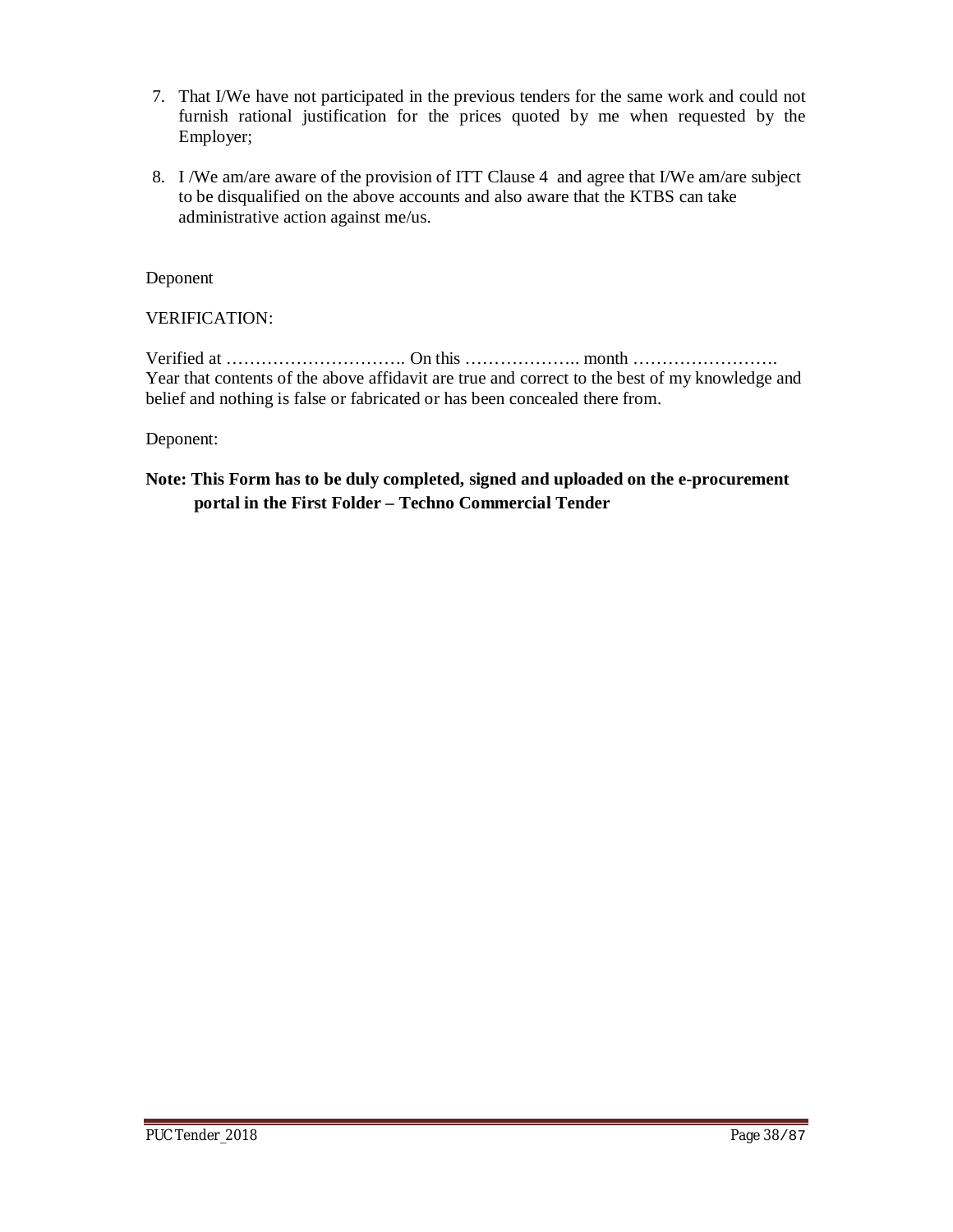7. That I/We have not participated in the previous tenders for the same work and could not furnish rational justification for the prices quoted by me when requested by the Employer;

8. I /We am/are aware of the provision of ITT Clause 4 and agree that I/We am/are subject to be disqualified on the above accounts and also aware that the KTBS can take administrative action against me/us.

Deponent

VERIFICATION:

Verified at …………………………. On this ……………….. month ……………………. Year that contents of the above affidavit are true and correct to the best of my knowledge and belief and nothing is false or fabricated or has been concealed there from.

Deponent:

**Note: This Form has to be duly completed, signed and uploaded on the e-procurement portal in the First Folder – Techno Commercial Tender**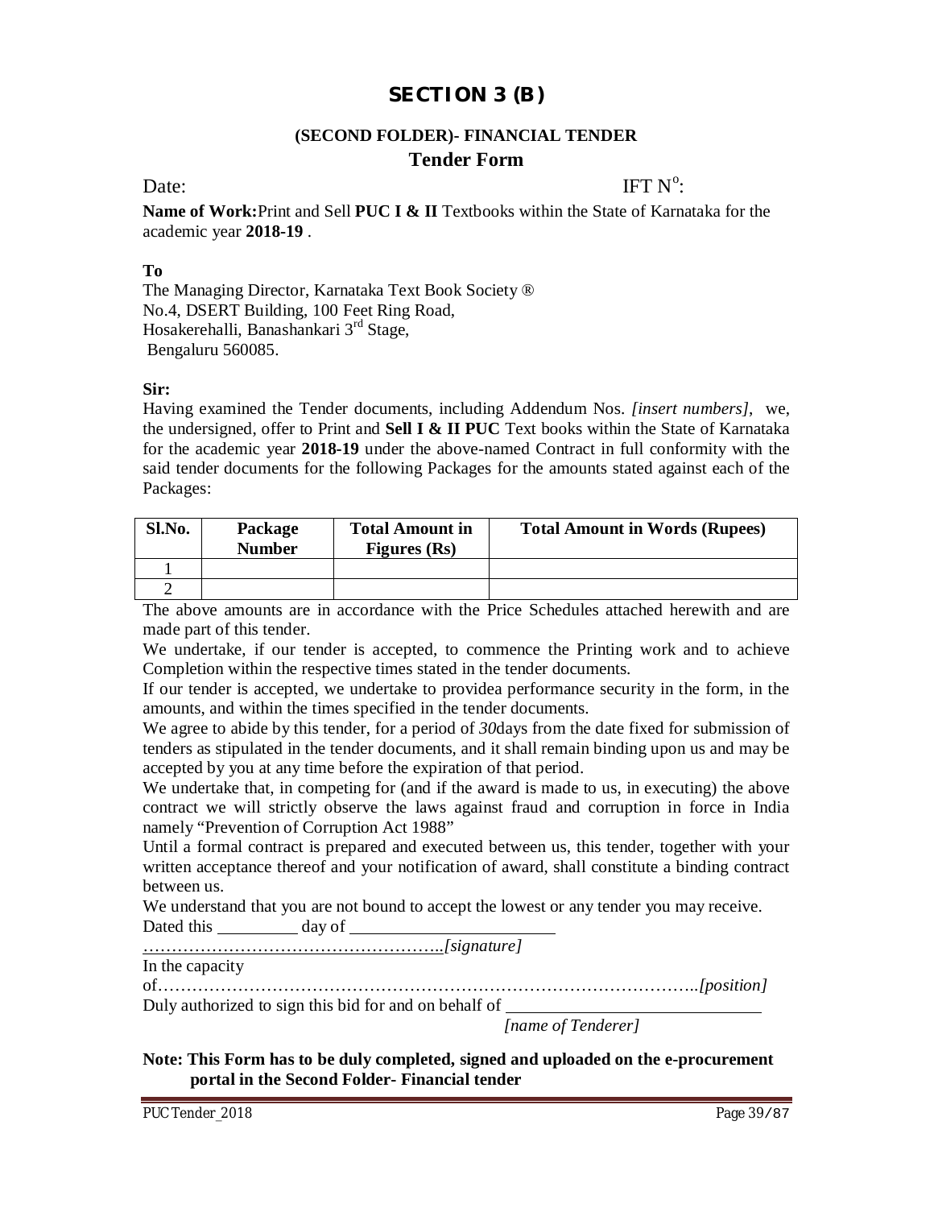# SECTION 3 (B)

### (SECOND FOLDER)- FINANCIAL TENDER

### Tender Form

Date: IFT N$^{o}$:

**Name of Work:**Print and Sell **PUC I & II** Textbooks within the State of Karnataka for the academic year **2018-19** .

**To**

The Managing Director, Karnataka Text Book Society ®
No.4, DSERT Building, 100 Feet Ring Road,
Hosakerehalli, Banashankari 3rd Stage,
Bengaluru 560085.

**Sir:**

Having examined the Tender documents, including Addendum Nos. *[insert numbers]*, we, the undersigned, offer to Print and **Sell I & II PUC** Text books within the State of Karnataka for the academic year **2018-19** under the above-named Contract in full conformity with the said tender documents for the following Packages for the amounts stated against each of the Packages:

| Sl.No. | Package Number | Total Amount in Figures (Rs) | Total Amount in Words (Rupees) |
|---|---|---|---|
| 1 | | | |
| 2 | | | |

The above amounts are in accordance with the Price Schedules attached herewith and are made part of this tender.

We undertake, if our tender is accepted, to commence the Printing work and to achieve Completion within the respective times stated in the tender documents.

If our tender is accepted, we undertake to providea performance security in the form, in the amounts, and within the times specified in the tender documents.

We agree to abide by this tender, for a period of *30*days from the date fixed for submission of tenders as stipulated in the tender documents, and it shall remain binding upon us and may be accepted by you at any time before the expiration of that period.

We undertake that, in competing for (and if the award is made to us, in executing) the above contract we will strictly observe the laws against fraud and corruption in force in India namely "Prevention of Corruption Act 1988"

Until a formal contract is prepared and executed between us, this tender, together with your written acceptance thereof and your notification of award, shall constitute a binding contract between us.

We understand that you are not bound to accept the lowest or any tender you may receive.

Dated this __________ day of ________________________

……………………………………………..*[signature]*

In the capacity of……………………………………………………………………………..*[position]*

Duly authorized to sign this bid for and on behalf of ____________________________

*[name of Tenderer]*

**Note: This Form has to be duly completed, signed and uploaded on the e-procurement portal in the Second Folder- Financial tender**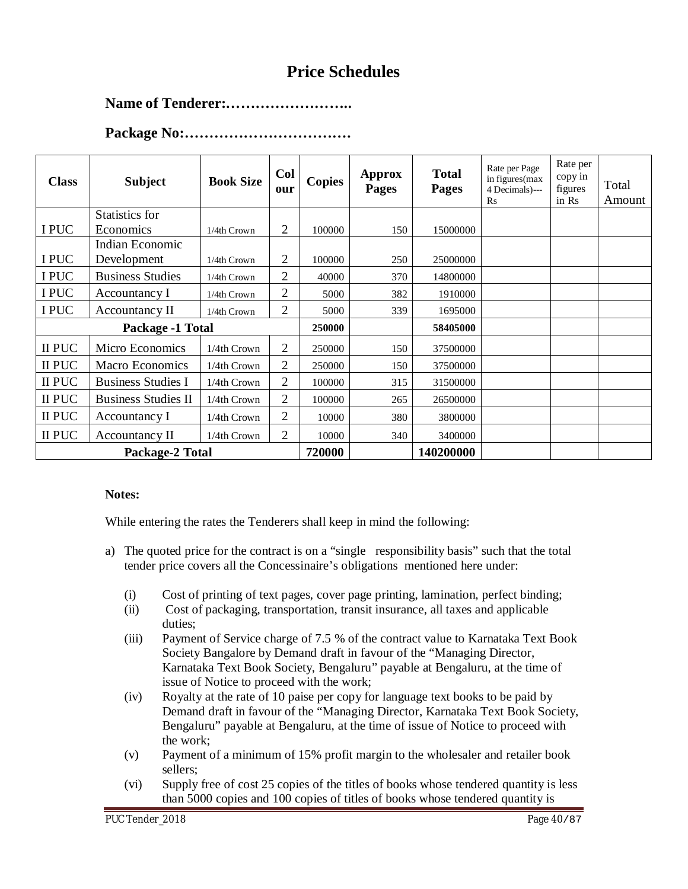# Price Schedules

**Name of Tenderer:……………………..**

**Package No:……………………………**

| Class | Subject | Book Size | Colour | Copies | Approx Pages | Total Pages | Rate per Page in figures(max 4 Decimals)---Rs | Rate per copy in figures in Rs | Total Amount |
|---|---|---|---|---|---|---|---|---|---|
| I PUC | Statistics for Economics | 1/4th Crown | 2 | 100000 | 150 | 15000000 | | | |
| I PUC | Indian Economic Development | 1/4th Crown | 2 | 100000 | 250 | 25000000 | | | |
| I PUC | Business Studies | 1/4th Crown | 2 | 40000 | 370 | 14800000 | | | |
| I PUC | Accountancy I | 1/4th Crown | 2 | 5000 | 382 | 1910000 | | | |
| I PUC | Accountancy II | 1/4th Crown | 2 | 5000 | 339 | 1695000 | | | |
| **Package -1 Total** | | | | **250000** | | **58405000** | | | |
| II PUC | Micro Economics | 1/4th Crown | 2 | 250000 | 150 | 37500000 | | | |
| II PUC | Macro Economics | 1/4th Crown | 2 | 250000 | 150 | 37500000 | | | |
| II PUC | Business Studies I | 1/4th Crown | 2 | 100000 | 315 | 31500000 | | | |
| II PUC | Business Studies II | 1/4th Crown | 2 | 100000 | 265 | 26500000 | | | |
| II PUC | Accountancy I | 1/4th Crown | 2 | 10000 | 380 | 3800000 | | | |
| II PUC | Accountancy II | 1/4th Crown | 2 | 10000 | 340 | 3400000 | | | |
| **Package-2 Total** | | | | **720000** | | **140200000** | | | |

**Notes:**

While entering the rates the Tenderers shall keep in mind the following:

a) The quoted price for the contract is on a "single responsibility basis" such that the total tender price covers all the Concessinaire's obligations mentioned here under:

   (i) Cost of printing of text pages, cover page printing, lamination, perfect binding;

   (ii) Cost of packaging, transportation, transit insurance, all taxes and applicable duties;

   (iii) Payment of Service charge of 7.5 % of the contract value to Karnataka Text Book Society Bangalore by Demand draft in favour of the "Managing Director, Karnataka Text Book Society, Bengaluru" payable at Bengaluru, at the time of issue of Notice to proceed with the work;

   (iv) Royalty at the rate of 10 paise per copy for language text books to be paid by Demand draft in favour of the "Managing Director, Karnataka Text Book Society, Bengaluru" payable at Bengaluru, at the time of issue of Notice to proceed with the work;

   (v) Payment of a minimum of 15% profit margin to the wholesaler and retailer book sellers;

   (vi) Supply free of cost 25 copies of the titles of books whose tendered quantity is less than 5000 copies and 100 copies of titles of books whose tendered quantity is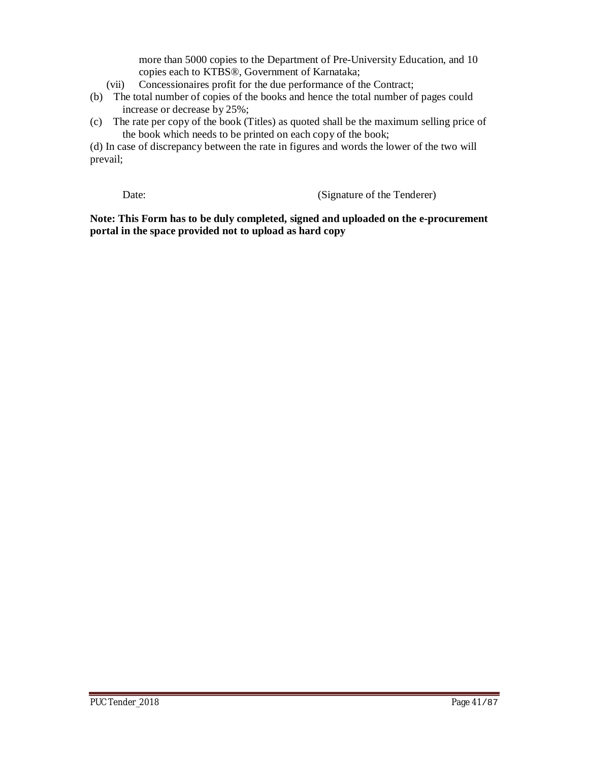more than 5000 copies to the Department of Pre-University Education, and 10 copies each to KTBS®, Government of Karnataka;

(vii) Concessionaires profit for the due performance of the Contract;

(b) The total number of copies of the books and hence the total number of pages could increase or decrease by 25%;

(c) The rate per copy of the book (Titles) as quoted shall be the maximum selling price of the book which needs to be printed on each copy of the book;

(d) In case of discrepancy between the rate in figures and words the lower of the two will prevail;

Date: (Signature of the Tenderer)

**Note: This Form has to be duly completed, signed and uploaded on the e-procurement portal in the space provided not to upload as hard copy**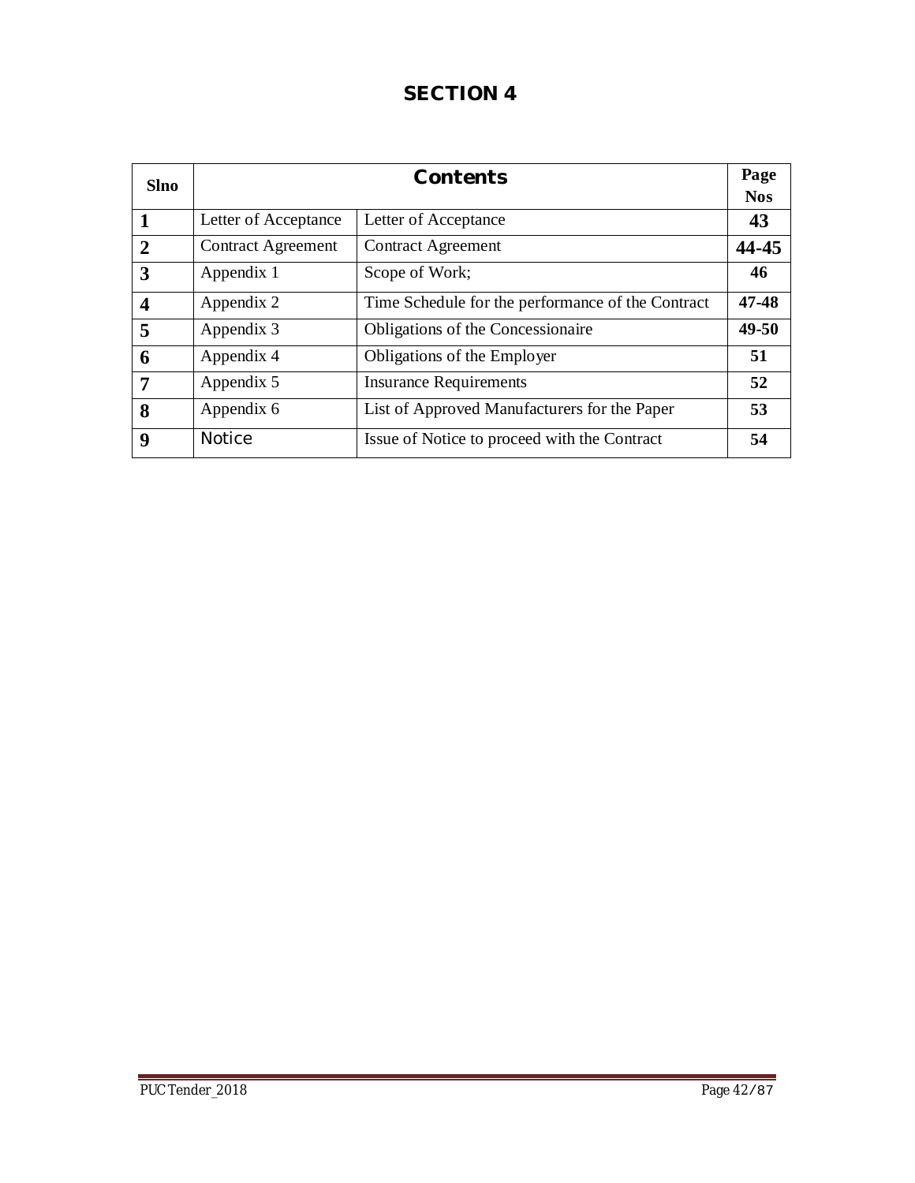# SECTION 4

| Slno | Contents | | Page Nos |
|---|---|---|---|
| **1** | Letter of Acceptance | Letter of Acceptance | **43** |
| **2** | Contract Agreement | Contract Agreement | **44-45** |
| **3** | Appendix 1 | Scope of Work; | **46** |
| **4** | Appendix 2 | Time Schedule for the performance of the Contract | **47-48** |
| **5** | Appendix 3 | Obligations of the Concessionaire | **49-50** |
| **6** | Appendix 4 | Obligations of the Employer | **51** |
| **7** | Appendix 5 | Insurance Requirements | **52** |
| **8** | Appendix 6 | List of Approved Manufacturers for the Paper | **53** |
| **9** | Notice | Issue of Notice to proceed with the Contract | **54** |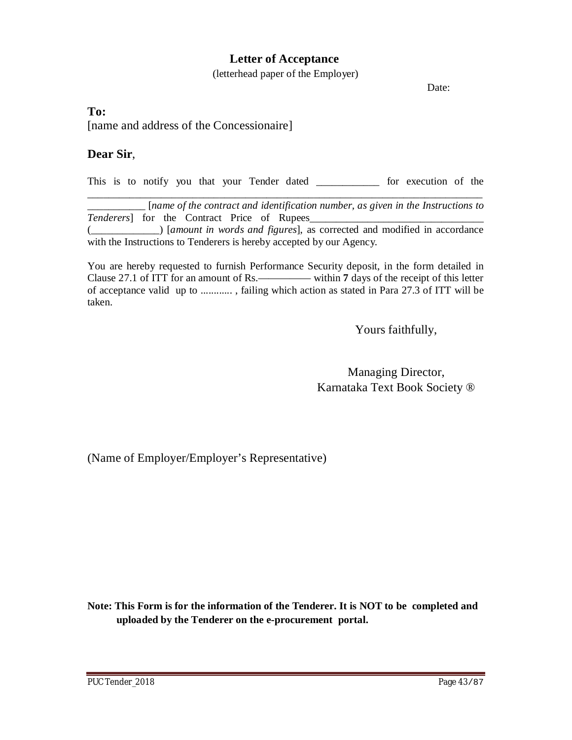## Letter of Acceptance

(letterhead paper of the Employer)

Date:

**To:**
[name and address of the Concessionaire]

**Dear Sir**,

This is to notify you that your Tender dated ____________ for execution of the ______________________________________________________________________________ ___________ [*name of the contract and identification number, as given in the Instructions to Tenderers*] for the Contract Price of Rupees_________________________________ (_____________) [*amount in words and figures*], as corrected and modified in accordance with the Instructions to Tenderers is hereby accepted by our Agency.

You are hereby requested to furnish Performance Security deposit, in the form detailed in Clause 27.1 of ITT for an amount of Rs.—————— within **7** days of the receipt of this letter of acceptance valid up to ............ , failing which action as stated in Para 27.3 of ITT will be taken.

Yours faithfully,

Managing Director,
Karnataka Text Book Society ®

(Name of Employer/Employer's Representative)

**Note: This Form is for the information of the Tenderer. It is NOT to be completed and uploaded by the Tenderer on the e-procurement portal.**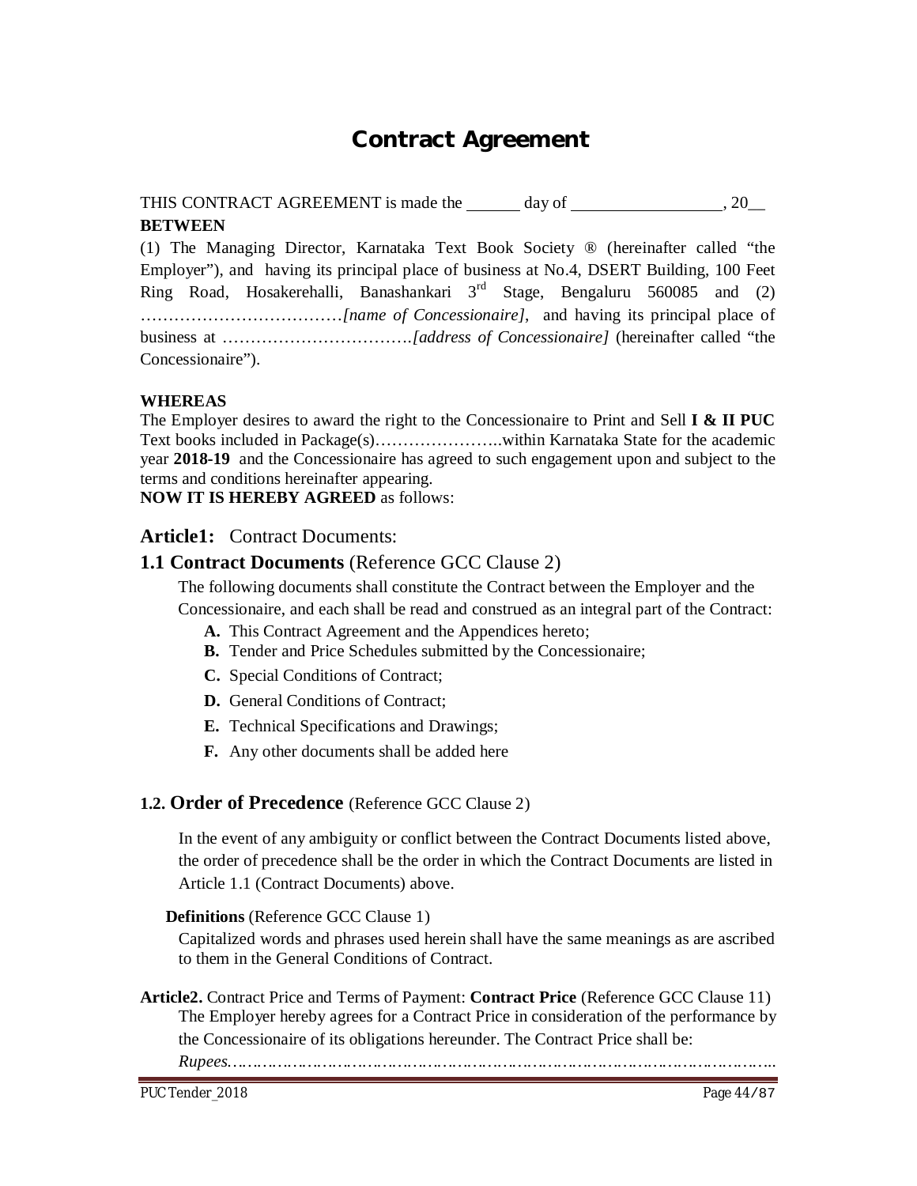# Contract Agreement

THIS CONTRACT AGREEMENT is made the ______ day of ________________, 20__

**BETWEEN**

(1) The Managing Director, Karnataka Text Book Society ® (hereinafter called "the Employer"), and having its principal place of business at No.4, DSERT Building, 100 Feet Ring Road, Hosakerehalli, Banashankari 3rd Stage, Bengaluru 560085 and (2) ………………………………*[name of Concessionaire]*, and having its principal place of business at …………………………….*[address of Concessionaire]* (hereinafter called "the Concessionaire").

**WHEREAS**

The Employer desires to award the right to the Concessionaire to Print and Sell **I & II PUC** Text books included in Package(s)…………………..within Karnataka State for the academic year **2018-19** and the Concessionaire has agreed to such engagement upon and subject to the terms and conditions hereinafter appearing.

**NOW IT IS HEREBY AGREED** as follows:

## Article1: Contract Documents:

### 1.1 Contract Documents (Reference GCC Clause 2)

The following documents shall constitute the Contract between the Employer and the Concessionaire, and each shall be read and construed as an integral part of the Contract:

- **A.** This Contract Agreement and the Appendices hereto;
- **B.** Tender and Price Schedules submitted by the Concessionaire;
- **C.** Special Conditions of Contract;
- **D.** General Conditions of Contract;
- **E.** Technical Specifications and Drawings;
- **F.** Any other documents shall be added here

### 1.2. Order of Precedence (Reference GCC Clause 2)

In the event of any ambiguity or conflict between the Contract Documents listed above, the order of precedence shall be the order in which the Contract Documents are listed in Article 1.1 (Contract Documents) above.

**Definitions** (Reference GCC Clause 1)

Capitalized words and phrases used herein shall have the same meanings as are ascribed to them in the General Conditions of Contract.

**Article2.** Contract Price and Terms of Payment: **Contract Price** (Reference GCC Clause 11)

The Employer hereby agrees for a Contract Price in consideration of the performance by the Concessionaire of its obligations hereunder. The Contract Price shall be:

*Rupees………………………………………………………………………………………..*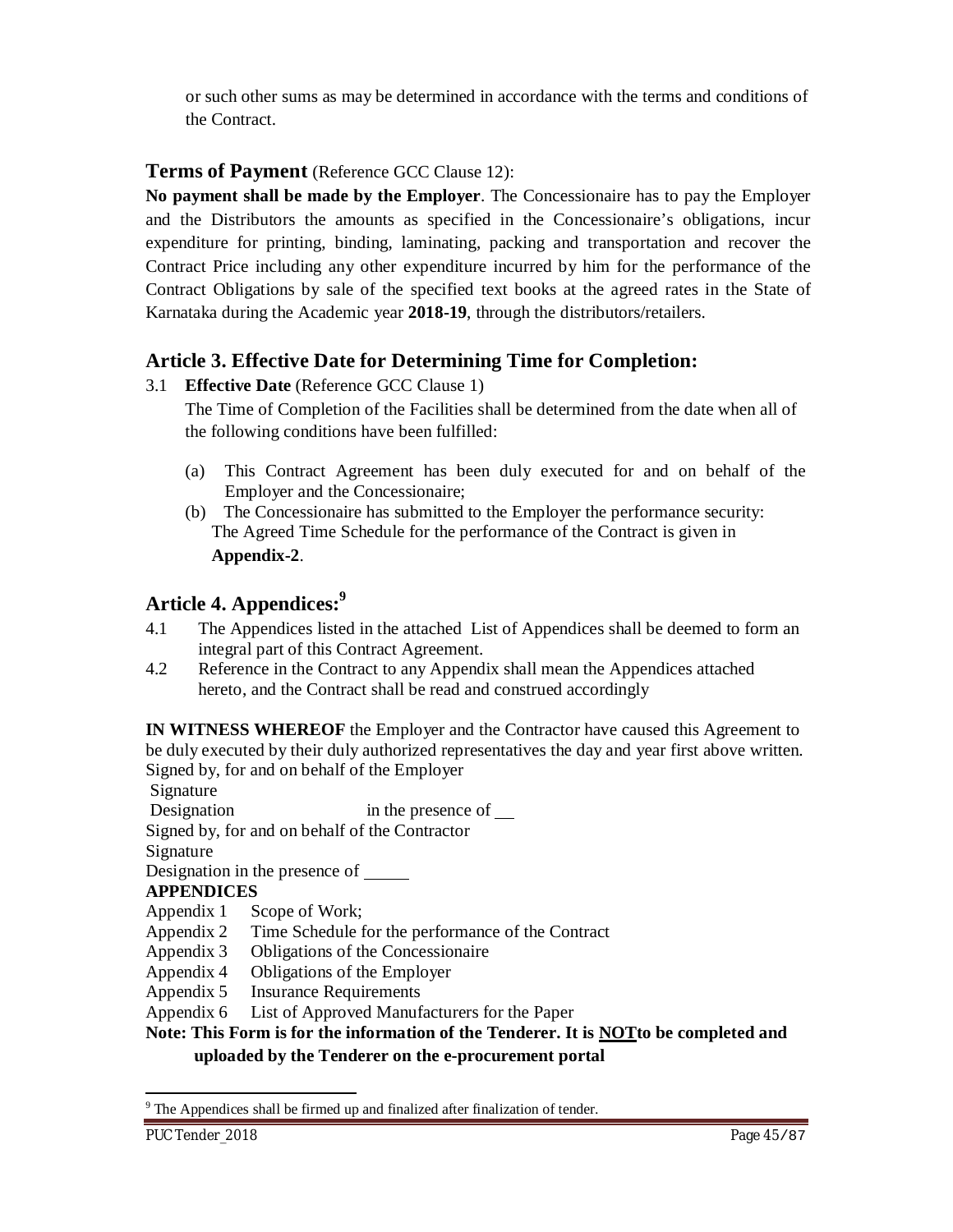or such other sums as may be determined in accordance with the terms and conditions of the Contract.

### **Terms of Payment** (Reference GCC Clause 12):

**No payment shall be made by the Employer**. The Concessionaire has to pay the Employer and the Distributors the amounts as specified in the Concessionaire's obligations, incur expenditure for printing, binding, laminating, packing and transportation and recover the Contract Price including any other expenditure incurred by him for the performance of the Contract Obligations by sale of the specified text books at the agreed rates in the State of Karnataka during the Academic year **2018-19**, through the distributors/retailers.

## Article 3. Effective Date for Determining Time for Completion:

3.1 **Effective Date** (Reference GCC Clause 1)

The Time of Completion of the Facilities shall be determined from the date when all of the following conditions have been fulfilled:

(a) This Contract Agreement has been duly executed for and on behalf of the Employer and the Concessionaire;

(b) The Concessionaire has submitted to the Employer the performance security:

The Agreed Time Schedule for the performance of the Contract is given in **Appendix-2**.

## Article 4. Appendices:[9]

4.1 The Appendices listed in the attached List of Appendices shall be deemed to form an integral part of this Contract Agreement.

4.2 Reference in the Contract to any Appendix shall mean the Appendices attached hereto, and the Contract shall be read and construed accordingly

**IN WITNESS WHEREOF** the Employer and the Contractor have caused this Agreement to be duly executed by their duly authorized representatives the day and year first above written.

Signed by, for and on behalf of the Employer

Signature

Designation in the presence of __

Signed by, for and on behalf of the Contractor

Signature

Designation in the presence of _____

**APPENDICES**

Appendix 1 Scope of Work;

Appendix 2 Time Schedule for the performance of the Contract

Appendix 3 Obligations of the Concessionaire

Appendix 4 Obligations of the Employer

Appendix 5 Insurance Requirements

Appendix 6 List of Approved Manufacturers for the Paper

**Note: This Form is for the information of the Tenderer. It is <u>NOT</u>to be completed and uploaded by the Tenderer on the e-procurement portal**

[9] The Appendices shall be firmed up and finalized after finalization of tender.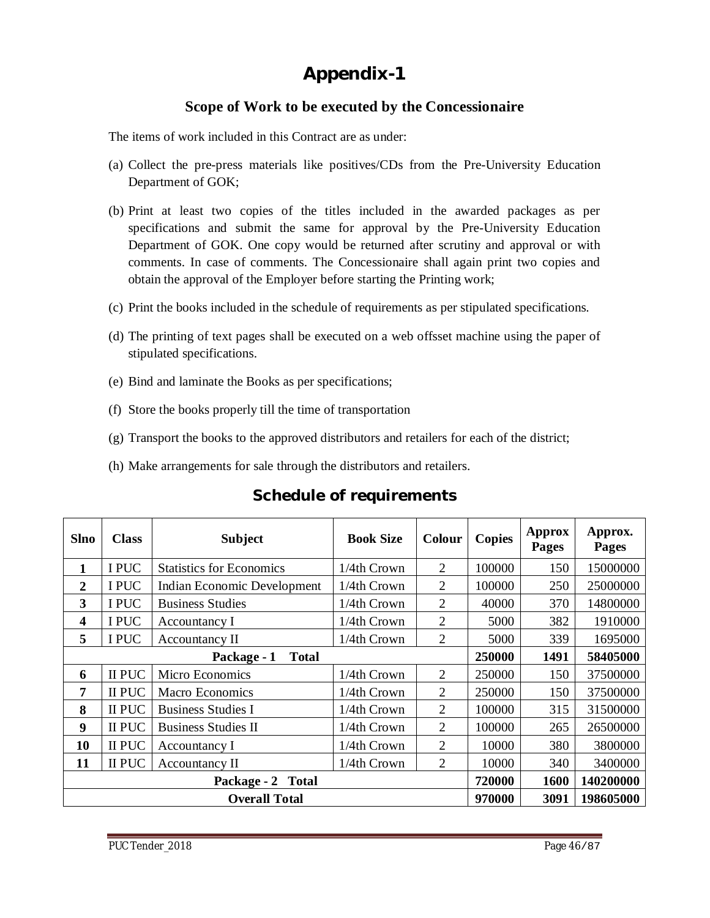# Appendix-1

## Scope of Work to be executed by the Concessionaire

The items of work included in this Contract are as under:

(a) Collect the pre-press materials like positives/CDs from the Pre-University Education Department of GOK;

(b) Print at least two copies of the titles included in the awarded packages as per specifications and submit the same for approval by the Pre-University Education Department of GOK. One copy would be returned after scrutiny and approval or with comments. In case of comments. The Concessionaire shall again print two copies and obtain the approval of the Employer before starting the Printing work;

(c) Print the books included in the schedule of requirements as per stipulated specifications.

(d) The printing of text pages shall be executed on a web offsset machine using the paper of stipulated specifications.

(e) Bind and laminate the Books as per specifications;

(f) Store the books properly till the time of transportation

(g) Transport the books to the approved distributors and retailers for each of the district;

(h) Make arrangements for sale through the distributors and retailers.

## Schedule of requirements

| Slno | Class | Subject | Book Size | Colour | Copies | Approx Pages | Approx. Pages |
|---|---|---|---|---|---|---|---|
| 1 | I PUC | Statistics for Economics | 1/4th Crown | 2 | 100000 | 150 | 15000000 |
| 2 | I PUC | Indian Economic Development | 1/4th Crown | 2 | 100000 | 250 | 25000000 |
| 3 | I PUC | Business Studies | 1/4th Crown | 2 | 40000 | 370 | 14800000 |
| 4 | I PUC | Accountancy I | 1/4th Crown | 2 | 5000 | 382 | 1910000 |
| 5 | I PUC | Accountancy II | 1/4th Crown | 2 | 5000 | 339 | 1695000 |
| **Package - 1 Total** | | | | | **250000** | **1491** | **58405000** |
| 6 | II PUC | Micro Economics | 1/4th Crown | 2 | 250000 | 150 | 37500000 |
| 7 | II PUC | Macro Economics | 1/4th Crown | 2 | 250000 | 150 | 37500000 |
| 8 | II PUC | Business Studies I | 1/4th Crown | 2 | 100000 | 315 | 31500000 |
| 9 | II PUC | Business Studies II | 1/4th Crown | 2 | 100000 | 265 | 26500000 |
| 10 | II PUC | Accountancy I | 1/4th Crown | 2 | 10000 | 380 | 3800000 |
| 11 | II PUC | Accountancy II | 1/4th Crown | 2 | 10000 | 340 | 3400000 |
| **Package - 2 Total** | | | | | **720000** | **1600** | **140200000** |
| **Overall Total** | | | | | **970000** | **3091** | **198605000** |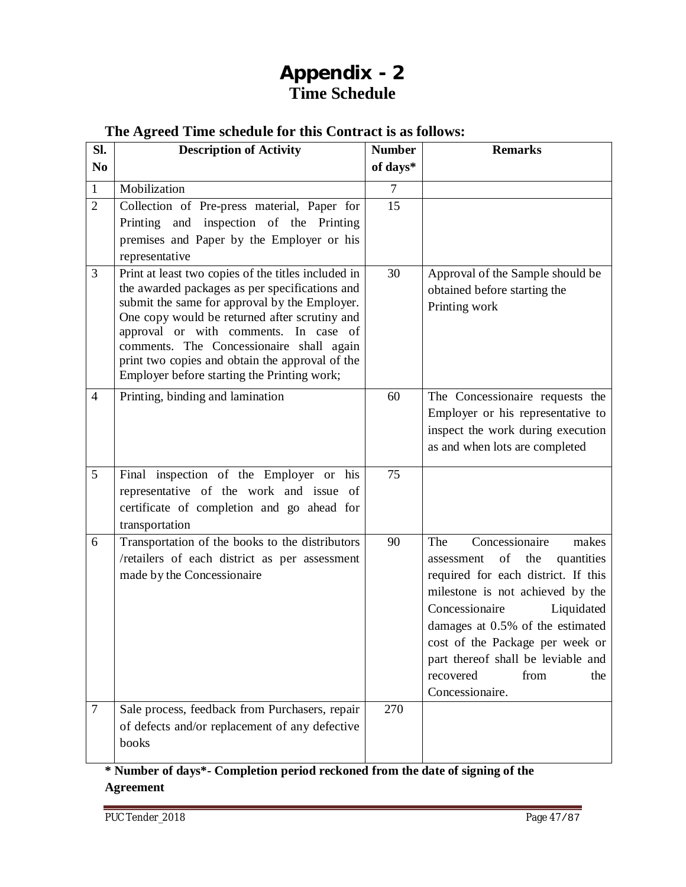# Appendix - 2

## Time Schedule

**The Agreed Time schedule for this Contract is as follows:**

| Sl. No | Description of Activity | Number of days* | Remarks |
|---|---|---|---|
| 1 | Mobilization | 7 | |
| 2 | Collection of Pre-press material, Paper for Printing and inspection of the Printing premises and Paper by the Employer or his representative | 15 | |
| 3 | Print at least two copies of the titles included in the awarded packages as per specifications and submit the same for approval by the Employer. One copy would be returned after scrutiny and approval or with comments. In case of comments. The Concessionaire shall again print two copies and obtain the approval of the Employer before starting the Printing work; | 30 | Approval of the Sample should be obtained before starting the Printing work |
| 4 | Printing, binding and lamination | 60 | The Concessionaire requests the Employer or his representative to inspect the work during execution as and when lots are completed |
| 5 | Final inspection of the Employer or his representative of the work and issue of certificate of completion and go ahead for transportation | 75 | |
| 6 | Transportation of the books to the distributors /retailers of each district as per assessment made by the Concessionaire | 90 | The Concessionaire makes assessment of the quantities required for each district. If this milestone is not achieved by the Concessionaire Liquidated damages at 0.5% of the estimated cost of the Package per week or part thereof shall be leviable and recovered from the Concessionaire. |
| 7 | Sale process, feedback from Purchasers, repair of defects and/or replacement of any defective books | 270 | |

**\* Number of days\*- Completion period reckoned from the date of signing of the Agreement**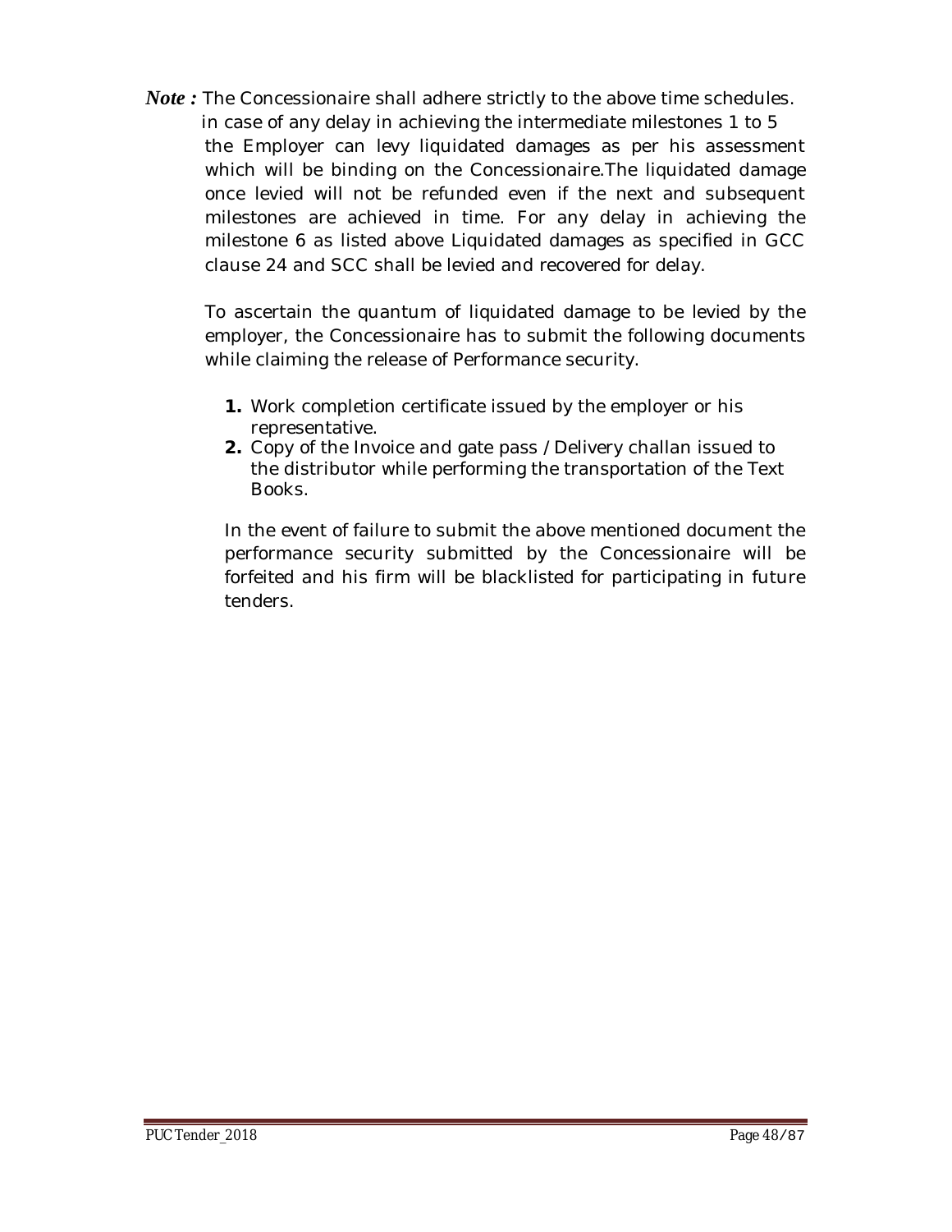***Note :*** The Concessionaire shall adhere strictly to the above time schedules. in case of any delay in achieving the intermediate milestones 1 to 5 the Employer can levy liquidated damages as per his assessment which will be binding on the Concessionaire.The liquidated damage once levied will not be refunded even if the next and subsequent milestones are achieved in time. For any delay in achieving the milestone 6 as listed above Liquidated damages as specified in GCC clause 24 and SCC shall be levied and recovered for delay.

To ascertain the quantum of liquidated damage to be levied by the employer, the Concessionaire has to submit the following documents while claiming the release of Performance security.

1. Work completion certificate issued by the employer or his representative.
2. Copy of the Invoice and gate pass / Delivery challan issued to the distributor while performing the transportation of the Text Books.

In the event of failure to submit the above mentioned document the performance security submitted by the Concessionaire will be forfeited and his firm will be blacklisted for participating in future tenders.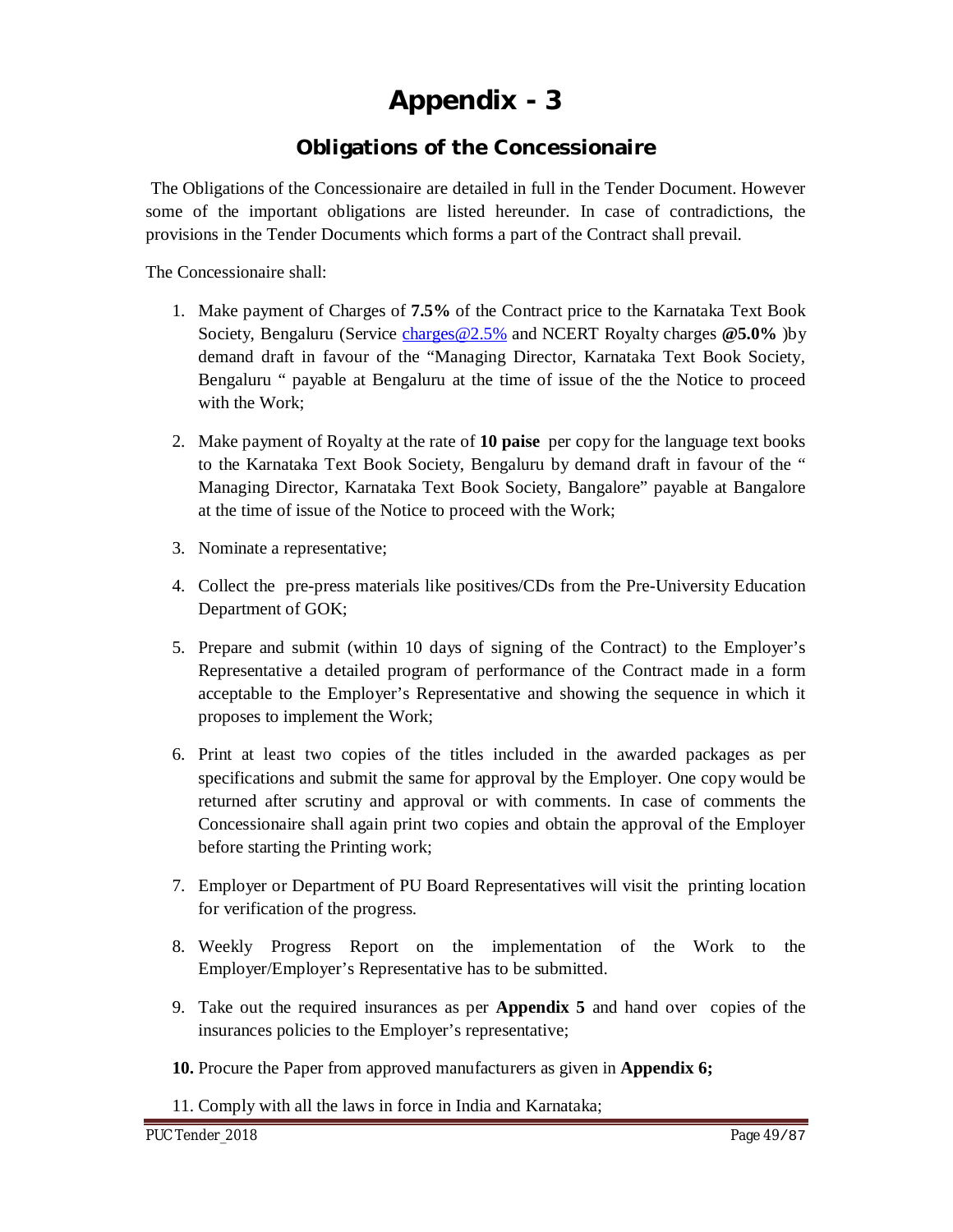# Appendix - 3

## Obligations of the Concessionaire

The Obligations of the Concessionaire are detailed in full in the Tender Document. However some of the important obligations are listed hereunder. In case of contradictions, the provisions in the Tender Documents which forms a part of the Contract shall prevail.

The Concessionaire shall:

1. Make payment of Charges of **7.5%** of the Contract price to the Karnataka Text Book Society, Bengaluru (Service charges@2.5% and NCERT Royalty charges **@5.0%** )by demand draft in favour of the "Managing Director, Karnataka Text Book Society, Bengaluru " payable at Bengaluru at the time of issue of the the Notice to proceed with the Work;

2. Make payment of Royalty at the rate of **10 paise** per copy for the language text books to the Karnataka Text Book Society, Bengaluru by demand draft in favour of the " Managing Director, Karnataka Text Book Society, Bangalore" payable at Bangalore at the time of issue of the Notice to proceed with the Work;

3. Nominate a representative;

4. Collect the pre-press materials like positives/CDs from the Pre-University Education Department of GOK;

5. Prepare and submit (within 10 days of signing of the Contract) to the Employer's Representative a detailed program of performance of the Contract made in a form acceptable to the Employer's Representative and showing the sequence in which it proposes to implement the Work;

6. Print at least two copies of the titles included in the awarded packages as per specifications and submit the same for approval by the Employer. One copy would be returned after scrutiny and approval or with comments. In case of comments the Concessionaire shall again print two copies and obtain the approval of the Employer before starting the Printing work;

7. Employer or Department of PU Board Representatives will visit the printing location for verification of the progress.

8. Weekly Progress Report on the implementation of the Work to the Employer/Employer's Representative has to be submitted.

9. Take out the required insurances as per **Appendix 5** and hand over copies of the insurances policies to the Employer's representative;

10. Procure the Paper from approved manufacturers as given in **Appendix 6;**

11. Comply with all the laws in force in India and Karnataka;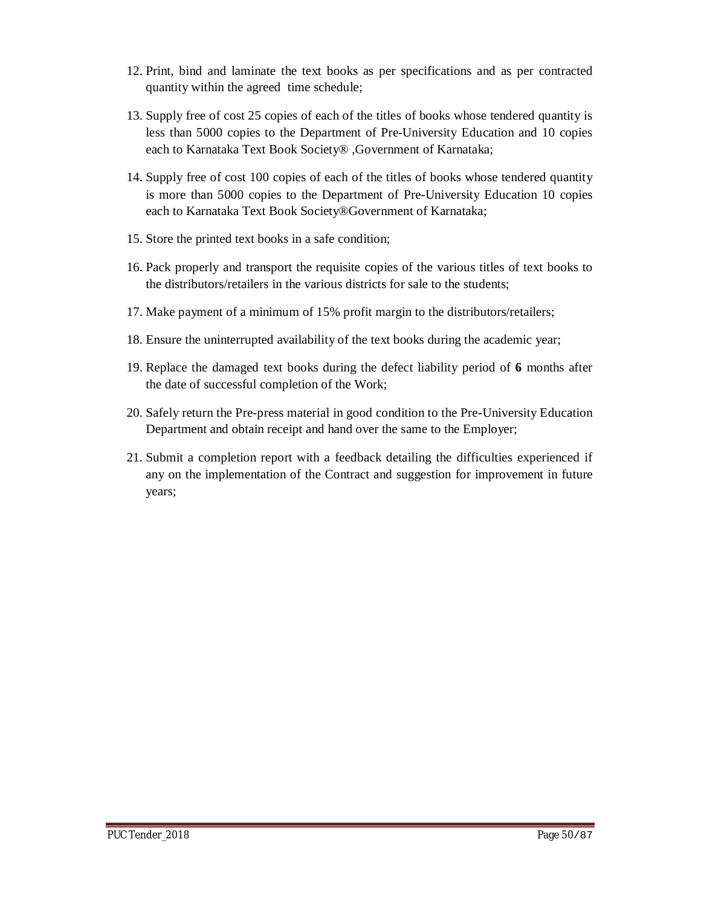12. Print, bind and laminate the text books as per specifications and as per contracted quantity within the agreed time schedule;

13. Supply free of cost 25 copies of each of the titles of books whose tendered quantity is less than 5000 copies to the Department of Pre-University Education and 10 copies each to Karnataka Text Book Society® ,Government of Karnataka;

14. Supply free of cost 100 copies of each of the titles of books whose tendered quantity is more than 5000 copies to the Department of Pre-University Education 10 copies each to Karnataka Text Book Society®Government of Karnataka;

15. Store the printed text books in a safe condition;

16. Pack properly and transport the requisite copies of the various titles of text books to the distributors/retailers in the various districts for sale to the students;

17. Make payment of a minimum of 15% profit margin to the distributors/retailers;

18. Ensure the uninterrupted availability of the text books during the academic year;

19. Replace the damaged text books during the defect liability period of **6** months after the date of successful completion of the Work;

20. Safely return the Pre-press material in good condition to the Pre-University Education Department and obtain receipt and hand over the same to the Employer;

21. Submit a completion report with a feedback detailing the difficulties experienced if any on the implementation of the Contract and suggestion for improvement in future years;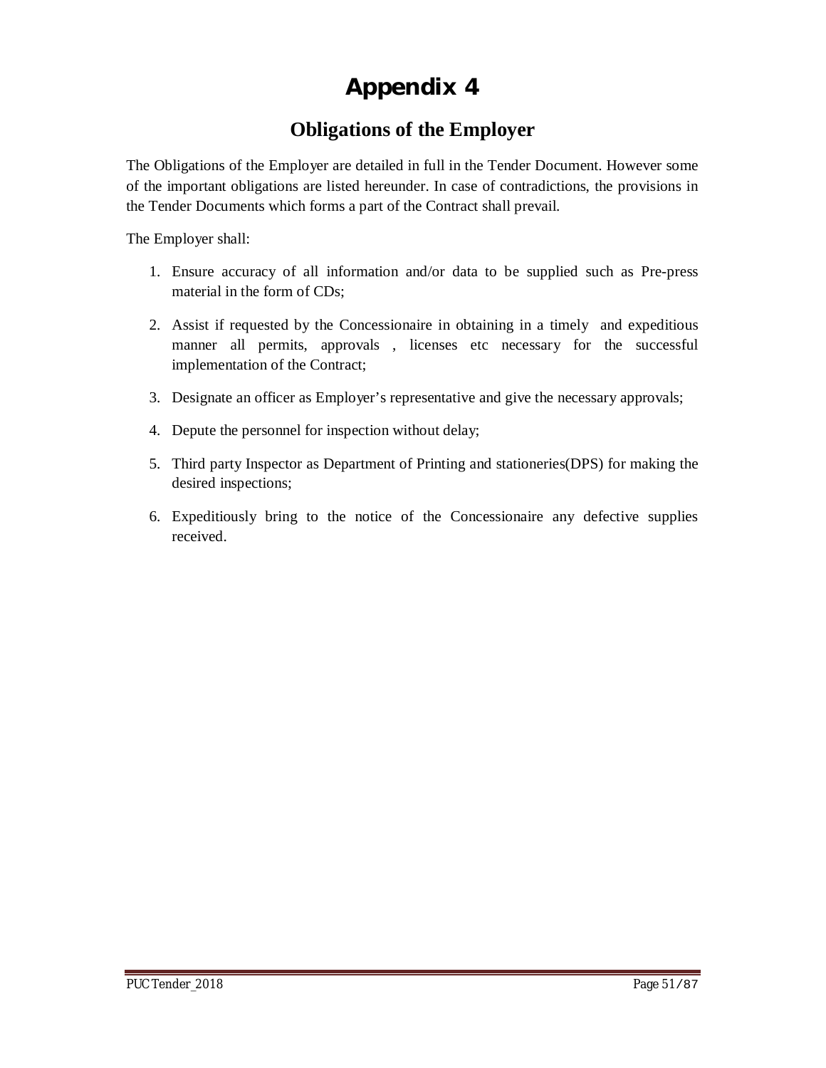# Appendix 4

## Obligations of the Employer

The Obligations of the Employer are detailed in full in the Tender Document. However some of the important obligations are listed hereunder. In case of contradictions, the provisions in the Tender Documents which forms a part of the Contract shall prevail.

The Employer shall:

1. Ensure accuracy of all information and/or data to be supplied such as Pre-press material in the form of CDs;
2. Assist if requested by the Concessionaire in obtaining in a timely and expeditious manner all permits, approvals , licenses etc necessary for the successful implementation of the Contract;
3. Designate an officer as Employer's representative and give the necessary approvals;
4. Depute the personnel for inspection without delay;
5. Third party Inspector as Department of Printing and stationeries(DPS) for making the desired inspections;
6. Expeditiously bring to the notice of the Concessionaire any defective supplies received.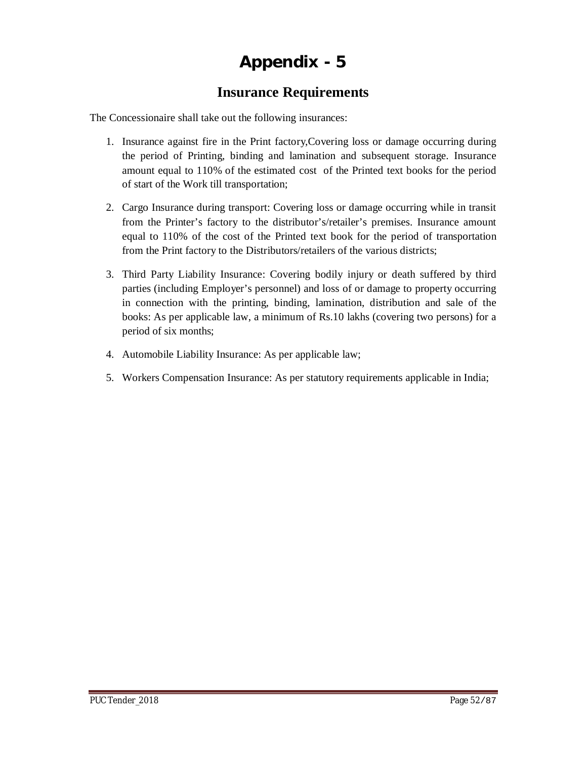# Appendix - 5

## Insurance Requirements

The Concessionaire shall take out the following insurances:

1. Insurance against fire in the Print factory,Covering loss or damage occurring during the period of Printing, binding and lamination and subsequent storage. Insurance amount equal to 110% of the estimated cost of the Printed text books for the period of start of the Work till transportation;

2. Cargo Insurance during transport: Covering loss or damage occurring while in transit from the Printer's factory to the distributor's/retailer's premises. Insurance amount equal to 110% of the cost of the Printed text book for the period of transportation from the Print factory to the Distributors/retailers of the various districts;

3. Third Party Liability Insurance: Covering bodily injury or death suffered by third parties (including Employer's personnel) and loss of or damage to property occurring in connection with the printing, binding, lamination, distribution and sale of the books: As per applicable law, a minimum of Rs.10 lakhs (covering two persons) for a period of six months;

4. Automobile Liability Insurance: As per applicable law;

5. Workers Compensation Insurance: As per statutory requirements applicable in India;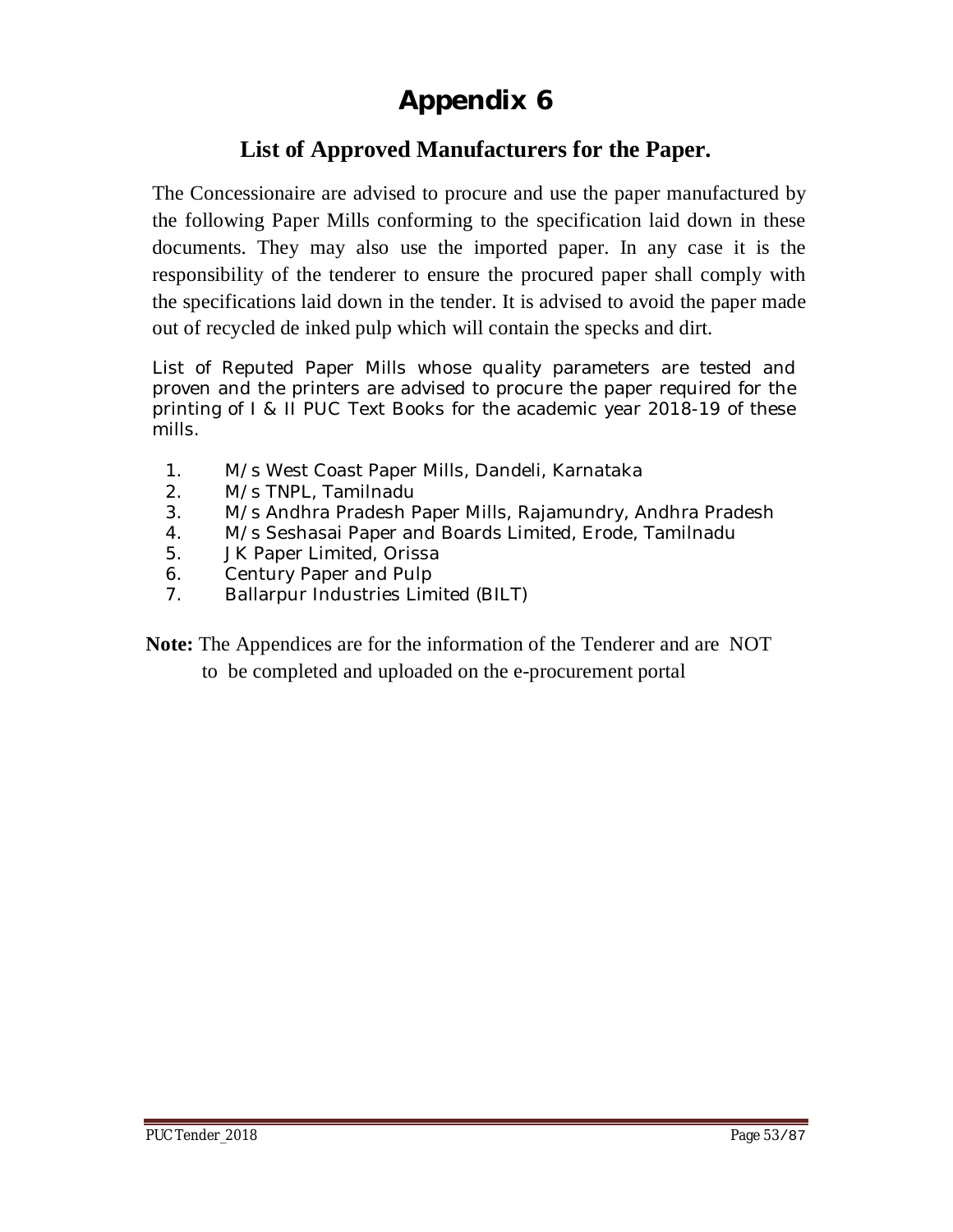# Appendix 6

## List of Approved Manufacturers for the Paper.

The Concessionaire are advised to procure and use the paper manufactured by the following Paper Mills conforming to the specification laid down in these documents. They may also use the imported paper. In any case it is the responsibility of the tenderer to ensure the procured paper shall comply with the specifications laid down in the tender. It is advised to avoid the paper made out of recycled de inked pulp which will contain the specks and dirt.

List of Reputed Paper Mills whose quality parameters are tested and proven and the printers are advised to procure the paper required for the printing of I & II PUC Text Books for the academic year 2018-19 of these mills.

1. M/s West Coast Paper Mills, Dandeli, Karnataka
2. M/s TNPL, Tamilnadu
3. M/s Andhra Pradesh Paper Mills, Rajamundry, Andhra Pradesh
4. M/s Seshasai Paper and Boards Limited, Erode, Tamilnadu
5. JK Paper Limited, Orissa
6. Century Paper and Pulp
7. Ballarpur Industries Limited (BILT)

**Note:** The Appendices are for the information of the Tenderer and are NOT to be completed and uploaded on the e-procurement portal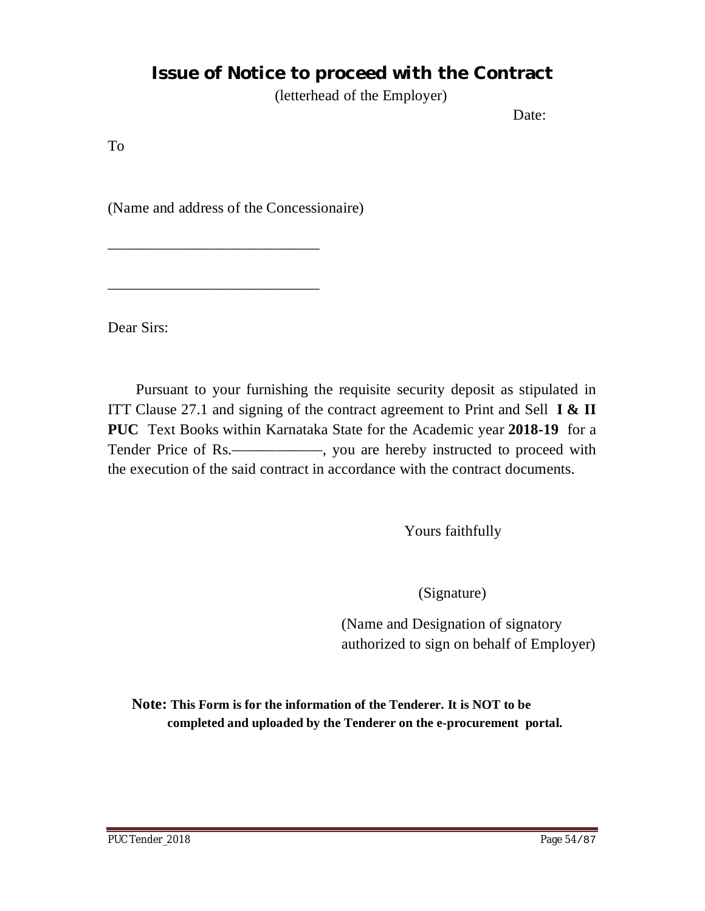# Issue of Notice to proceed with the Contract

(letterhead of the Employer)

Date:

To

(Name and address of the Concessionaire)

____________________________

____________________________

Dear Sirs:

Pursuant to your furnishing the requisite security deposit as stipulated in ITT Clause 27.1 and signing of the contract agreement to Print and Sell **I & II PUC** Text Books within Karnataka State for the Academic year **2018-19** for a Tender Price of Rs.————————, you are hereby instructed to proceed with the execution of the said contract in accordance with the contract documents.

Yours faithfully

(Signature)

(Name and Designation of signatory authorized to sign on behalf of Employer)

**Note: This Form is for the information of the Tenderer. It is NOT to be completed and uploaded by the Tenderer on the e-procurement portal.**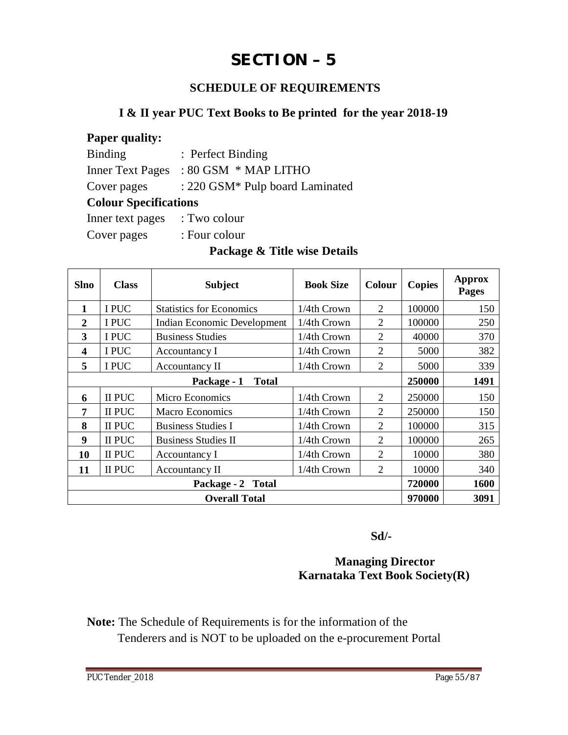# SECTION – 5

## SCHEDULE OF REQUIREMENTS

### I & II year PUC Text Books to Be printed for the year 2018-19

**Paper quality:**

Binding : Perfect Binding

Inner Text Pages : 80 GSM * MAP LITHO

Cover pages : 220 GSM* Pulp board Laminated

**Colour Specifications**

Inner text pages : Two colour

Cover pages : Four colour

**Package & Title wise Details**

| Slno | Class | Subject | Book Size | Colour | Copies | Approx Pages |
|---|---|---|---|---|---|---|
| 1 | I PUC | Statistics for Economics | 1/4th Crown | 2 | 100000 | 150 |
| 2 | I PUC | Indian Economic Development | 1/4th Crown | 2 | 100000 | 250 |
| 3 | I PUC | Business Studies | 1/4th Crown | 2 | 40000 | 370 |
| 4 | I PUC | Accountancy I | 1/4th Crown | 2 | 5000 | 382 |
| 5 | I PUC | Accountancy II | 1/4th Crown | 2 | 5000 | 339 |
| **Package - 1 Total** | | | | | **250000** | **1491** |
| 6 | II PUC | Micro Economics | 1/4th Crown | 2 | 250000 | 150 |
| 7 | II PUC | Macro Economics | 1/4th Crown | 2 | 250000 | 150 |
| 8 | II PUC | Business Studies I | 1/4th Crown | 2 | 100000 | 315 |
| 9 | II PUC | Business Studies II | 1/4th Crown | 2 | 100000 | 265 |
| 10 | II PUC | Accountancy I | 1/4th Crown | 2 | 10000 | 380 |
| 11 | II PUC | Accountancy II | 1/4th Crown | 2 | 10000 | 340 |
| **Package - 2 Total** | | | | | **720000** | **1600** |
| **Overall Total** | | | | | **970000** | **3091** |

**Sd/-**

**Managing Director**
**Karnataka Text Book Society(R)**

**Note:** The Schedule of Requirements is for the information of the Tenderers and is NOT to be uploaded on the e-procurement Portal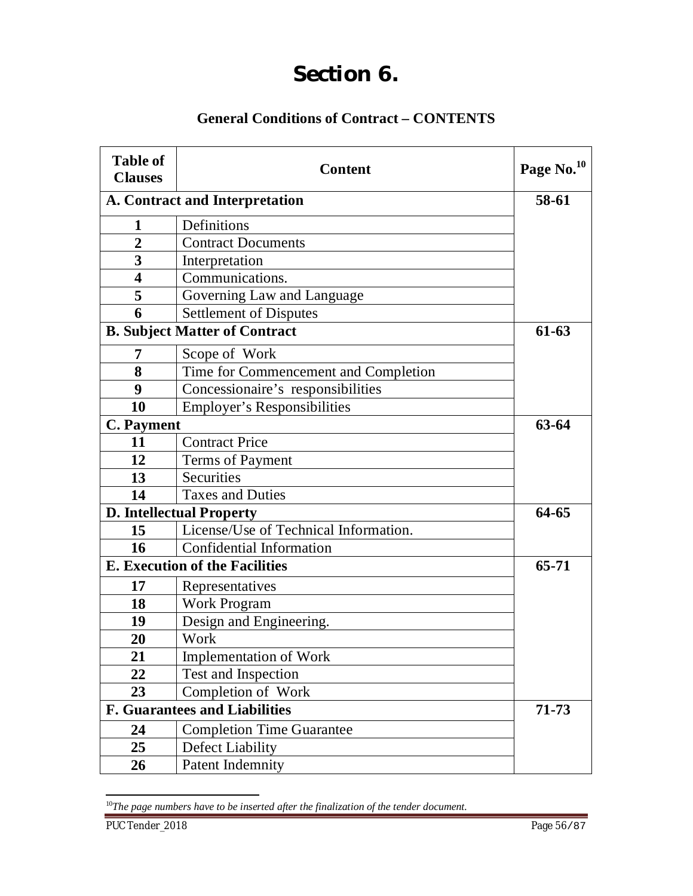# Section 6.

## General Conditions of Contract – CONTENTS

| Table of Clauses | Content | Page No.[10] |
|---|---|---|
| **A. Contract and Interpretation** | | **58-61** |
| **1** | Definitions | |
| **2** | Contract Documents | |
| **3** | Interpretation | |
| **4** | Communications. | |
| **5** | Governing Law and Language | |
| **6** | Settlement of Disputes | |
| **B. Subject Matter of Contract** | | **61-63** |
| **7** | Scope of Work | |
| **8** | Time for Commencement and Completion | |
| **9** | Concessionaire's responsibilities | |
| **10** | Employer's Responsibilities | |
| **C. Payment** | | **63-64** |
| **11** | Contract Price | |
| **12** | Terms of Payment | |
| **13** | Securities | |
| **14** | Taxes and Duties | |
| **D. Intellectual Property** | | **64-65** |
| **15** | License/Use of Technical Information. | |
| **16** | Confidential Information | |
| **E. Execution of the Facilities** | | **65-71** |
| **17** | Representatives | |
| **18** | Work Program | |
| **19** | Design and Engineering. | |
| **20** | Work | |
| **21** | Implementation of Work | |
| **22** | Test and Inspection | |
| **23** | Completion of Work | |
| **F. Guarantees and Liabilities** | | **71-73** |
| **24** | Completion Time Guarantee | |
| **25** | Defect Liability | |
| **26** | Patent Indemnity | |

[10] *The page numbers have to be inserted after the finalization of the tender document.*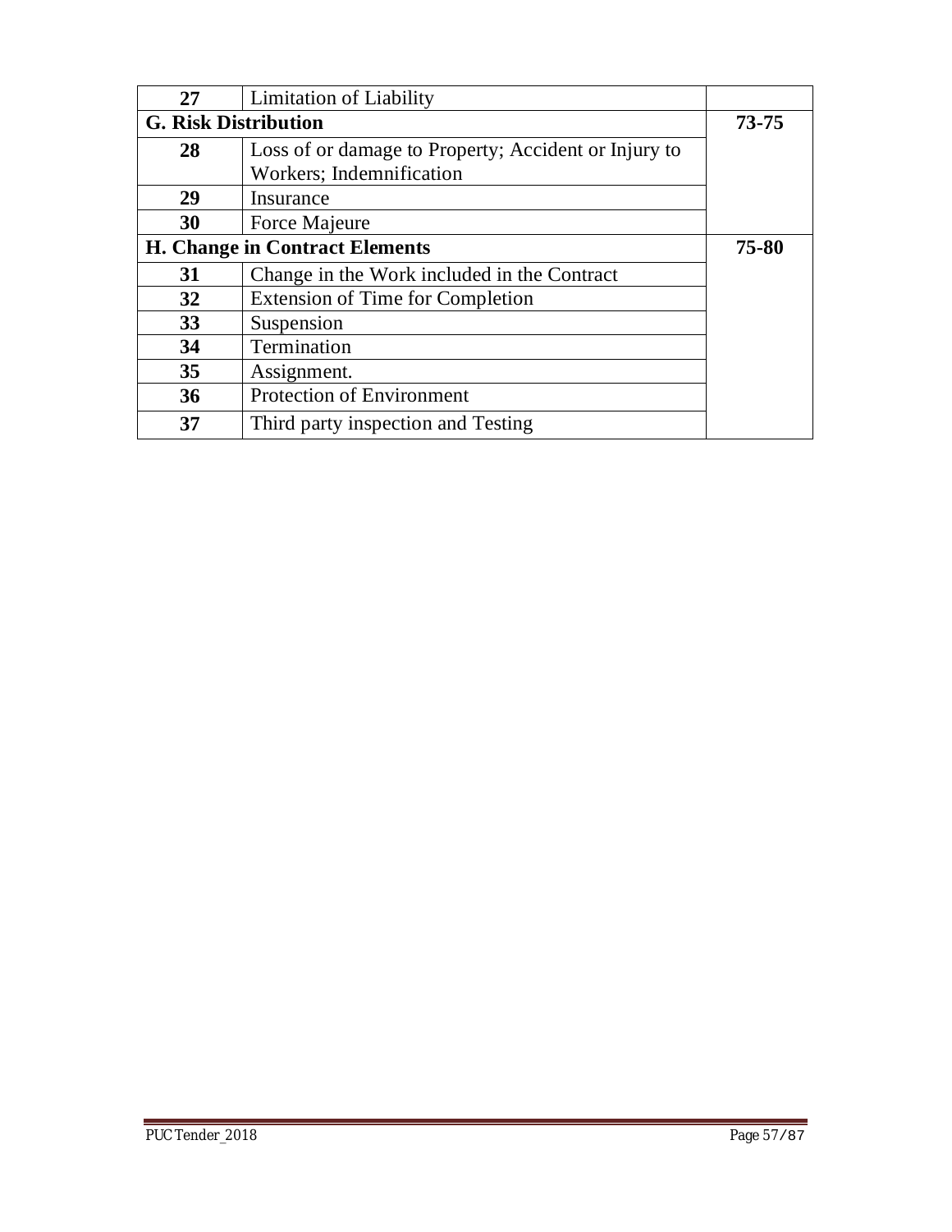| | | |
|---|---|---|
| **27** | Limitation of Liability | |
| **G. Risk Distribution** | | **73-75** |
| **28** | Loss of or damage to Property; Accident or Injury to Workers; Indemnification | |
| **29** | Insurance | |
| **30** | Force Majeure | |
| **H. Change in Contract Elements** | | **75-80** |
| **31** | Change in the Work included in the Contract | |
| **32** | Extension of Time for Completion | |
| **33** | Suspension | |
| **34** | Termination | |
| **35** | Assignment. | |
| **36** | Protection of Environment | |
| **37** | Third party inspection and Testing | |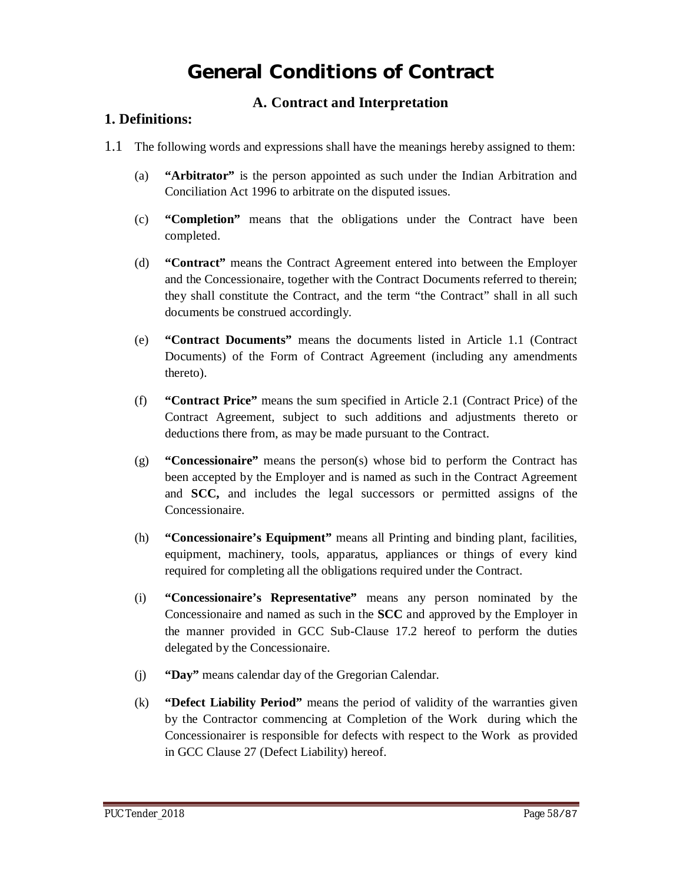# General Conditions of Contract

## A. Contract and Interpretation

### 1. Definitions:

1.1 The following words and expressions shall have the meanings hereby assigned to them:

(a) **"Arbitrator"** is the person appointed as such under the Indian Arbitration and Conciliation Act 1996 to arbitrate on the disputed issues.

(c) **"Completion"** means that the obligations under the Contract have been completed.

(d) **"Contract"** means the Contract Agreement entered into between the Employer and the Concessionaire, together with the Contract Documents referred to therein; they shall constitute the Contract, and the term "the Contract" shall in all such documents be construed accordingly.

(e) **"Contract Documents"** means the documents listed in Article 1.1 (Contract Documents) of the Form of Contract Agreement (including any amendments thereto).

(f) **"Contract Price"** means the sum specified in Article 2.1 (Contract Price) of the Contract Agreement, subject to such additions and adjustments thereto or deductions there from, as may be made pursuant to the Contract.

(g) **"Concessionaire"** means the person(s) whose bid to perform the Contract has been accepted by the Employer and is named as such in the Contract Agreement and **SCC,** and includes the legal successors or permitted assigns of the Concessionaire.

(h) **"Concessionaire's Equipment"** means all Printing and binding plant, facilities, equipment, machinery, tools, apparatus, appliances or things of every kind required for completing all the obligations required under the Contract.

(i) **"Concessionaire's Representative"** means any person nominated by the Concessionaire and named as such in the **SCC** and approved by the Employer in the manner provided in GCC Sub-Clause 17.2 hereof to perform the duties delegated by the Concessionaire.

(j) **"Day"** means calendar day of the Gregorian Calendar.

(k) **"Defect Liability Period"** means the period of validity of the warranties given by the Contractor commencing at Completion of the Work during which the Concessionairer is responsible for defects with respect to the Work as provided in GCC Clause 27 (Defect Liability) hereof.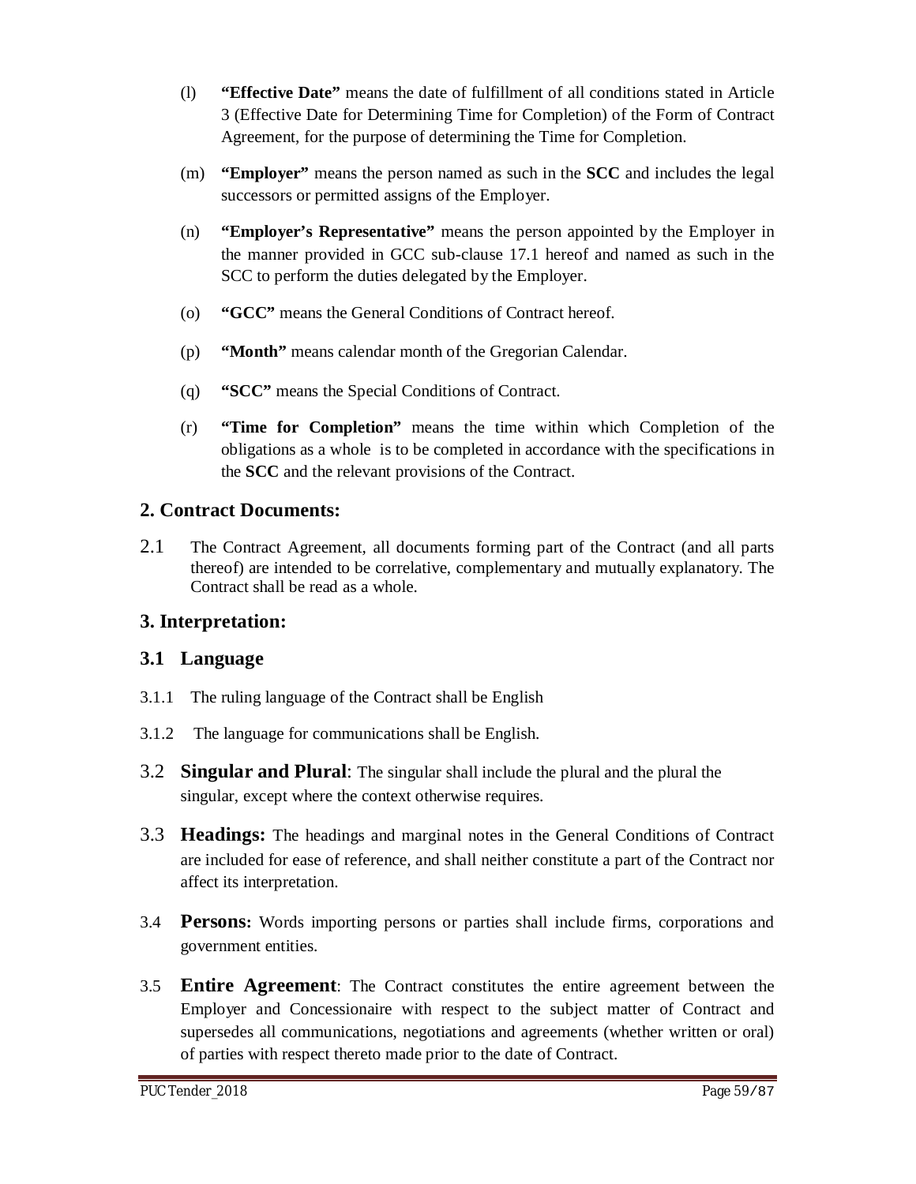(l) **"Effective Date"** means the date of fulfillment of all conditions stated in Article 3 (Effective Date for Determining Time for Completion) of the Form of Contract Agreement, for the purpose of determining the Time for Completion.

(m) **"Employer"** means the person named as such in the **SCC** and includes the legal successors or permitted assigns of the Employer.

(n) **"Employer's Representative"** means the person appointed by the Employer in the manner provided in GCC sub-clause 17.1 hereof and named as such in the SCC to perform the duties delegated by the Employer.

(o) **"GCC"** means the General Conditions of Contract hereof.

(p) **"Month"** means calendar month of the Gregorian Calendar.

(q) **"SCC"** means the Special Conditions of Contract.

(r) **"Time for Completion"** means the time within which Completion of the obligations as a whole is to be completed in accordance with the specifications in the **SCC** and the relevant provisions of the Contract.

## 2. Contract Documents:

2.1 The Contract Agreement, all documents forming part of the Contract (and all parts thereof) are intended to be correlative, complementary and mutually explanatory. The Contract shall be read as a whole.

## 3. Interpretation:

### 3.1 Language

3.1.1 The ruling language of the Contract shall be English

3.1.2 The language for communications shall be English.

3.2 **Singular and Plural**: The singular shall include the plural and the plural the singular, except where the context otherwise requires.

3.3 **Headings:** The headings and marginal notes in the General Conditions of Contract are included for ease of reference, and shall neither constitute a part of the Contract nor affect its interpretation.

3.4 **Persons:** Words importing persons or parties shall include firms, corporations and government entities.

3.5 **Entire Agreement**: The Contract constitutes the entire agreement between the Employer and Concessionaire with respect to the subject matter of Contract and supersedes all communications, negotiations and agreements (whether written or oral) of parties with respect thereto made prior to the date of Contract.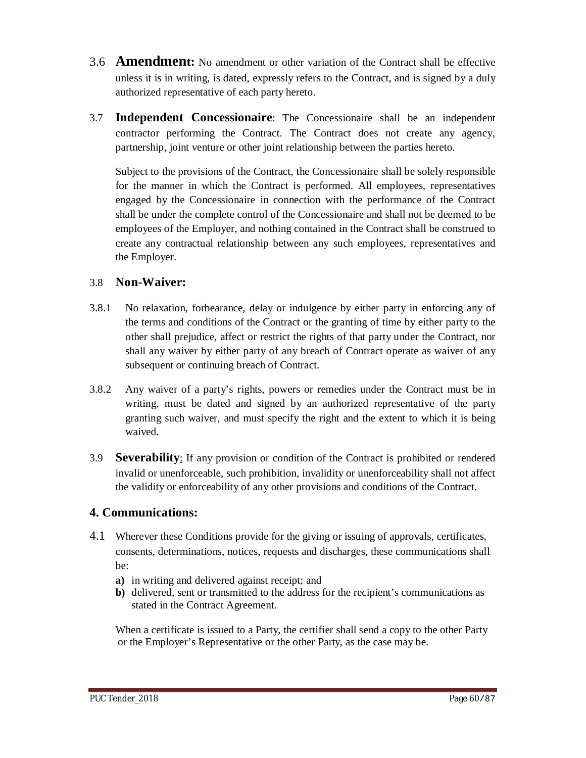3.6 **Amendment:** No amendment or other variation of the Contract shall be effective unless it is in writing, is dated, expressly refers to the Contract, and is signed by a duly authorized representative of each party hereto.

3.7 **Independent Concessionaire**: The Concessionaire shall be an independent contractor performing the Contract. The Contract does not create any agency, partnership, joint venture or other joint relationship between the parties hereto.

Subject to the provisions of the Contract, the Concessionaire shall be solely responsible for the manner in which the Contract is performed. All employees, representatives engaged by the Concessionaire in connection with the performance of the Contract shall be under the complete control of the Concessionaire and shall not be deemed to be employees of the Employer, and nothing contained in the Contract shall be construed to create any contractual relationship between any such employees, representatives and the Employer.

3.8 **Non-Waiver:**

3.8.1 No relaxation, forbearance, delay or indulgence by either party in enforcing any of the terms and conditions of the Contract or the granting of time by either party to the other shall prejudice, affect or restrict the rights of that party under the Contract, nor shall any waiver by either party of any breach of Contract operate as waiver of any subsequent or continuing breach of Contract.

3.8.2 Any waiver of a party's rights, powers or remedies under the Contract must be in writing, must be dated and signed by an authorized representative of the party granting such waiver, and must specify the right and the extent to which it is being waived.

3.9 **Severability**: If any provision or condition of the Contract is prohibited or rendered invalid or unenforceable, such prohibition, invalidity or unenforceability shall not affect the validity or enforceability of any other provisions and conditions of the Contract.

## 4. Communications:

4.1 Wherever these Conditions provide for the giving or issuing of approvals, certificates, consents, determinations, notices, requests and discharges, these communications shall be:

**a)** in writing and delivered against receipt; and

**b)** delivered, sent or transmitted to the address for the recipient's communications as stated in the Contract Agreement.

When a certificate is issued to a Party, the certifier shall send a copy to the other Party or the Employer's Representative or the other Party, as the case may be.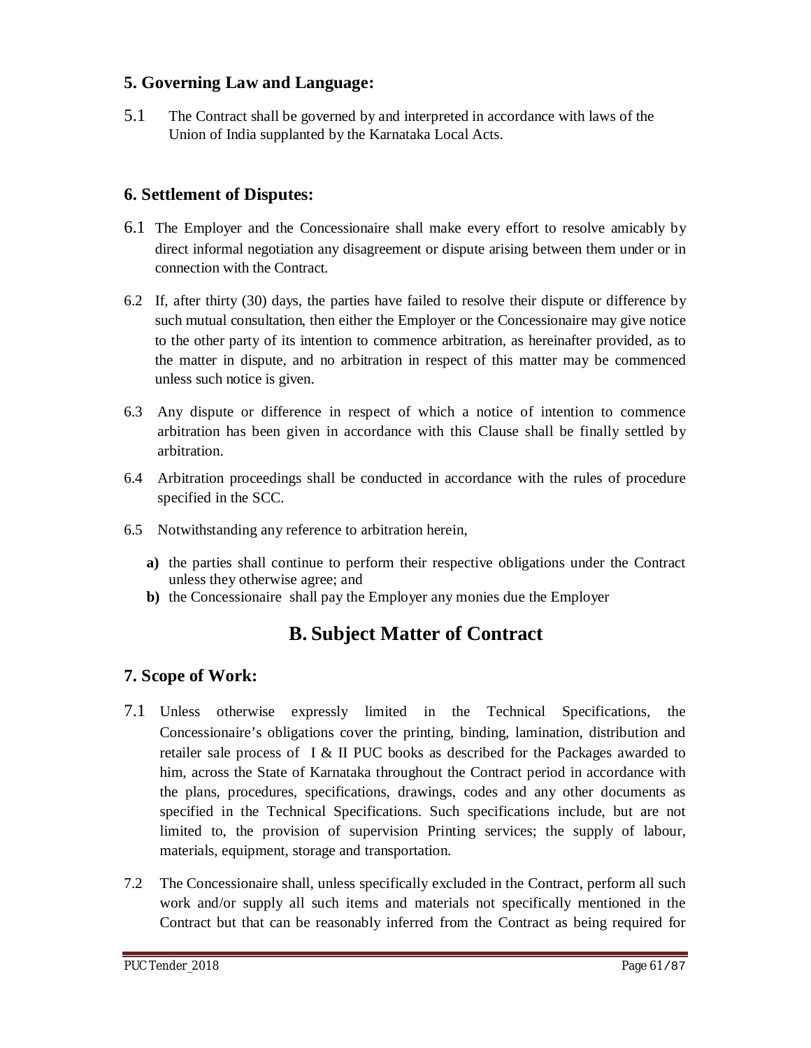## 5. Governing Law and Language:

5.1 The Contract shall be governed by and interpreted in accordance with laws of the Union of India supplanted by the Karnataka Local Acts.

## 6. Settlement of Disputes:

6.1 The Employer and the Concessionaire shall make every effort to resolve amicably by direct informal negotiation any disagreement or dispute arising between them under or in connection with the Contract.

6.2 If, after thirty (30) days, the parties have failed to resolve their dispute or difference by such mutual consultation, then either the Employer or the Concessionaire may give notice to the other party of its intention to commence arbitration, as hereinafter provided, as to the matter in dispute, and no arbitration in respect of this matter may be commenced unless such notice is given.

6.3 Any dispute or difference in respect of which a notice of intention to commence arbitration has been given in accordance with this Clause shall be finally settled by arbitration.

6.4 Arbitration proceedings shall be conducted in accordance with the rules of procedure specified in the SCC.

6.5 Notwithstanding any reference to arbitration herein,

**a)** the parties shall continue to perform their respective obligations under the Contract unless they otherwise agree; and

**b)** the Concessionaire shall pay the Employer any monies due the Employer

# B. Subject Matter of Contract

## 7. Scope of Work:

7.1 Unless otherwise expressly limited in the Technical Specifications, the Concessionaire's obligations cover the printing, binding, lamination, distribution and retailer sale process of I & II PUC books as described for the Packages awarded to him, across the State of Karnataka throughout the Contract period in accordance with the plans, procedures, specifications, drawings, codes and any other documents as specified in the Technical Specifications. Such specifications include, but are not limited to, the provision of supervision Printing services; the supply of labour, materials, equipment, storage and transportation.

7.2 The Concessionaire shall, unless specifically excluded in the Contract, perform all such work and/or supply all such items and materials not specifically mentioned in the Contract but that can be reasonably inferred from the Contract as being required for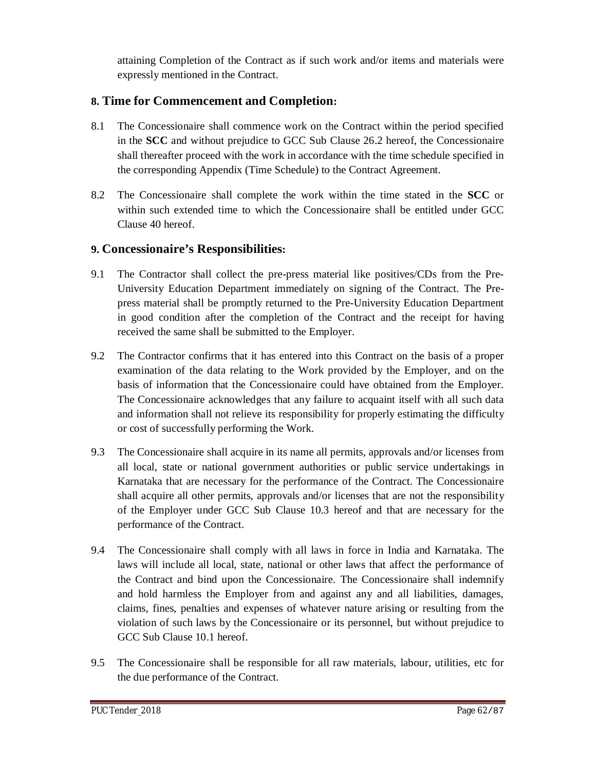attaining Completion of the Contract as if such work and/or items and materials were expressly mentioned in the Contract.

## 8. Time for Commencement and Completion:

8.1 The Concessionaire shall commence work on the Contract within the period specified in the **SCC** and without prejudice to GCC Sub Clause 26.2 hereof, the Concessionaire shall thereafter proceed with the work in accordance with the time schedule specified in the corresponding Appendix (Time Schedule) to the Contract Agreement.

8.2 The Concessionaire shall complete the work within the time stated in the **SCC** or within such extended time to which the Concessionaire shall be entitled under GCC Clause 40 hereof.

## 9. Concessionaire's Responsibilities:

9.1 The Contractor shall collect the pre-press material like positives/CDs from the Pre-University Education Department immediately on signing of the Contract. The Pre-press material shall be promptly returned to the Pre-University Education Department in good condition after the completion of the Contract and the receipt for having received the same shall be submitted to the Employer.

9.2 The Contractor confirms that it has entered into this Contract on the basis of a proper examination of the data relating to the Work provided by the Employer, and on the basis of information that the Concessionaire could have obtained from the Employer. The Concessionaire acknowledges that any failure to acquaint itself with all such data and information shall not relieve its responsibility for properly estimating the difficulty or cost of successfully performing the Work.

9.3 The Concessionaire shall acquire in its name all permits, approvals and/or licenses from all local, state or national government authorities or public service undertakings in Karnataka that are necessary for the performance of the Contract. The Concessionaire shall acquire all other permits, approvals and/or licenses that are not the responsibility of the Employer under GCC Sub Clause 10.3 hereof and that are necessary for the performance of the Contract.

9.4 The Concessionaire shall comply with all laws in force in India and Karnataka. The laws will include all local, state, national or other laws that affect the performance of the Contract and bind upon the Concessionaire. The Concessionaire shall indemnify and hold harmless the Employer from and against any and all liabilities, damages, claims, fines, penalties and expenses of whatever nature arising or resulting from the violation of such laws by the Concessionaire or its personnel, but without prejudice to GCC Sub Clause 10.1 hereof.

9.5 The Concessionaire shall be responsible for all raw materials, labour, utilities, etc for the due performance of the Contract.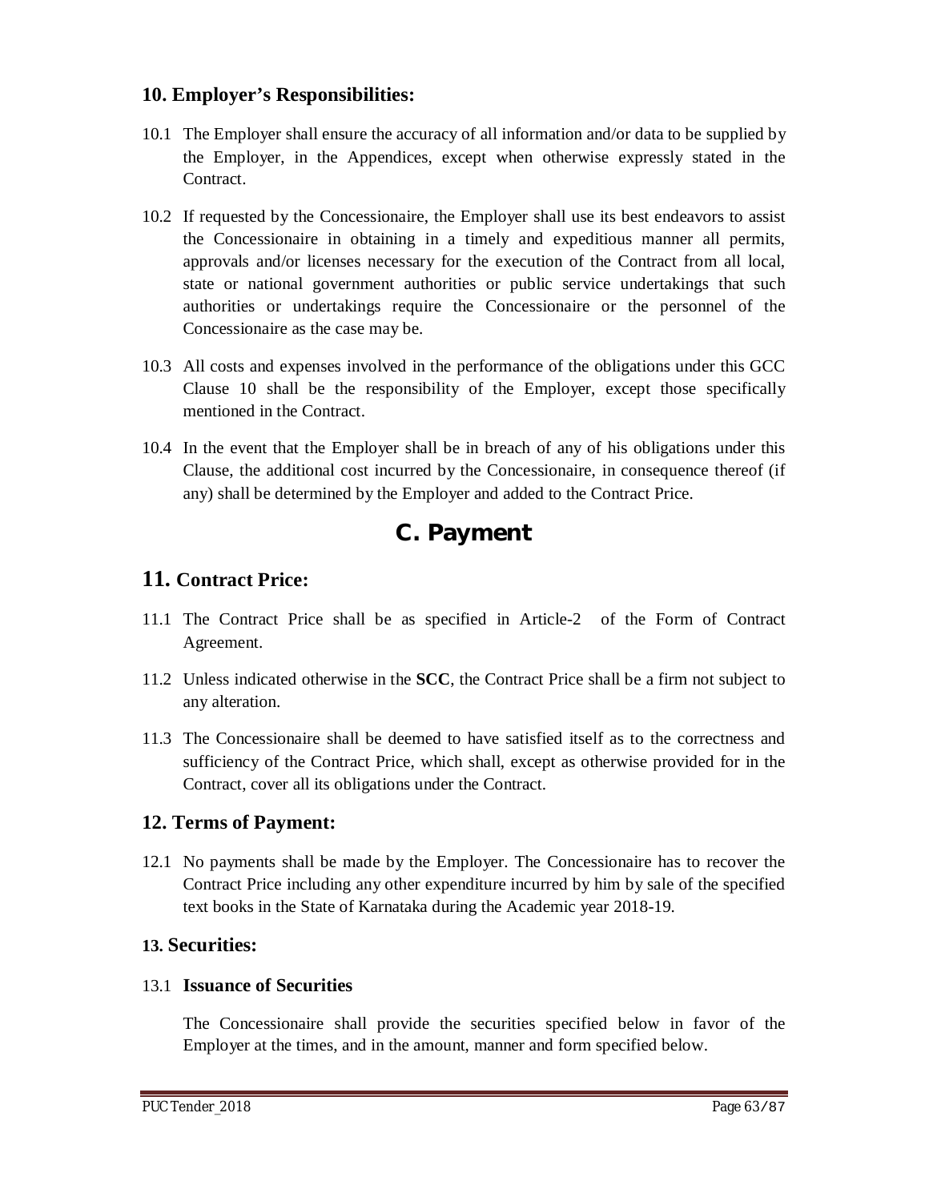## 10. Employer's Responsibilities:

10.1 The Employer shall ensure the accuracy of all information and/or data to be supplied by the Employer, in the Appendices, except when otherwise expressly stated in the Contract.

10.2 If requested by the Concessionaire, the Employer shall use its best endeavors to assist the Concessionaire in obtaining in a timely and expeditious manner all permits, approvals and/or licenses necessary for the execution of the Contract from all local, state or national government authorities or public service undertakings that such authorities or undertakings require the Concessionaire or the personnel of the Concessionaire as the case may be.

10.3 All costs and expenses involved in the performance of the obligations under this GCC Clause 10 shall be the responsibility of the Employer, except those specifically mentioned in the Contract.

10.4 In the event that the Employer shall be in breach of any of his obligations under this Clause, the additional cost incurred by the Concessionaire, in consequence thereof (if any) shall be determined by the Employer and added to the Contract Price.

# C. Payment

## 11. Contract Price:

11.1 The Contract Price shall be as specified in Article-2 of the Form of Contract Agreement.

11.2 Unless indicated otherwise in the **SCC**, the Contract Price shall be a firm not subject to any alteration.

11.3 The Concessionaire shall be deemed to have satisfied itself as to the correctness and sufficiency of the Contract Price, which shall, except as otherwise provided for in the Contract, cover all its obligations under the Contract.

## 12. Terms of Payment:

12.1 No payments shall be made by the Employer. The Concessionaire has to recover the Contract Price including any other expenditure incurred by him by sale of the specified text books in the State of Karnataka during the Academic year 2018-19.

## 13. Securities:

13.1 **Issuance of Securities**

The Concessionaire shall provide the securities specified below in favor of the Employer at the times, and in the amount, manner and form specified below.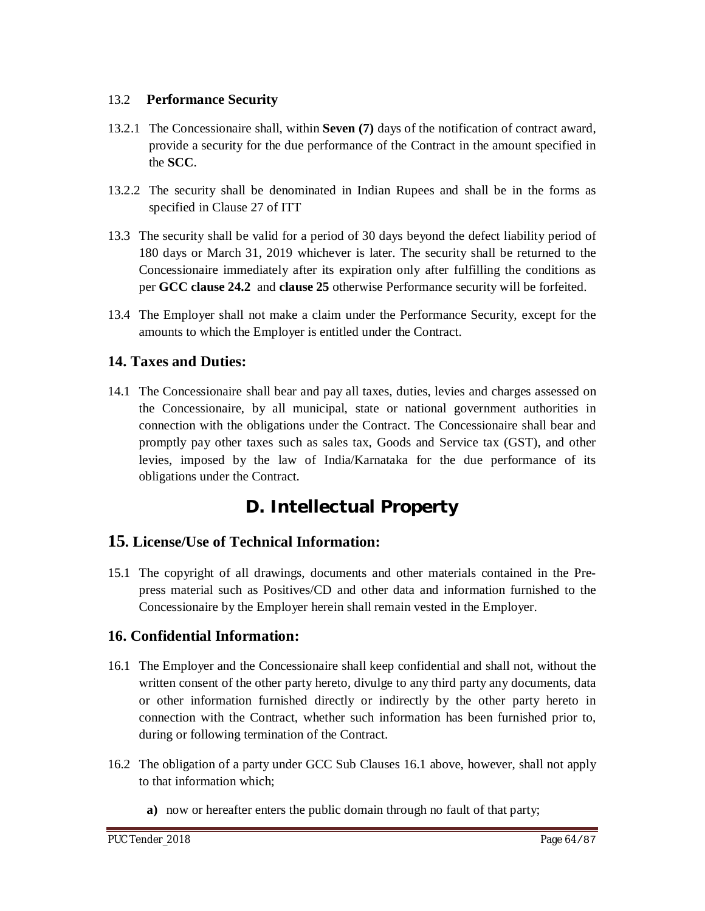13.2 **Performance Security**

13.2.1 The Concessionaire shall, within **Seven (7)** days of the notification of contract award, provide a security for the due performance of the Contract in the amount specified in the **SCC**.

13.2.2 The security shall be denominated in Indian Rupees and shall be in the forms as specified in Clause 27 of ITT

13.3 The security shall be valid for a period of 30 days beyond the defect liability period of 180 days or March 31, 2019 whichever is later. The security shall be returned to the Concessionaire immediately after its expiration only after fulfilling the conditions as per **GCC clause 24.2** and **clause 25** otherwise Performance security will be forfeited.

13.4 The Employer shall not make a claim under the Performance Security, except for the amounts to which the Employer is entitled under the Contract.

## 14. Taxes and Duties:

14.1 The Concessionaire shall bear and pay all taxes, duties, levies and charges assessed on the Concessionaire, by all municipal, state or national government authorities in connection with the obligations under the Contract. The Concessionaire shall bear and promptly pay other taxes such as sales tax, Goods and Service tax (GST), and other levies, imposed by the law of India/Karnataka for the due performance of its obligations under the Contract.

# D. Intellectual Property

## 15. License/Use of Technical Information:

15.1 The copyright of all drawings, documents and other materials contained in the Pre-press material such as Positives/CD and other data and information furnished to the Concessionaire by the Employer herein shall remain vested in the Employer.

## 16. Confidential Information:

16.1 The Employer and the Concessionaire shall keep confidential and shall not, without the written consent of the other party hereto, divulge to any third party any documents, data or other information furnished directly or indirectly by the other party hereto in connection with the Contract, whether such information has been furnished prior to, during or following termination of the Contract.

16.2 The obligation of a party under GCC Sub Clauses 16.1 above, however, shall not apply to that information which;

**a)** now or hereafter enters the public domain through no fault of that party;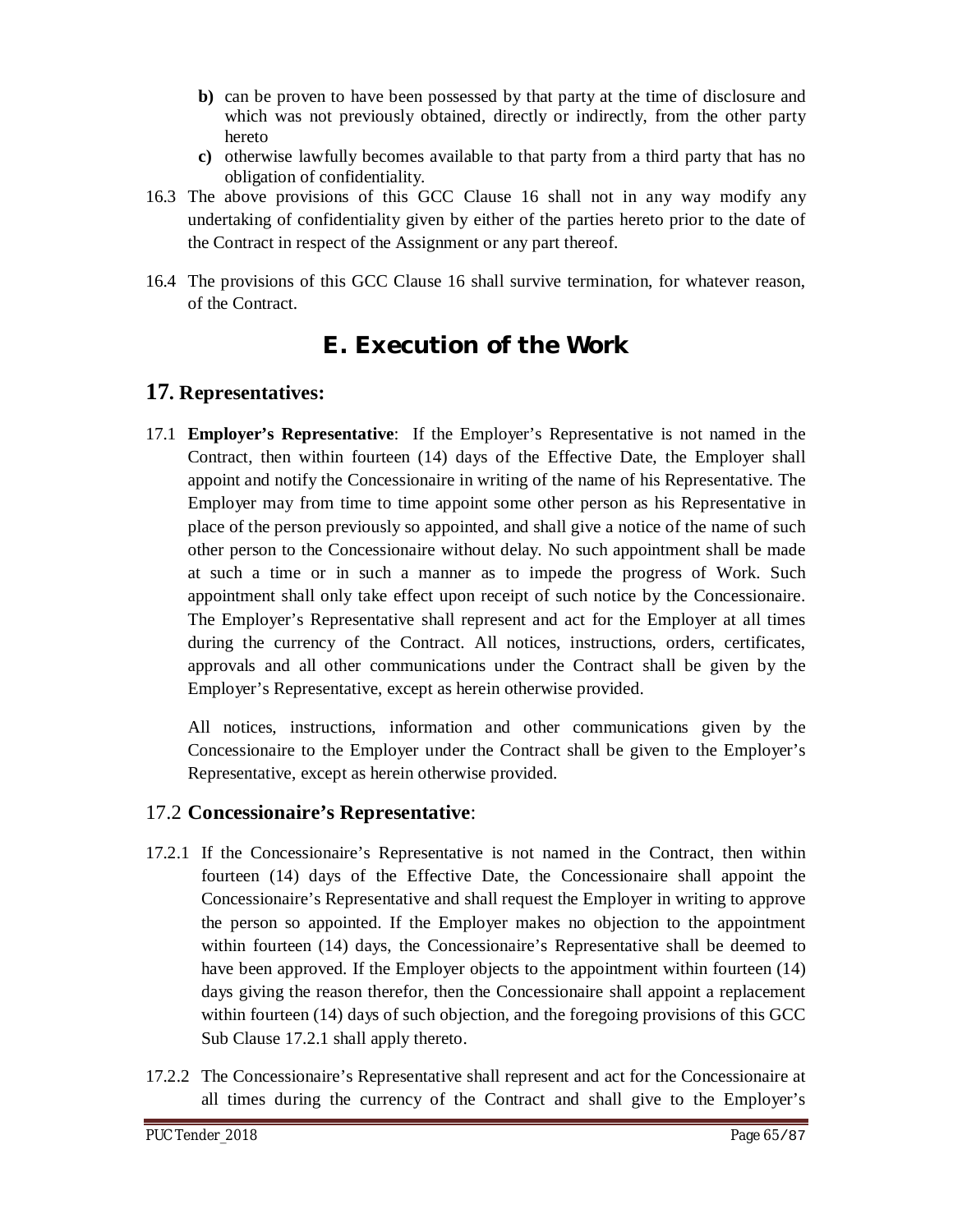b) can be proven to have been possessed by that party at the time of disclosure and which was not previously obtained, directly or indirectly, from the other party hereto

c) otherwise lawfully becomes available to that party from a third party that has no obligation of confidentiality.

16.3 The above provisions of this GCC Clause 16 shall not in any way modify any undertaking of confidentiality given by either of the parties hereto prior to the date of the Contract in respect of the Assignment or any part thereof.

16.4 The provisions of this GCC Clause 16 shall survive termination, for whatever reason, of the Contract.

# E. Execution of the Work

## 17. Representatives:

17.1 **Employer's Representative**: If the Employer's Representative is not named in the Contract, then within fourteen (14) days of the Effective Date, the Employer shall appoint and notify the Concessionaire in writing of the name of his Representative. The Employer may from time to time appoint some other person as his Representative in place of the person previously so appointed, and shall give a notice of the name of such other person to the Concessionaire without delay. No such appointment shall be made at such a time or in such a manner as to impede the progress of Work. Such appointment shall only take effect upon receipt of such notice by the Concessionaire. The Employer's Representative shall represent and act for the Employer at all times during the currency of the Contract. All notices, instructions, orders, certificates, approvals and all other communications under the Contract shall be given by the Employer's Representative, except as herein otherwise provided.

All notices, instructions, information and other communications given by the Concessionaire to the Employer under the Contract shall be given to the Employer's Representative, except as herein otherwise provided.

### 17.2 Concessionaire's Representative:

17.2.1 If the Concessionaire's Representative is not named in the Contract, then within fourteen (14) days of the Effective Date, the Concessionaire shall appoint the Concessionaire's Representative and shall request the Employer in writing to approve the person so appointed. If the Employer makes no objection to the appointment within fourteen (14) days, the Concessionaire's Representative shall be deemed to have been approved. If the Employer objects to the appointment within fourteen (14) days giving the reason therefor, then the Concessionaire shall appoint a replacement within fourteen (14) days of such objection, and the foregoing provisions of this GCC Sub Clause 17.2.1 shall apply thereto.

17.2.2 The Concessionaire's Representative shall represent and act for the Concessionaire at all times during the currency of the Contract and shall give to the Employer's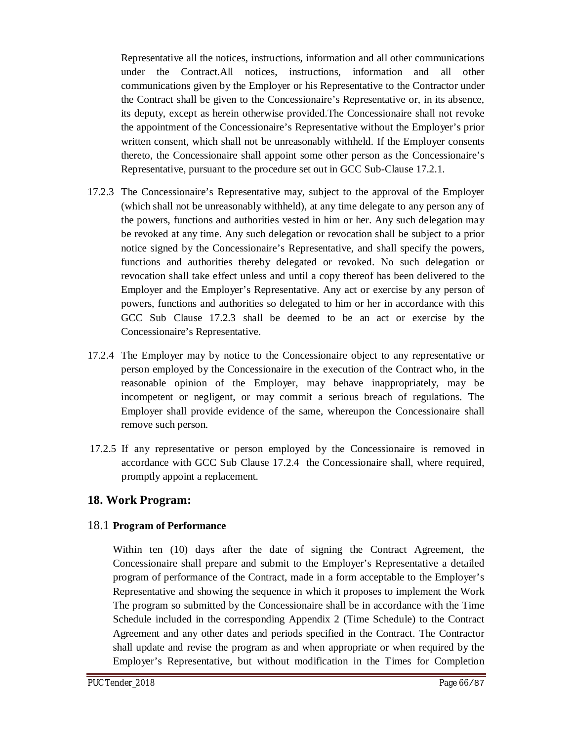Representative all the notices, instructions, information and all other communications under the Contract.All notices, instructions, information and all other communications given by the Employer or his Representative to the Contractor under the Contract shall be given to the Concessionaire's Representative or, in its absence, its deputy, except as herein otherwise provided.The Concessionaire shall not revoke the appointment of the Concessionaire's Representative without the Employer's prior written consent, which shall not be unreasonably withheld. If the Employer consents thereto, the Concessionaire shall appoint some other person as the Concessionaire's Representative, pursuant to the procedure set out in GCC Sub-Clause 17.2.1.

17.2.3 The Concessionaire's Representative may, subject to the approval of the Employer (which shall not be unreasonably withheld), at any time delegate to any person any of the powers, functions and authorities vested in him or her. Any such delegation may be revoked at any time. Any such delegation or revocation shall be subject to a prior notice signed by the Concessionaire's Representative, and shall specify the powers, functions and authorities thereby delegated or revoked. No such delegation or revocation shall take effect unless and until a copy thereof has been delivered to the Employer and the Employer's Representative. Any act or exercise by any person of powers, functions and authorities so delegated to him or her in accordance with this GCC Sub Clause 17.2.3 shall be deemed to be an act or exercise by the Concessionaire's Representative.

17.2.4 The Employer may by notice to the Concessionaire object to any representative or person employed by the Concessionaire in the execution of the Contract who, in the reasonable opinion of the Employer, may behave inappropriately, may be incompetent or negligent, or may commit a serious breach of regulations. The Employer shall provide evidence of the same, whereupon the Concessionaire shall remove such person.

17.2.5 If any representative or person employed by the Concessionaire is removed in accordance with GCC Sub Clause 17.2.4 the Concessionaire shall, where required, promptly appoint a replacement.

## 18. Work Program:

### 18.1 **Program of Performance**

Within ten (10) days after the date of signing the Contract Agreement, the Concessionaire shall prepare and submit to the Employer's Representative a detailed program of performance of the Contract, made in a form acceptable to the Employer's Representative and showing the sequence in which it proposes to implement the Work The program so submitted by the Concessionaire shall be in accordance with the Time Schedule included in the corresponding Appendix 2 (Time Schedule) to the Contract Agreement and any other dates and periods specified in the Contract. The Contractor shall update and revise the program as and when appropriate or when required by the Employer's Representative, but without modification in the Times for Completion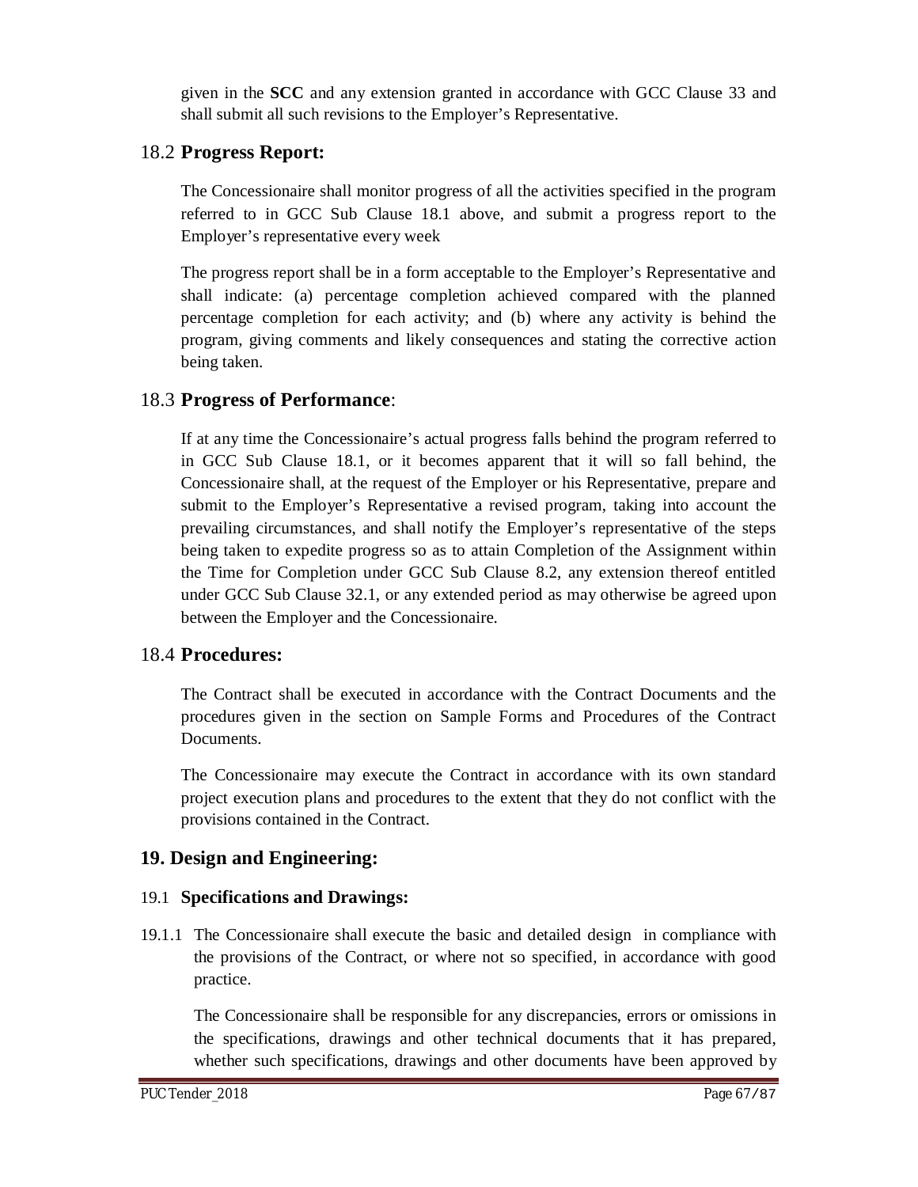given in the **SCC** and any extension granted in accordance with GCC Clause 33 and shall submit all such revisions to the Employer's Representative.

### 18.2 **Progress Report:**

The Concessionaire shall monitor progress of all the activities specified in the program referred to in GCC Sub Clause 18.1 above, and submit a progress report to the Employer's representative every week

The progress report shall be in a form acceptable to the Employer's Representative and shall indicate: (a) percentage completion achieved compared with the planned percentage completion for each activity; and (b) where any activity is behind the program, giving comments and likely consequences and stating the corrective action being taken.

### 18.3 **Progress of Performance**:

If at any time the Concessionaire's actual progress falls behind the program referred to in GCC Sub Clause 18.1, or it becomes apparent that it will so fall behind, the Concessionaire shall, at the request of the Employer or his Representative, prepare and submit to the Employer's Representative a revised program, taking into account the prevailing circumstances, and shall notify the Employer's representative of the steps being taken to expedite progress so as to attain Completion of the Assignment within the Time for Completion under GCC Sub Clause 8.2, any extension thereof entitled under GCC Sub Clause 32.1, or any extended period as may otherwise be agreed upon between the Employer and the Concessionaire.

### 18.4 **Procedures:**

The Contract shall be executed in accordance with the Contract Documents and the procedures given in the section on Sample Forms and Procedures of the Contract Documents.

The Concessionaire may execute the Contract in accordance with its own standard project execution plans and procedures to the extent that they do not conflict with the provisions contained in the Contract.

## 19. Design and Engineering:

### 19.1 **Specifications and Drawings:**

19.1.1 The Concessionaire shall execute the basic and detailed design in compliance with the provisions of the Contract, or where not so specified, in accordance with good practice.

The Concessionaire shall be responsible for any discrepancies, errors or omissions in the specifications, drawings and other technical documents that it has prepared, whether such specifications, drawings and other documents have been approved by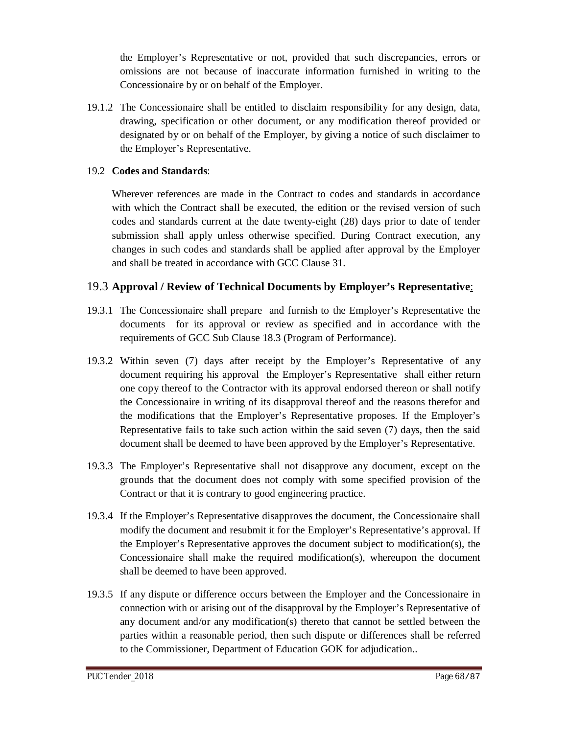the Employer's Representative or not, provided that such discrepancies, errors or omissions are not because of inaccurate information furnished in writing to the Concessionaire by or on behalf of the Employer.

19.1.2 The Concessionaire shall be entitled to disclaim responsibility for any design, data, drawing, specification or other document, or any modification thereof provided or designated by or on behalf of the Employer, by giving a notice of such disclaimer to the Employer's Representative.

19.2 **Codes and Standards**:

Wherever references are made in the Contract to codes and standards in accordance with which the Contract shall be executed, the edition or the revised version of such codes and standards current at the date twenty-eight (28) days prior to date of tender submission shall apply unless otherwise specified. During Contract execution, any changes in such codes and standards shall be applied after approval by the Employer and shall be treated in accordance with GCC Clause 31.

## 19.3 **Approval / Review of Technical Documents by Employer's Representative**:

19.3.1 The Concessionaire shall prepare and furnish to the Employer's Representative the documents for its approval or review as specified and in accordance with the requirements of GCC Sub Clause 18.3 (Program of Performance).

19.3.2 Within seven (7) days after receipt by the Employer's Representative of any document requiring his approval the Employer's Representative shall either return one copy thereof to the Contractor with its approval endorsed thereon or shall notify the Concessionaire in writing of its disapproval thereof and the reasons therefor and the modifications that the Employer's Representative proposes. If the Employer's Representative fails to take such action within the said seven (7) days, then the said document shall be deemed to have been approved by the Employer's Representative.

19.3.3 The Employer's Representative shall not disapprove any document, except on the grounds that the document does not comply with some specified provision of the Contract or that it is contrary to good engineering practice.

19.3.4 If the Employer's Representative disapproves the document, the Concessionaire shall modify the document and resubmit it for the Employer's Representative's approval. If the Employer's Representative approves the document subject to modification(s), the Concessionaire shall make the required modification(s), whereupon the document shall be deemed to have been approved.

19.3.5 If any dispute or difference occurs between the Employer and the Concessionaire in connection with or arising out of the disapproval by the Employer's Representative of any document and/or any modification(s) thereto that cannot be settled between the parties within a reasonable period, then such dispute or differences shall be referred to the Commissioner, Department of Education GOK for adjudication..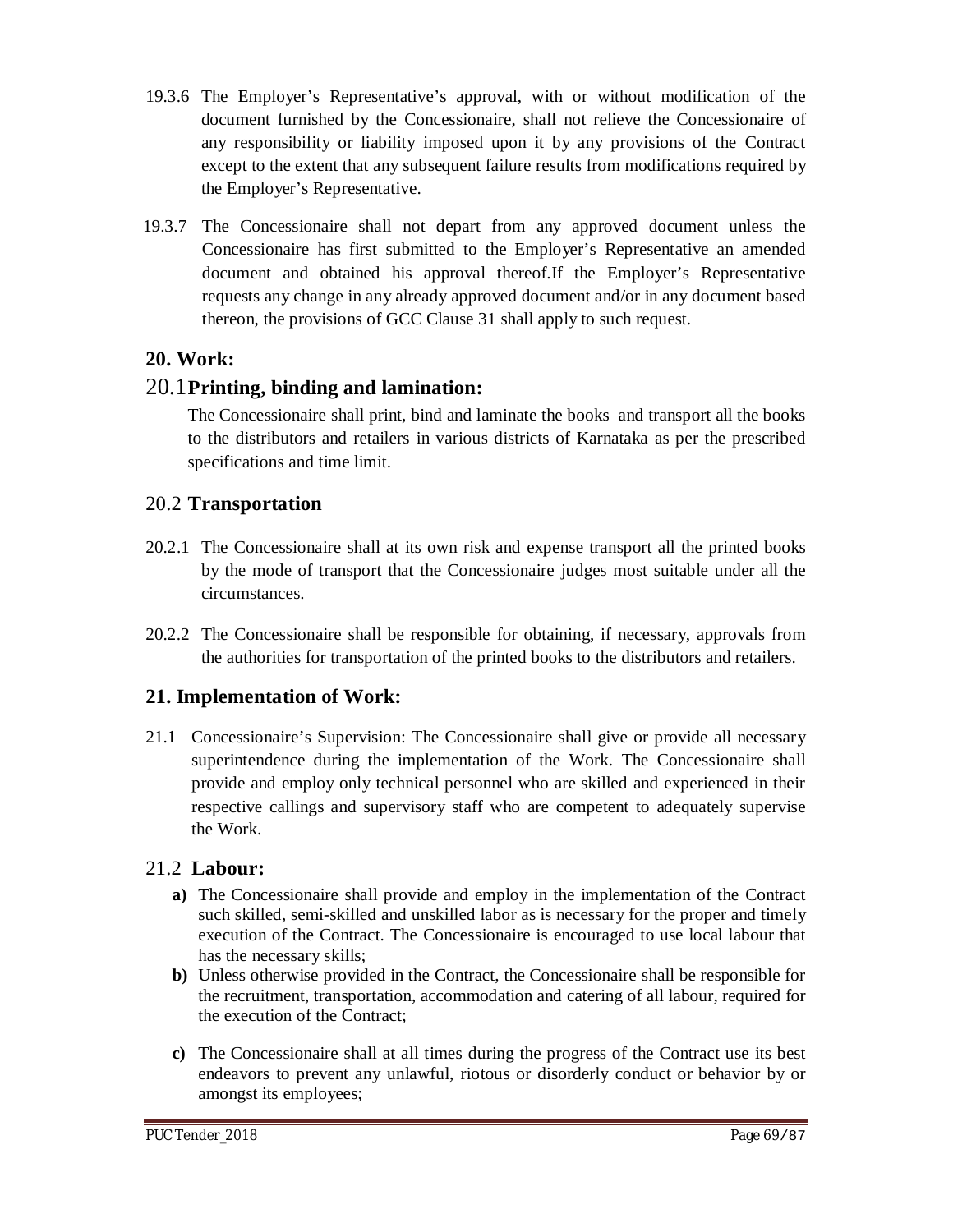19.3.6 The Employer's Representative's approval, with or without modification of the document furnished by the Concessionaire, shall not relieve the Concessionaire of any responsibility or liability imposed upon it by any provisions of the Contract except to the extent that any subsequent failure results from modifications required by the Employer's Representative.

19.3.7 The Concessionaire shall not depart from any approved document unless the Concessionaire has first submitted to the Employer's Representative an amended document and obtained his approval thereof.If the Employer's Representative requests any change in any already approved document and/or in any document based thereon, the provisions of GCC Clause 31 shall apply to such request.

## 20. Work:

### 20.1 **Printing, binding and lamination:**

The Concessionaire shall print, bind and laminate the books and transport all the books to the distributors and retailers in various districts of Karnataka as per the prescribed specifications and time limit.

### 20.2 **Transportation**

20.2.1 The Concessionaire shall at its own risk and expense transport all the printed books by the mode of transport that the Concessionaire judges most suitable under all the circumstances.

20.2.2 The Concessionaire shall be responsible for obtaining, if necessary, approvals from the authorities for transportation of the printed books to the distributors and retailers.

## 21. Implementation of Work:

21.1 Concessionaire's Supervision: The Concessionaire shall give or provide all necessary superintendence during the implementation of the Work. The Concessionaire shall provide and employ only technical personnel who are skilled and experienced in their respective callings and supervisory staff who are competent to adequately supervise the Work.

### 21.2 **Labour:**

**a)** The Concessionaire shall provide and employ in the implementation of the Contract such skilled, semi-skilled and unskilled labor as is necessary for the proper and timely execution of the Contract. The Concessionaire is encouraged to use local labour that has the necessary skills;

**b)** Unless otherwise provided in the Contract, the Concessionaire shall be responsible for the recruitment, transportation, accommodation and catering of all labour, required for the execution of the Contract;

**c)** The Concessionaire shall at all times during the progress of the Contract use its best endeavors to prevent any unlawful, riotous or disorderly conduct or behavior by or amongst its employees;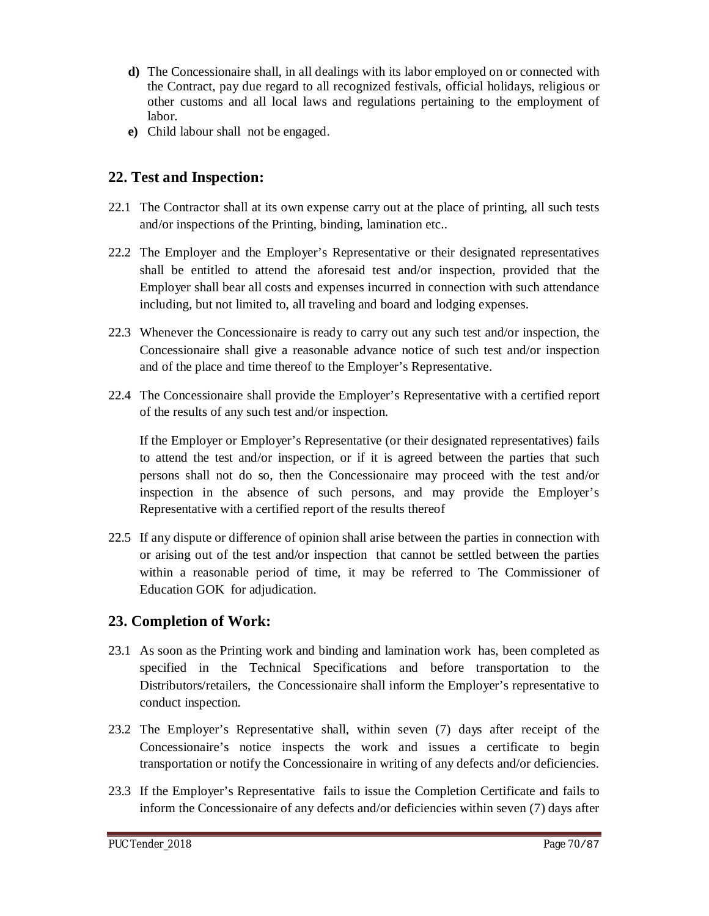- **d)** The Concessionaire shall, in all dealings with its labor employed on or connected with the Contract, pay due regard to all recognized festivals, official holidays, religious or other customs and all local laws and regulations pertaining to the employment of labor.
- **e)** Child labour shall not be engaged.

## 22. Test and Inspection:

22.1 The Contractor shall at its own expense carry out at the place of printing, all such tests and/or inspections of the Printing, binding, lamination etc..

22.2 The Employer and the Employer's Representative or their designated representatives shall be entitled to attend the aforesaid test and/or inspection, provided that the Employer shall bear all costs and expenses incurred in connection with such attendance including, but not limited to, all traveling and board and lodging expenses.

22.3 Whenever the Concessionaire is ready to carry out any such test and/or inspection, the Concessionaire shall give a reasonable advance notice of such test and/or inspection and of the place and time thereof to the Employer's Representative.

22.4 The Concessionaire shall provide the Employer's Representative with a certified report of the results of any such test and/or inspection.

If the Employer or Employer's Representative (or their designated representatives) fails to attend the test and/or inspection, or if it is agreed between the parties that such persons shall not do so, then the Concessionaire may proceed with the test and/or inspection in the absence of such persons, and may provide the Employer's Representative with a certified report of the results thereof

22.5 If any dispute or difference of opinion shall arise between the parties in connection with or arising out of the test and/or inspection that cannot be settled between the parties within a reasonable period of time, it may be referred to The Commissioner of Education GOK for adjudication.

## 23. Completion of Work:

23.1 As soon as the Printing work and binding and lamination work has, been completed as specified in the Technical Specifications and before transportation to the Distributors/retailers, the Concessionaire shall inform the Employer's representative to conduct inspection.

23.2 The Employer's Representative shall, within seven (7) days after receipt of the Concessionaire's notice inspects the work and issues a certificate to begin transportation or notify the Concessionaire in writing of any defects and/or deficiencies.

23.3 If the Employer's Representative fails to issue the Completion Certificate and fails to inform the Concessionaire of any defects and/or deficiencies within seven (7) days after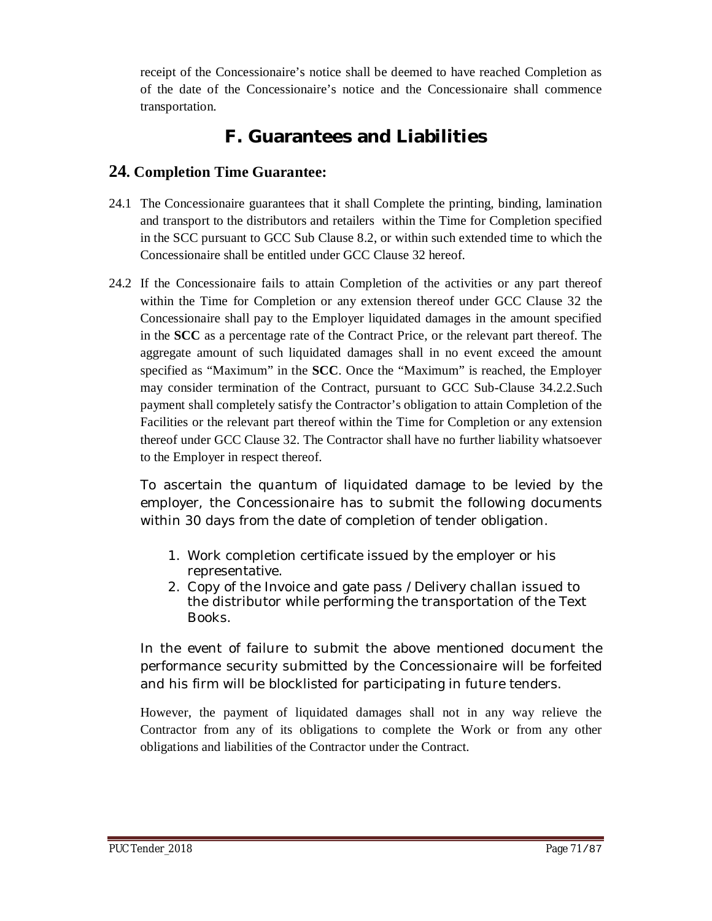receipt of the Concessionaire's notice shall be deemed to have reached Completion as of the date of the Concessionaire's notice and the Concessionaire shall commence transportation.

# F. Guarantees and Liabilities

## 24. Completion Time Guarantee:

24.1 The Concessionaire guarantees that it shall Complete the printing, binding, lamination and transport to the distributors and retailers within the Time for Completion specified in the SCC pursuant to GCC Sub Clause 8.2, or within such extended time to which the Concessionaire shall be entitled under GCC Clause 32 hereof.

24.2 If the Concessionaire fails to attain Completion of the activities or any part thereof within the Time for Completion or any extension thereof under GCC Clause 32 the Concessionaire shall pay to the Employer liquidated damages in the amount specified in the **SCC** as a percentage rate of the Contract Price, or the relevant part thereof. The aggregate amount of such liquidated damages shall in no event exceed the amount specified as "Maximum" in the **SCC**. Once the "Maximum" is reached, the Employer may consider termination of the Contract, pursuant to GCC Sub-Clause 34.2.2.Such payment shall completely satisfy the Contractor's obligation to attain Completion of the Facilities or the relevant part thereof within the Time for Completion or any extension thereof under GCC Clause 32. The Contractor shall have no further liability whatsoever to the Employer in respect thereof.

To ascertain the quantum of liquidated damage to be levied by the employer, the Concessionaire has to submit the following documents within 30 days from the date of completion of tender obligation.

1. Work completion certificate issued by the employer or his representative.
2. Copy of the Invoice and gate pass / Delivery challan issued to the distributor while performing the transportation of the Text Books.

In the event of failure to submit the above mentioned document the performance security submitted by the Concessionaire will be forfeited and his firm will be blocklisted for participating in future tenders.

However, the payment of liquidated damages shall not in any way relieve the Contractor from any of its obligations to complete the Work or from any other obligations and liabilities of the Contractor under the Contract.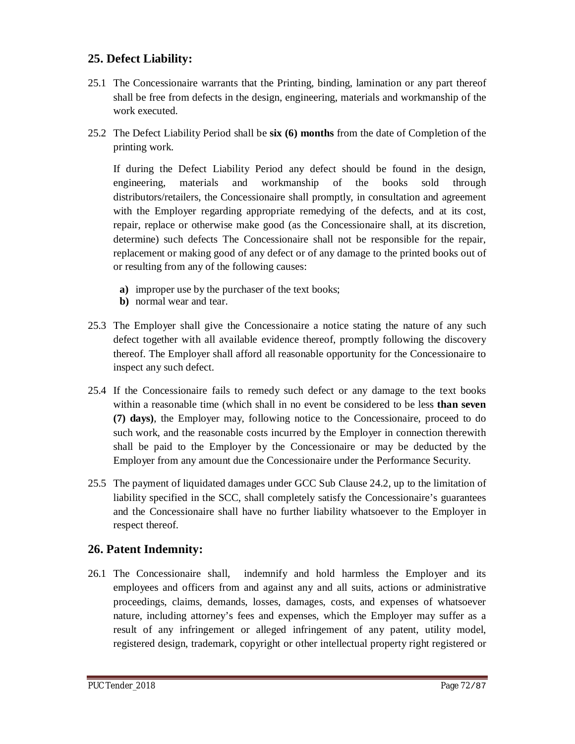## 25. Defect Liability:

25.1 The Concessionaire warrants that the Printing, binding, lamination or any part thereof shall be free from defects in the design, engineering, materials and workmanship of the work executed.

25.2 The Defect Liability Period shall be **six (6) months** from the date of Completion of the printing work.

If during the Defect Liability Period any defect should be found in the design, engineering, materials and workmanship of the books sold through distributors/retailers, the Concessionaire shall promptly, in consultation and agreement with the Employer regarding appropriate remedying of the defects, and at its cost, repair, replace or otherwise make good (as the Concessionaire shall, at its discretion, determine) such defects The Concessionaire shall not be responsible for the repair, replacement or making good of any defect or of any damage to the printed books out of or resulting from any of the following causes:

- **a)** improper use by the purchaser of the text books;
- **b)** normal wear and tear.

25.3 The Employer shall give the Concessionaire a notice stating the nature of any such defect together with all available evidence thereof, promptly following the discovery thereof. The Employer shall afford all reasonable opportunity for the Concessionaire to inspect any such defect.

25.4 If the Concessionaire fails to remedy such defect or any damage to the text books within a reasonable time (which shall in no event be considered to be less **than seven (7) days)**, the Employer may, following notice to the Concessionaire, proceed to do such work, and the reasonable costs incurred by the Employer in connection therewith shall be paid to the Employer by the Concessionaire or may be deducted by the Employer from any amount due the Concessionaire under the Performance Security.

25.5 The payment of liquidated damages under GCC Sub Clause 24.2, up to the limitation of liability specified in the SCC, shall completely satisfy the Concessionaire's guarantees and the Concessionaire shall have no further liability whatsoever to the Employer in respect thereof.

## 26. Patent Indemnity:

26.1 The Concessionaire shall, indemnify and hold harmless the Employer and its employees and officers from and against any and all suits, actions or administrative proceedings, claims, demands, losses, damages, costs, and expenses of whatsoever nature, including attorney's fees and expenses, which the Employer may suffer as a result of any infringement or alleged infringement of any patent, utility model, registered design, trademark, copyright or other intellectual property right registered or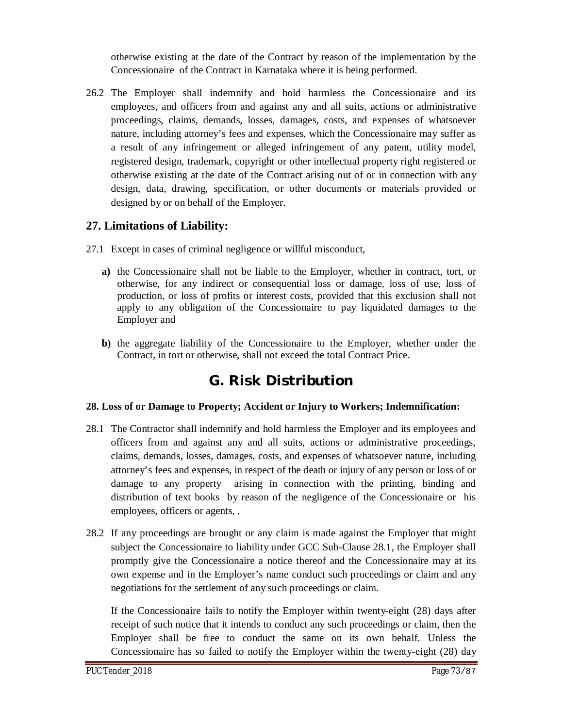otherwise existing at the date of the Contract by reason of the implementation by the Concessionaire of the Contract in Karnataka where it is being performed.

26.2 The Employer shall indemnify and hold harmless the Concessionaire and its employees, and officers from and against any and all suits, actions or administrative proceedings, claims, demands, losses, damages, costs, and expenses of whatsoever nature, including attorney's fees and expenses, which the Concessionaire may suffer as a result of any infringement or alleged infringement of any patent, utility model, registered design, trademark, copyright or other intellectual property right registered or otherwise existing at the date of the Contract arising out of or in connection with any design, data, drawing, specification, or other documents or materials provided or designed by or on behalf of the Employer.

## 27. Limitations of Liability:

27.1 Except in cases of criminal negligence or willful misconduct,

**a)** the Concessionaire shall not be liable to the Employer, whether in contract, tort, or otherwise, for any indirect or consequential loss or damage, loss of use, loss of production, or loss of profits or interest costs, provided that this exclusion shall not apply to any obligation of the Concessionaire to pay liquidated damages to the Employer and

**b)** the aggregate liability of the Concessionaire to the Employer, whether under the Contract, in tort or otherwise, shall not exceed the total Contract Price.

# G. Risk Distribution

### 28. Loss of or Damage to Property; Accident or Injury to Workers; Indemnification:

28.1 The Contractor shall indemnify and hold harmless the Employer and its employees and officers from and against any and all suits, actions or administrative proceedings, claims, demands, losses, damages, costs, and expenses of whatsoever nature, including attorney's fees and expenses, in respect of the death or injury of any person or loss of or damage to any property arising in connection with the printing, binding and distribution of text books by reason of the negligence of the Concessionaire or his employees, officers or agents, .

28.2 If any proceedings are brought or any claim is made against the Employer that might subject the Concessionaire to liability under GCC Sub-Clause 28.1, the Employer shall promptly give the Concessionaire a notice thereof and the Concessionaire may at its own expense and in the Employer's name conduct such proceedings or claim and any negotiations for the settlement of any such proceedings or claim.

If the Concessionaire fails to notify the Employer within twenty-eight (28) days after receipt of such notice that it intends to conduct any such proceedings or claim, then the Employer shall be free to conduct the same on its own behalf. Unless the Concessionaire has so failed to notify the Employer within the twenty-eight (28) day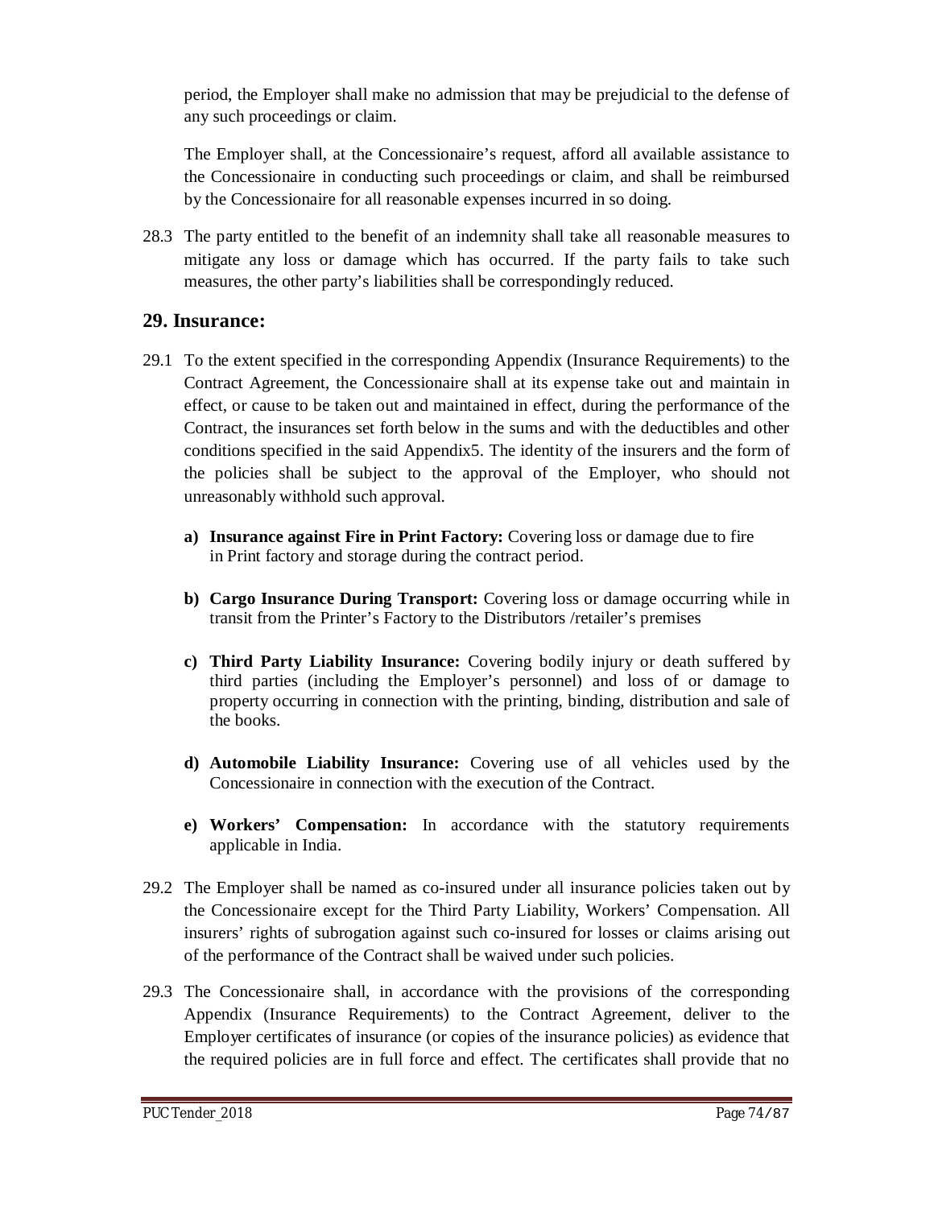period, the Employer shall make no admission that may be prejudicial to the defense of any such proceedings or claim.

The Employer shall, at the Concessionaire's request, afford all available assistance to the Concessionaire in conducting such proceedings or claim, and shall be reimbursed by the Concessionaire for all reasonable expenses incurred in so doing.

28.3 The party entitled to the benefit of an indemnity shall take all reasonable measures to mitigate any loss or damage which has occurred. If the party fails to take such measures, the other party's liabilities shall be correspondingly reduced.

## 29. Insurance:

29.1 To the extent specified in the corresponding Appendix (Insurance Requirements) to the Contract Agreement, the Concessionaire shall at its expense take out and maintain in effect, or cause to be taken out and maintained in effect, during the performance of the Contract, the insurances set forth below in the sums and with the deductibles and other conditions specified in the said Appendix5. The identity of the insurers and the form of the policies shall be subject to the approval of the Employer, who should not unreasonably withhold such approval.

- **a) Insurance against Fire in Print Factory:** Covering loss or damage due to fire in Print factory and storage during the contract period.
- **b) Cargo Insurance During Transport:** Covering loss or damage occurring while in transit from the Printer's Factory to the Distributors /retailer's premises
- **c) Third Party Liability Insurance:** Covering bodily injury or death suffered by third parties (including the Employer's personnel) and loss of or damage to property occurring in connection with the printing, binding, distribution and sale of the books.
- **d) Automobile Liability Insurance:** Covering use of all vehicles used by the Concessionaire in connection with the execution of the Contract.
- **e) Workers' Compensation:** In accordance with the statutory requirements applicable in India.

29.2 The Employer shall be named as co-insured under all insurance policies taken out by the Concessionaire except for the Third Party Liability, Workers' Compensation. All insurers' rights of subrogation against such co-insured for losses or claims arising out of the performance of the Contract shall be waived under such policies.

29.3 The Concessionaire shall, in accordance with the provisions of the corresponding Appendix (Insurance Requirements) to the Contract Agreement, deliver to the Employer certificates of insurance (or copies of the insurance policies) as evidence that the required policies are in full force and effect. The certificates shall provide that no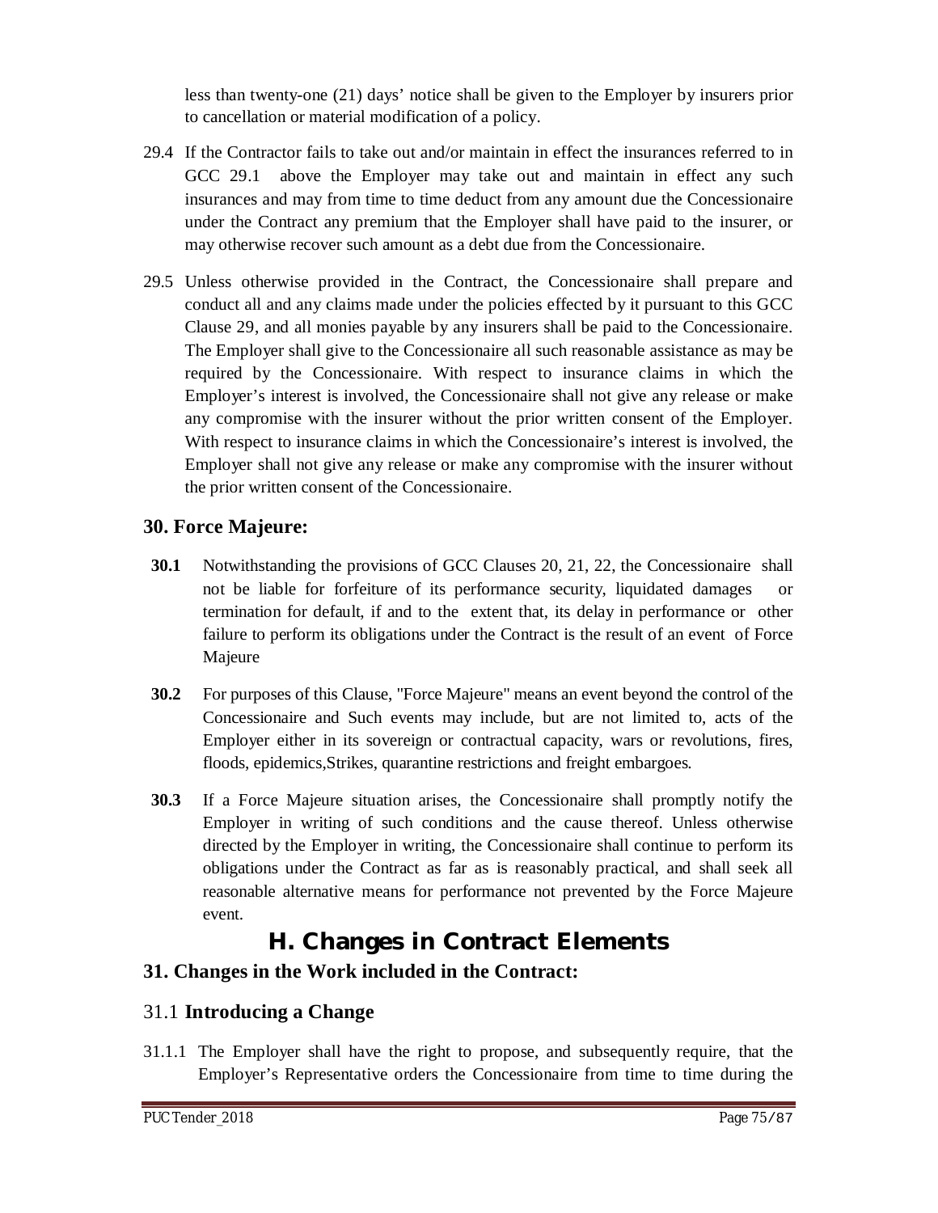less than twenty-one (21) days' notice shall be given to the Employer by insurers prior to cancellation or material modification of a policy.

29.4 If the Contractor fails to take out and/or maintain in effect the insurances referred to in GCC 29.1 above the Employer may take out and maintain in effect any such insurances and may from time to time deduct from any amount due the Concessionaire under the Contract any premium that the Employer shall have paid to the insurer, or may otherwise recover such amount as a debt due from the Concessionaire.

29.5 Unless otherwise provided in the Contract, the Concessionaire shall prepare and conduct all and any claims made under the policies effected by it pursuant to this GCC Clause 29, and all monies payable by any insurers shall be paid to the Concessionaire. The Employer shall give to the Concessionaire all such reasonable assistance as may be required by the Concessionaire. With respect to insurance claims in which the Employer's interest is involved, the Concessionaire shall not give any release or make any compromise with the insurer without the prior written consent of the Employer. With respect to insurance claims in which the Concessionaire's interest is involved, the Employer shall not give any release or make any compromise with the insurer without the prior written consent of the Concessionaire.

## 30. Force Majeure:

**30.1** Notwithstanding the provisions of GCC Clauses 20, 21, 22, the Concessionaire shall not be liable for forfeiture of its performance security, liquidated damages or termination for default, if and to the extent that, its delay in performance or other failure to perform its obligations under the Contract is the result of an event of Force Majeure

**30.2** For purposes of this Clause, "Force Majeure" means an event beyond the control of the Concessionaire and Such events may include, but are not limited to, acts of the Employer either in its sovereign or contractual capacity, wars or revolutions, fires, floods, epidemics,Strikes, quarantine restrictions and freight embargoes.

**30.3** If a Force Majeure situation arises, the Concessionaire shall promptly notify the Employer in writing of such conditions and the cause thereof. Unless otherwise directed by the Employer in writing, the Concessionaire shall continue to perform its obligations under the Contract as far as is reasonably practical, and shall seek all reasonable alternative means for performance not prevented by the Force Majeure event.

# H. Changes in Contract Elements

## 31. Changes in the Work included in the Contract:

### 31.1 **Introducing a Change**

31.1.1 The Employer shall have the right to propose, and subsequently require, that the Employer's Representative orders the Concessionaire from time to time during the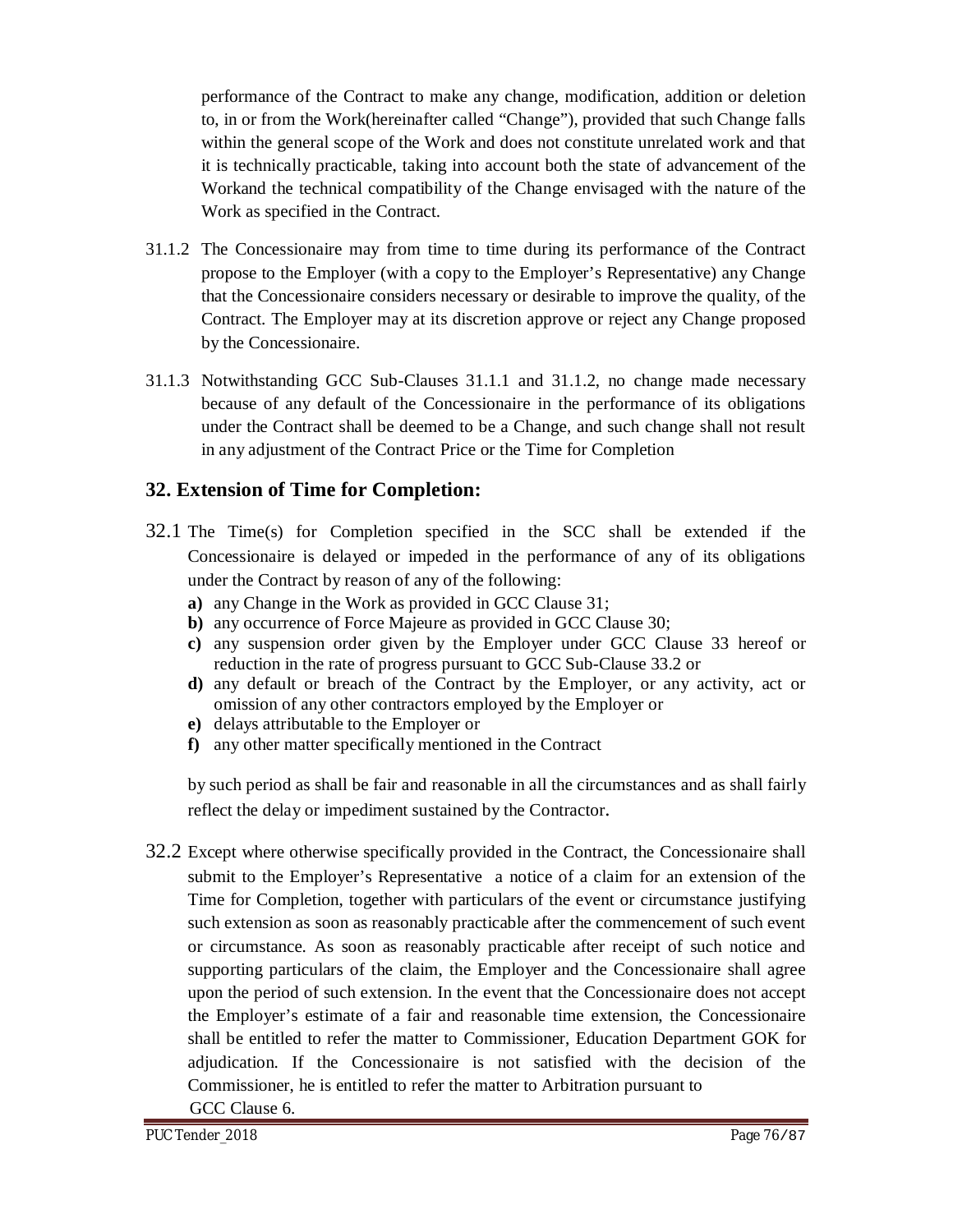performance of the Contract to make any change, modification, addition or deletion to, in or from the Work(hereinafter called "Change"), provided that such Change falls within the general scope of the Work and does not constitute unrelated work and that it is technically practicable, taking into account both the state of advancement of the Workand the technical compatibility of the Change envisaged with the nature of the Work as specified in the Contract.

31.1.2 The Concessionaire may from time to time during its performance of the Contract propose to the Employer (with a copy to the Employer's Representative) any Change that the Concessionaire considers necessary or desirable to improve the quality, of the Contract. The Employer may at its discretion approve or reject any Change proposed by the Concessionaire.

31.1.3 Notwithstanding GCC Sub-Clauses 31.1.1 and 31.1.2, no change made necessary because of any default of the Concessionaire in the performance of its obligations under the Contract shall be deemed to be a Change, and such change shall not result in any adjustment of the Contract Price or the Time for Completion

## 32. Extension of Time for Completion:

32.1 The Time(s) for Completion specified in the SCC shall be extended if the Concessionaire is delayed or impeded in the performance of any of its obligations under the Contract by reason of any of the following:

- **a)** any Change in the Work as provided in GCC Clause 31;
- **b)** any occurrence of Force Majeure as provided in GCC Clause 30;
- **c)** any suspension order given by the Employer under GCC Clause 33 hereof or reduction in the rate of progress pursuant to GCC Sub-Clause 33.2 or
- **d)** any default or breach of the Contract by the Employer, or any activity, act or omission of any other contractors employed by the Employer or
- **e)** delays attributable to the Employer or
- **f)** any other matter specifically mentioned in the Contract

by such period as shall be fair and reasonable in all the circumstances and as shall fairly reflect the delay or impediment sustained by the Contractor.

32.2 Except where otherwise specifically provided in the Contract, the Concessionaire shall submit to the Employer's Representative a notice of a claim for an extension of the Time for Completion, together with particulars of the event or circumstance justifying such extension as soon as reasonably practicable after the commencement of such event or circumstance. As soon as reasonably practicable after receipt of such notice and supporting particulars of the claim, the Employer and the Concessionaire shall agree upon the period of such extension. In the event that the Concessionaire does not accept the Employer's estimate of a fair and reasonable time extension, the Concessionaire shall be entitled to refer the matter to Commissioner, Education Department GOK for adjudication. If the Concessionaire is not satisfied with the decision of the Commissioner, he is entitled to refer the matter to Arbitration pursuant to GCC Clause 6.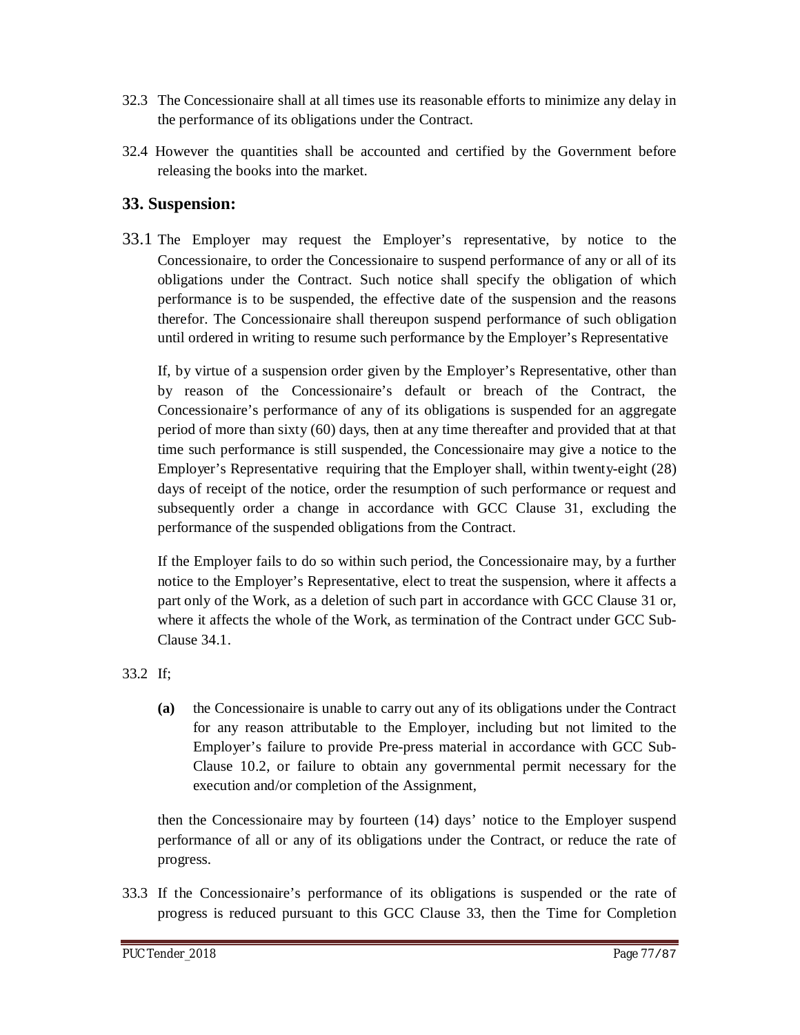32.3 The Concessionaire shall at all times use its reasonable efforts to minimize any delay in the performance of its obligations under the Contract.

32.4 However the quantities shall be accounted and certified by the Government before releasing the books into the market.

## 33. Suspension:

33.1 The Employer may request the Employer's representative, by notice to the Concessionaire, to order the Concessionaire to suspend performance of any or all of its obligations under the Contract. Such notice shall specify the obligation of which performance is to be suspended, the effective date of the suspension and the reasons therefor. The Concessionaire shall thereupon suspend performance of such obligation until ordered in writing to resume such performance by the Employer's Representative

If, by virtue of a suspension order given by the Employer's Representative, other than by reason of the Concessionaire's default or breach of the Contract, the Concessionaire's performance of any of its obligations is suspended for an aggregate period of more than sixty (60) days, then at any time thereafter and provided that at that time such performance is still suspended, the Concessionaire may give a notice to the Employer's Representative requiring that the Employer shall, within twenty-eight (28) days of receipt of the notice, order the resumption of such performance or request and subsequently order a change in accordance with GCC Clause 31, excluding the performance of the suspended obligations from the Contract.

If the Employer fails to do so within such period, the Concessionaire may, by a further notice to the Employer's Representative, elect to treat the suspension, where it affects a part only of the Work, as a deletion of such part in accordance with GCC Clause 31 or, where it affects the whole of the Work, as termination of the Contract under GCC Sub-Clause 34.1.

33.2 If;

**(a)** the Concessionaire is unable to carry out any of its obligations under the Contract for any reason attributable to the Employer, including but not limited to the Employer's failure to provide Pre-press material in accordance with GCC Sub-Clause 10.2, or failure to obtain any governmental permit necessary for the execution and/or completion of the Assignment,

then the Concessionaire may by fourteen (14) days' notice to the Employer suspend performance of all or any of its obligations under the Contract, or reduce the rate of progress.

33.3 If the Concessionaire's performance of its obligations is suspended or the rate of progress is reduced pursuant to this GCC Clause 33, then the Time for Completion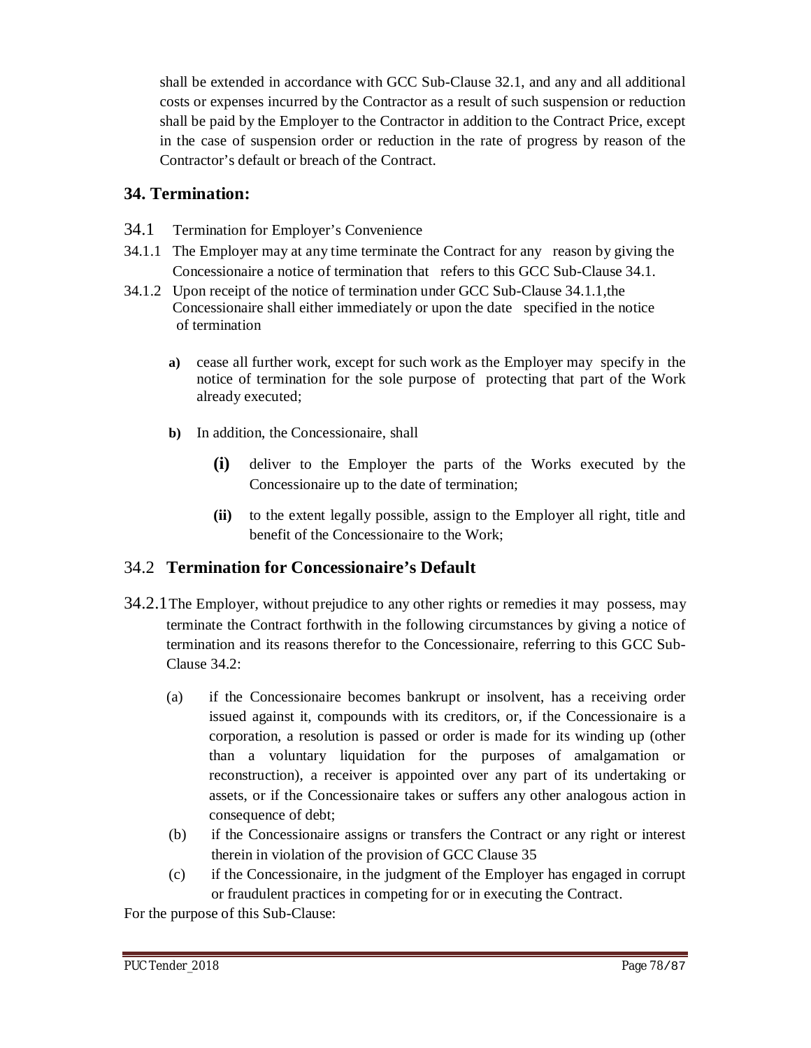shall be extended in accordance with GCC Sub-Clause 32.1, and any and all additional costs or expenses incurred by the Contractor as a result of such suspension or reduction shall be paid by the Employer to the Contractor in addition to the Contract Price, except in the case of suspension order or reduction in the rate of progress by reason of the Contractor's default or breach of the Contract.

## 34. Termination:

34.1 Termination for Employer's Convenience

34.1.1 The Employer may at any time terminate the Contract for any reason by giving the Concessionaire a notice of termination that refers to this GCC Sub-Clause 34.1.

34.1.2 Upon receipt of the notice of termination under GCC Sub-Clause 34.1.1,the Concessionaire shall either immediately or upon the date specified in the notice of termination

**a)** cease all further work, except for such work as the Employer may specify in the notice of termination for the sole purpose of protecting that part of the Work already executed;

**b)** In addition, the Concessionaire, shall

**(i)** deliver to the Employer the parts of the Works executed by the Concessionaire up to the date of termination;

**(ii)** to the extent legally possible, assign to the Employer all right, title and benefit of the Concessionaire to the Work;

## 34.2 **Termination for Concessionaire's Default**

34.2.1 The Employer, without prejudice to any other rights or remedies it may possess, may terminate the Contract forthwith in the following circumstances by giving a notice of termination and its reasons therefor to the Concessionaire, referring to this GCC Sub-Clause 34.2:

(a) if the Concessionaire becomes bankrupt or insolvent, has a receiving order issued against it, compounds with its creditors, or, if the Concessionaire is a corporation, a resolution is passed or order is made for its winding up (other than a voluntary liquidation for the purposes of amalgamation or reconstruction), a receiver is appointed over any part of its undertaking or assets, or if the Concessionaire takes or suffers any other analogous action in consequence of debt;

(b) if the Concessionaire assigns or transfers the Contract or any right or interest therein in violation of the provision of GCC Clause 35

(c) if the Concessionaire, in the judgment of the Employer has engaged in corrupt or fraudulent practices in competing for or in executing the Contract.

For the purpose of this Sub-Clause: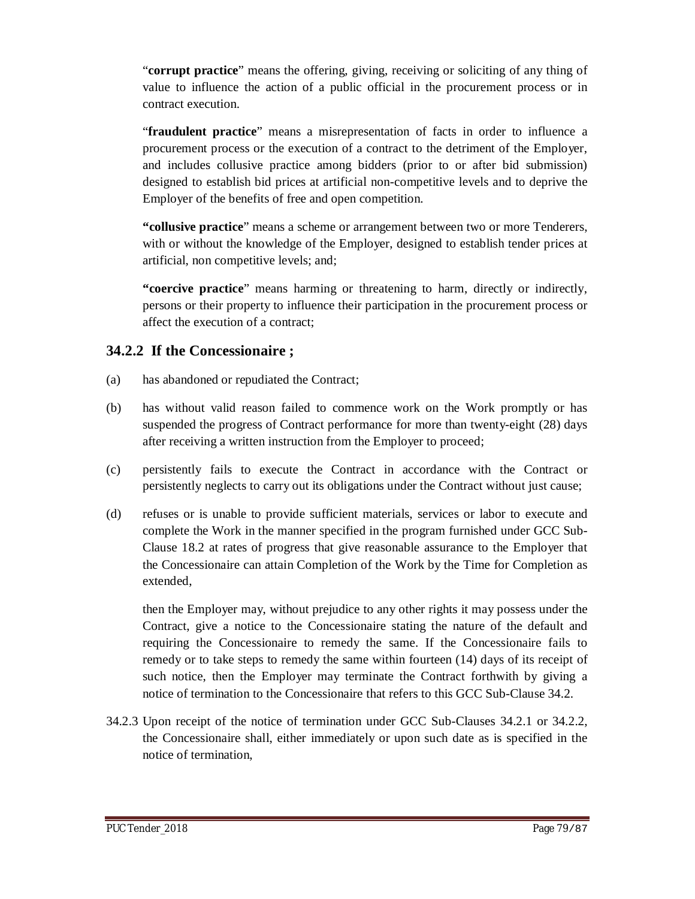"**corrupt practice**" means the offering, giving, receiving or soliciting of any thing of value to influence the action of a public official in the procurement process or in contract execution.

"**fraudulent practice**" means a misrepresentation of facts in order to influence a procurement process or the execution of a contract to the detriment of the Employer, and includes collusive practice among bidders (prior to or after bid submission) designed to establish bid prices at artificial non-competitive levels and to deprive the Employer of the benefits of free and open competition.

**"collusive practice**" means a scheme or arrangement between two or more Tenderers, with or without the knowledge of the Employer, designed to establish tender prices at artificial, non competitive levels; and;

**"coercive practice**" means harming or threatening to harm, directly or indirectly, persons or their property to influence their participation in the procurement process or affect the execution of a contract;

### 34.2.2 If the Concessionaire ;

(a) has abandoned or repudiated the Contract;

(b) has without valid reason failed to commence work on the Work promptly or has suspended the progress of Contract performance for more than twenty-eight (28) days after receiving a written instruction from the Employer to proceed;

(c) persistently fails to execute the Contract in accordance with the Contract or persistently neglects to carry out its obligations under the Contract without just cause;

(d) refuses or is unable to provide sufficient materials, services or labor to execute and complete the Work in the manner specified in the program furnished under GCC Sub-Clause 18.2 at rates of progress that give reasonable assurance to the Employer that the Concessionaire can attain Completion of the Work by the Time for Completion as extended,

then the Employer may, without prejudice to any other rights it may possess under the Contract, give a notice to the Concessionaire stating the nature of the default and requiring the Concessionaire to remedy the same. If the Concessionaire fails to remedy or to take steps to remedy the same within fourteen (14) days of its receipt of such notice, then the Employer may terminate the Contract forthwith by giving a notice of termination to the Concessionaire that refers to this GCC Sub-Clause 34.2.

34.2.3 Upon receipt of the notice of termination under GCC Sub-Clauses 34.2.1 or 34.2.2, the Concessionaire shall, either immediately or upon such date as is specified in the notice of termination,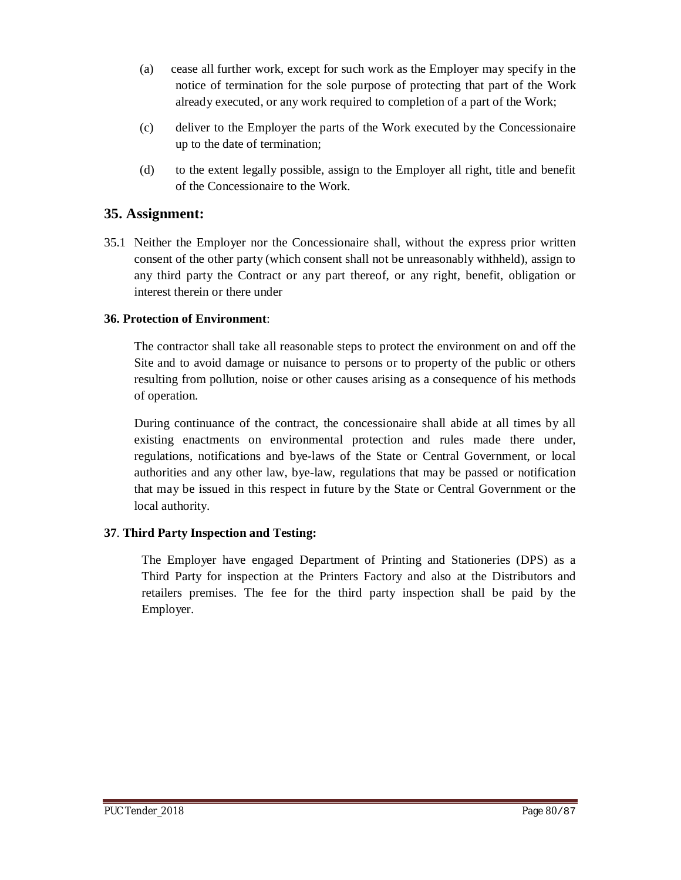(a) cease all further work, except for such work as the Employer may specify in the notice of termination for the sole purpose of protecting that part of the Work already executed, or any work required to completion of a part of the Work;

(c) deliver to the Employer the parts of the Work executed by the Concessionaire up to the date of termination;

(d) to the extent legally possible, assign to the Employer all right, title and benefit of the Concessionaire to the Work.

## 35. Assignment:

35.1 Neither the Employer nor the Concessionaire shall, without the express prior written consent of the other party (which consent shall not be unreasonably withheld), assign to any third party the Contract or any part thereof, or any right, benefit, obligation or interest therein or there under

**36. Protection of Environment**:

The contractor shall take all reasonable steps to protect the environment on and off the Site and to avoid damage or nuisance to persons or to property of the public or others resulting from pollution, noise or other causes arising as a consequence of his methods of operation.

During continuance of the contract, the concessionaire shall abide at all times by all existing enactments on environmental protection and rules made there under, regulations, notifications and bye-laws of the State or Central Government, or local authorities and any other law, bye-law, regulations that may be passed or notification that may be issued in this respect in future by the State or Central Government or the local authority.

**37**. **Third Party Inspection and Testing:**

The Employer have engaged Department of Printing and Stationeries (DPS) as a Third Party for inspection at the Printers Factory and also at the Distributors and retailers premises. The fee for the third party inspection shall be paid by the Employer.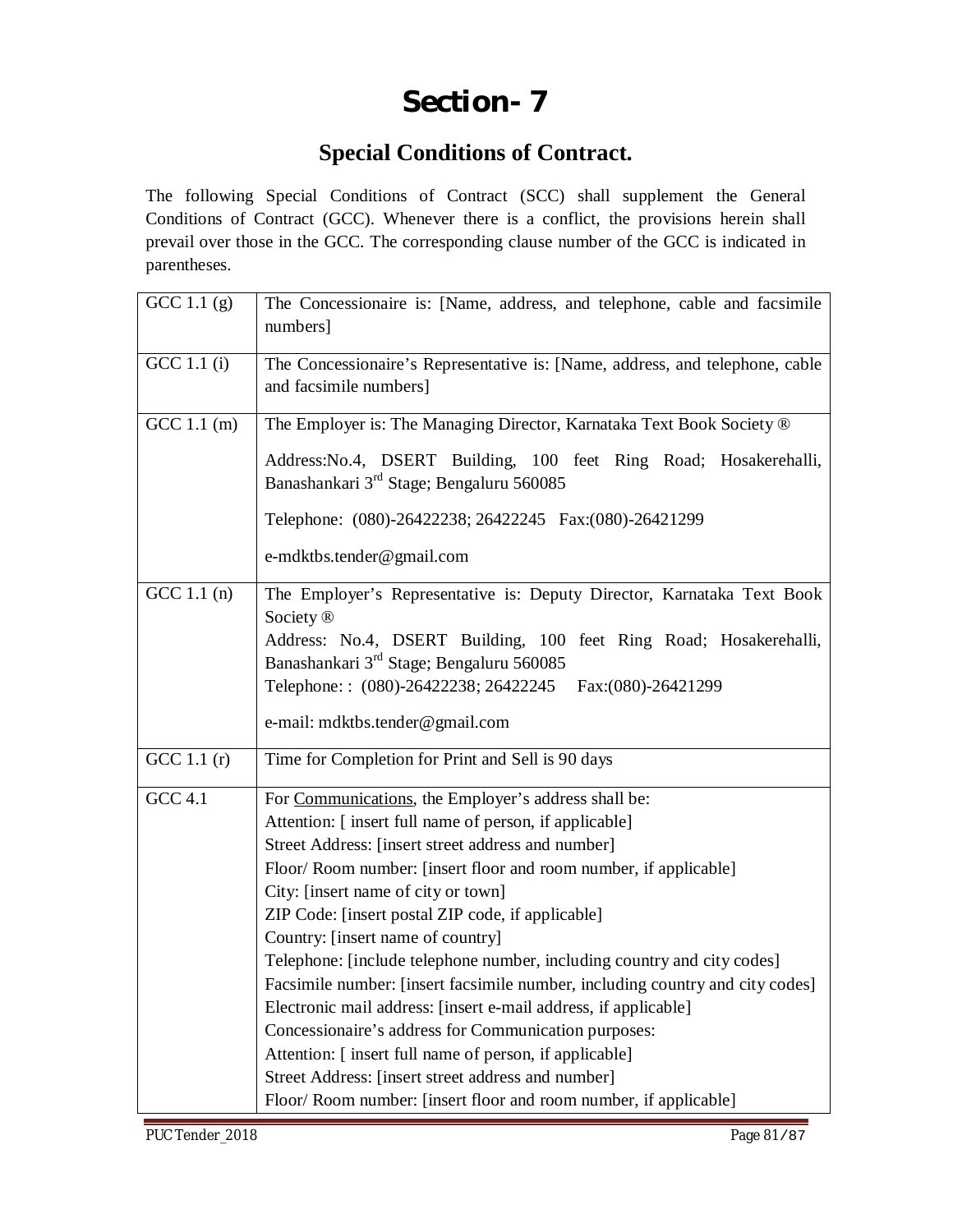# Section- 7

## Special Conditions of Contract.

The following Special Conditions of Contract (SCC) shall supplement the General Conditions of Contract (GCC). Whenever there is a conflict, the provisions herein shall prevail over those in the GCC. The corresponding clause number of the GCC is indicated in parentheses.

| | |
|---|---|
| GCC 1.1 (g) | The Concessionaire is: [Name, address, and telephone, cable and facsimile numbers] |
| GCC 1.1 (i) | The Concessionaire's Representative is: [Name, address, and telephone, cable and facsimile numbers] |
| GCC 1.1 (m) | The Employer is: The Managing Director, Karnataka Text Book Society ®<br><br>Address:No.4, DSERT Building, 100 feet Ring Road; Hosakerehalli, Banashankari 3rd Stage; Bengaluru 560085<br><br>Telephone: (080)-26422238; 26422245 Fax:(080)-26421299<br><br>e-mdktbs.tender@gmail.com |
| GCC 1.1 (n) | The Employer's Representative is: Deputy Director, Karnataka Text Book Society ®<br>Address: No.4, DSERT Building, 100 feet Ring Road; Hosakerehalli, Banashankari 3rd Stage; Bengaluru 560085<br>Telephone: : (080)-26422238; 26422245 Fax:(080)-26421299<br><br>e-mail: mdktbs.tender@gmail.com |
| GCC 1.1 (r) | Time for Completion for Print and Sell is 90 days |
| GCC 4.1 | For Communications, the Employer's address shall be:<br>Attention: [ insert full name of person, if applicable]<br>Street Address: [insert street address and number]<br>Floor/ Room number: [insert floor and room number, if applicable]<br>City: [insert name of city or town]<br>ZIP Code: [insert postal ZIP code, if applicable]<br>Country: [insert name of country]<br>Telephone: [include telephone number, including country and city codes]<br>Facsimile number: [insert facsimile number, including country and city codes]<br>Electronic mail address: [insert e-mail address, if applicable]<br>Concessionaire's address for Communication purposes:<br>Attention: [ insert full name of person, if applicable]<br>Street Address: [insert street address and number]<br>Floor/ Room number: [insert floor and room number, if applicable] |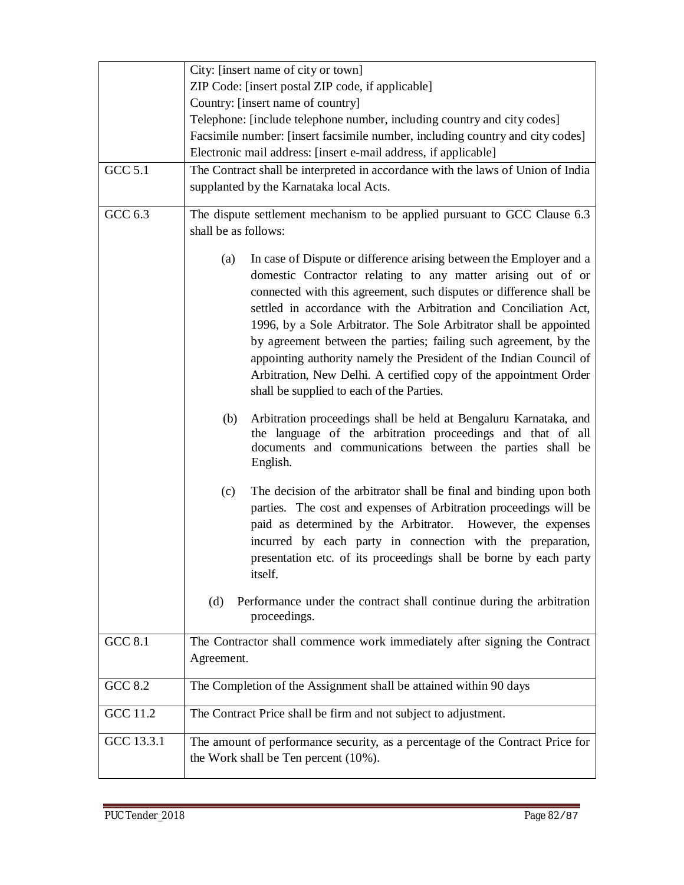| | |
|---|---|
| | City: [insert name of city or town]<br>ZIP Code: [insert postal ZIP code, if applicable]<br>Country: [insert name of country]<br>Telephone: [include telephone number, including country and city codes]<br>Facsimile number: [insert facsimile number, including country and city codes]<br>Electronic mail address: [insert e-mail address, if applicable] |
| GCC 5.1 | The Contract shall be interpreted in accordance with the laws of Union of India supplanted by the Karnataka local Acts. |
| GCC 6.3 | The dispute settlement mechanism to be applied pursuant to GCC Clause 6.3 shall be as follows:<br><br>(a) In case of Dispute or difference arising between the Employer and a domestic Contractor relating to any matter arising out of or connected with this agreement, such disputes or difference shall be settled in accordance with the Arbitration and Conciliation Act, 1996, by a Sole Arbitrator. The Sole Arbitrator shall be appointed by agreement between the parties; failing such agreement, by the appointing authority namely the President of the Indian Council of Arbitration, New Delhi. A certified copy of the appointment Order shall be supplied to each of the Parties.<br><br>(b) Arbitration proceedings shall be held at Bengaluru Karnataka, and the language of the arbitration proceedings and that of all documents and communications between the parties shall be English.<br><br>(c) The decision of the arbitrator shall be final and binding upon both parties. The cost and expenses of Arbitration proceedings will be paid as determined by the Arbitrator. However, the expenses incurred by each party in connection with the preparation, presentation etc. of its proceedings shall be borne by each party itself.<br><br>(d) Performance under the contract shall continue during the arbitration proceedings. |
| GCC 8.1 | The Contractor shall commence work immediately after signing the Contract Agreement. |
| GCC 8.2 | The Completion of the Assignment shall be attained within 90 days |
| GCC 11.2 | The Contract Price shall be firm and not subject to adjustment. |
| GCC 13.3.1 | The amount of performance security, as a percentage of the Contract Price for the Work shall be Ten percent (10%). |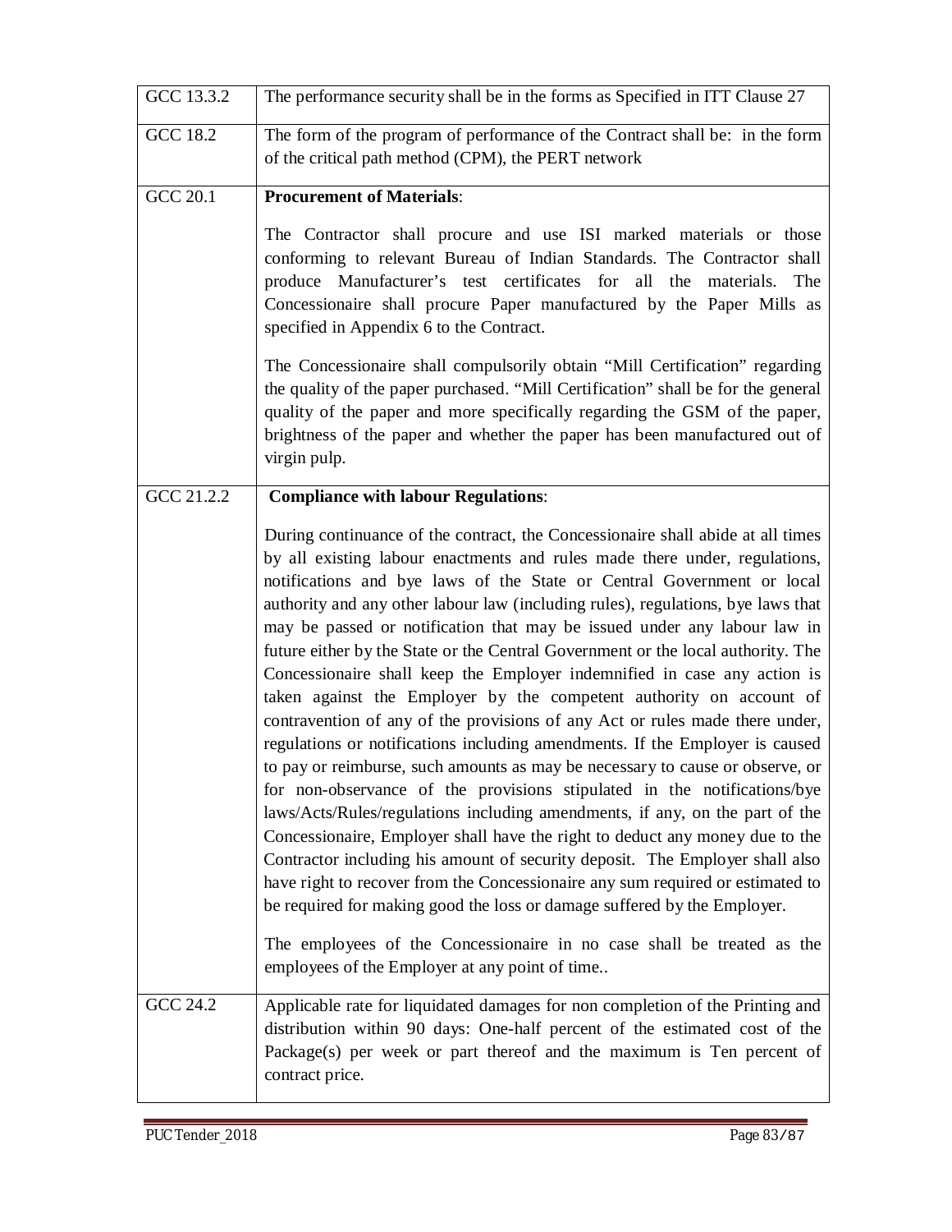| | |
|---|---|
| GCC 13.3.2 | The performance security shall be in the forms as Specified in ITT Clause 27 |
| GCC 18.2 | The form of the program of performance of the Contract shall be: in the form of the critical path method (CPM), the PERT network |
| GCC 20.1 | **Procurement of Materials**:<br><br>The Contractor shall procure and use ISI marked materials or those conforming to relevant Bureau of Indian Standards. The Contractor shall produce Manufacturer's test certificates for all the materials. The Concessionaire shall procure Paper manufactured by the Paper Mills as specified in Appendix 6 to the Contract.<br><br>The Concessionaire shall compulsorily obtain "Mill Certification" regarding the quality of the paper purchased. "Mill Certification" shall be for the general quality of the paper and more specifically regarding the GSM of the paper, brightness of the paper and whether the paper has been manufactured out of virgin pulp. |
| GCC 21.2.2 | **Compliance with labour Regulations**:<br><br>During continuance of the contract, the Concessionaire shall abide at all times by all existing labour enactments and rules made there under, regulations, notifications and bye laws of the State or Central Government or local authority and any other labour law (including rules), regulations, bye laws that may be passed or notification that may be issued under any labour law in future either by the State or the Central Government or the local authority. The Concessionaire shall keep the Employer indemnified in case any action is taken against the Employer by the competent authority on account of contravention of any of the provisions of any Act or rules made there under, regulations or notifications including amendments. If the Employer is caused to pay or reimburse, such amounts as may be necessary to cause or observe, or for non-observance of the provisions stipulated in the notifications/bye laws/Acts/Rules/regulations including amendments, if any, on the part of the Concessionaire, Employer shall have the right to deduct any money due to the Contractor including his amount of security deposit. The Employer shall also have right to recover from the Concessionaire any sum required or estimated to be required for making good the loss or damage suffered by the Employer.<br><br>The employees of the Concessionaire in no case shall be treated as the employees of the Employer at any point of time.. |
| GCC 24.2 | Applicable rate for liquidated damages for non completion of the Printing and distribution within 90 days: One-half percent of the estimated cost of the Package(s) per week or part thereof and the maximum is Ten percent of contract price. |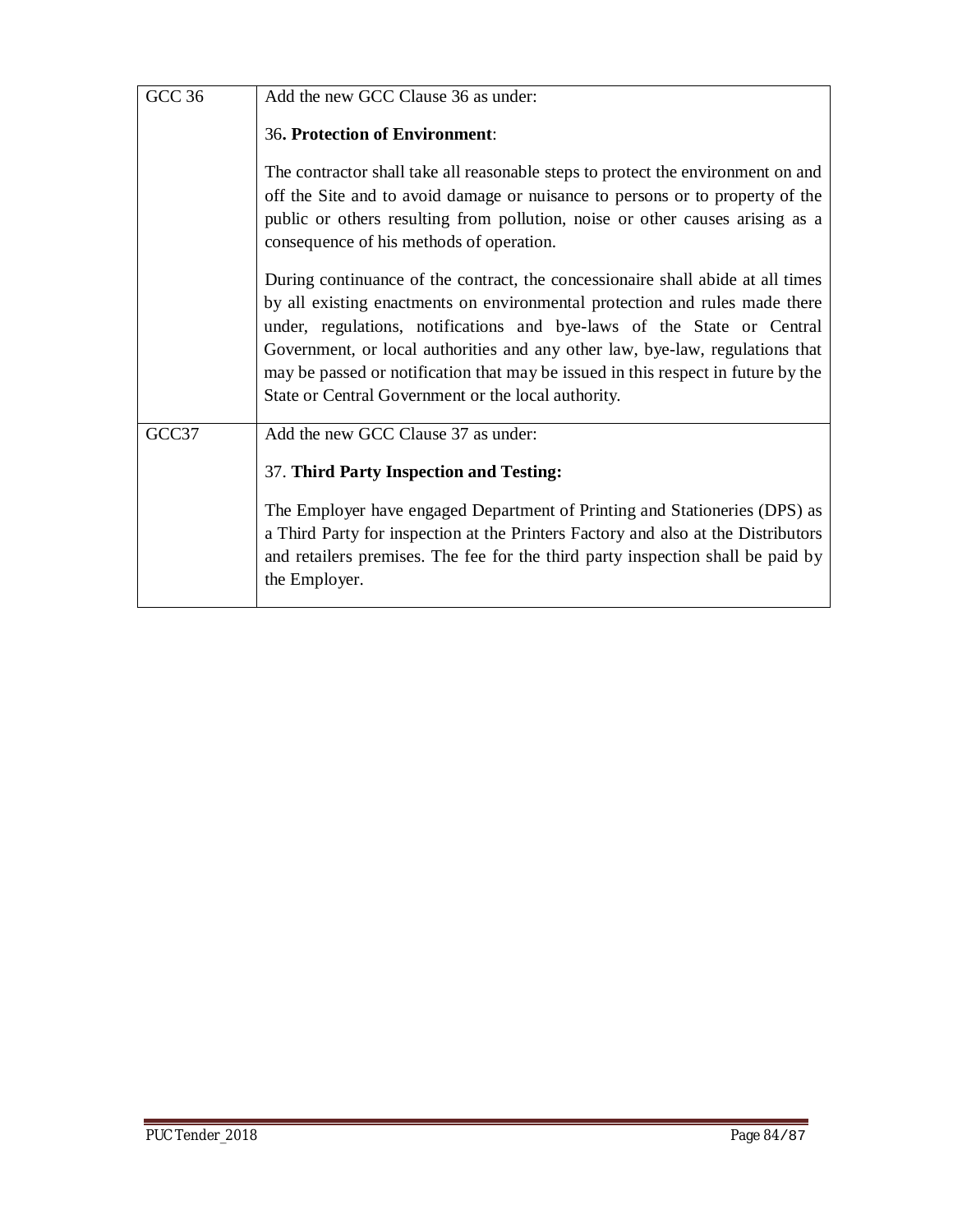| | |
|---|---|
| GCC 36 | Add the new GCC Clause 36 as under:<br><br>36**. Protection of Environment**:<br><br>The contractor shall take all reasonable steps to protect the environment on and off the Site and to avoid damage or nuisance to persons or to property of the public or others resulting from pollution, noise or other causes arising as a consequence of his methods of operation.<br><br>During continuance of the contract, the concessionaire shall abide at all times by all existing enactments on environmental protection and rules made there under, regulations, notifications and bye-laws of the State or Central Government, or local authorities and any other law, bye-law, regulations that may be passed or notification that may be issued in this respect in future by the State or Central Government or the local authority. |
| GCC37 | Add the new GCC Clause 37 as under:<br><br>37. **Third Party Inspection and Testing:**<br><br>The Employer have engaged Department of Printing and Stationeries (DPS) as a Third Party for inspection at the Printers Factory and also at the Distributors and retailers premises. The fee for the third party inspection shall be paid by the Employer. |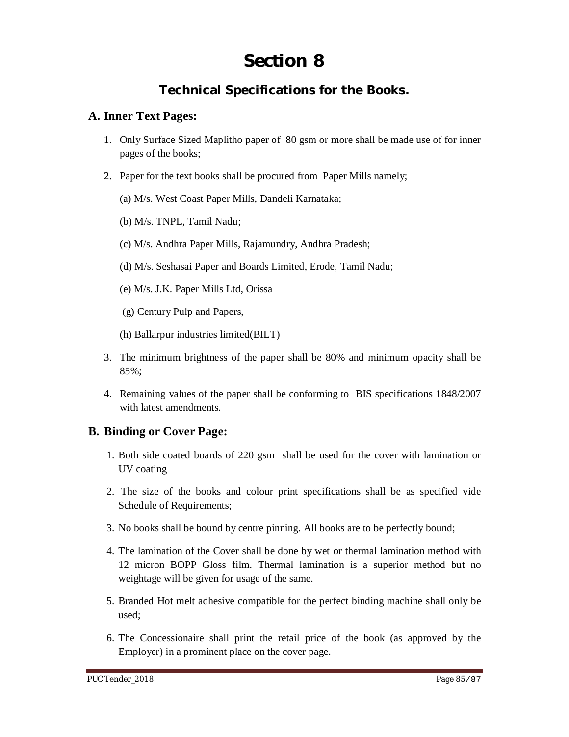# Section 8

## Technical Specifications for the Books.

### A. Inner Text Pages:

1. Only Surface Sized Maplitho paper of 80 gsm or more shall be made use of for inner pages of the books;
2. Paper for the text books shall be procured from Paper Mills namely;

   (a) M/s. West Coast Paper Mills, Dandeli Karnataka;

   (b) M/s. TNPL, Tamil Nadu;

   (c) M/s. Andhra Paper Mills, Rajamundry, Andhra Pradesh;

   (d) M/s. Seshasai Paper and Boards Limited, Erode, Tamil Nadu;

   (e) M/s. J.K. Paper Mills Ltd, Orissa

   (g) Century Pulp and Papers,

   (h) Ballarpur industries limited(BILT)
3. The minimum brightness of the paper shall be 80% and minimum opacity shall be 85%;
4. Remaining values of the paper shall be conforming to BIS specifications 1848/2007 with latest amendments.

### B. Binding or Cover Page:

1. Both side coated boards of 220 gsm shall be used for the cover with lamination or UV coating
2. The size of the books and colour print specifications shall be as specified vide Schedule of Requirements;
3. No books shall be bound by centre pinning. All books are to be perfectly bound;
4. The lamination of the Cover shall be done by wet or thermal lamination method with 12 micron BOPP Gloss film. Thermal lamination is a superior method but no weightage will be given for usage of the same.
5. Branded Hot melt adhesive compatible for the perfect binding machine shall only be used;
6. The Concessionaire shall print the retail price of the book (as approved by the Employer) in a prominent place on the cover page.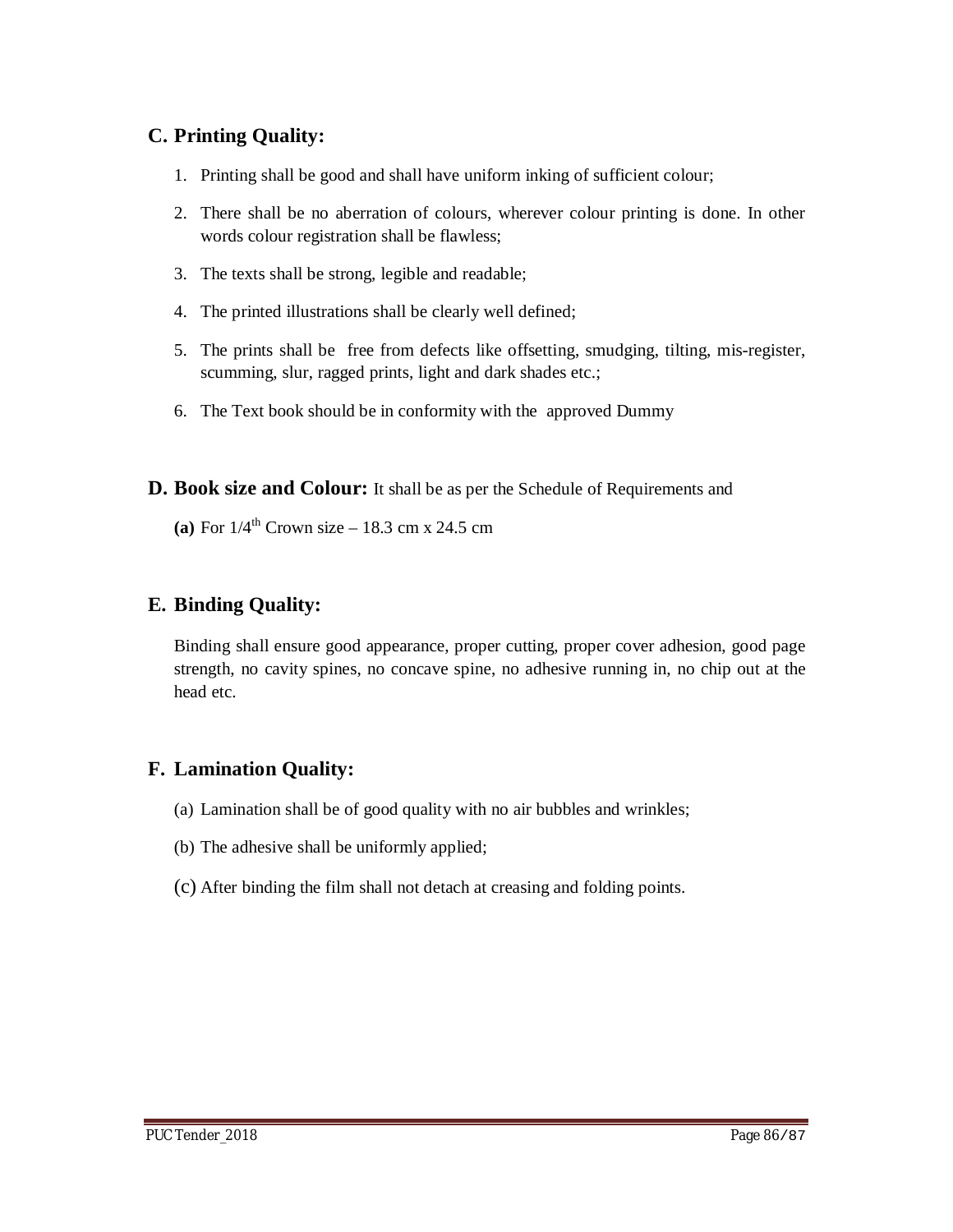## C. Printing Quality:

1. Printing shall be good and shall have uniform inking of sufficient colour;
2. There shall be no aberration of colours, wherever colour printing is done. In other words colour registration shall be flawless;
3. The texts shall be strong, legible and readable;
4. The printed illustrations shall be clearly well defined;
5. The prints shall be free from defects like offsetting, smudging, tilting, mis-register, scumming, slur, ragged prints, light and dark shades etc.;
6. The Text book should be in conformity with the approved Dummy

## D. Book size and Colour: 

It shall be as per the Schedule of Requirements and

**(a)** For 1/4$^{th}$ Crown size – 18.3 cm x 24.5 cm

## E. Binding Quality:

Binding shall ensure good appearance, proper cutting, proper cover adhesion, good page strength, no cavity spines, no concave spine, no adhesive running in, no chip out at the head etc.

## F. Lamination Quality:

(a) Lamination shall be of good quality with no air bubbles and wrinkles;

(b) The adhesive shall be uniformly applied;

(c) After binding the film shall not detach at creasing and folding points.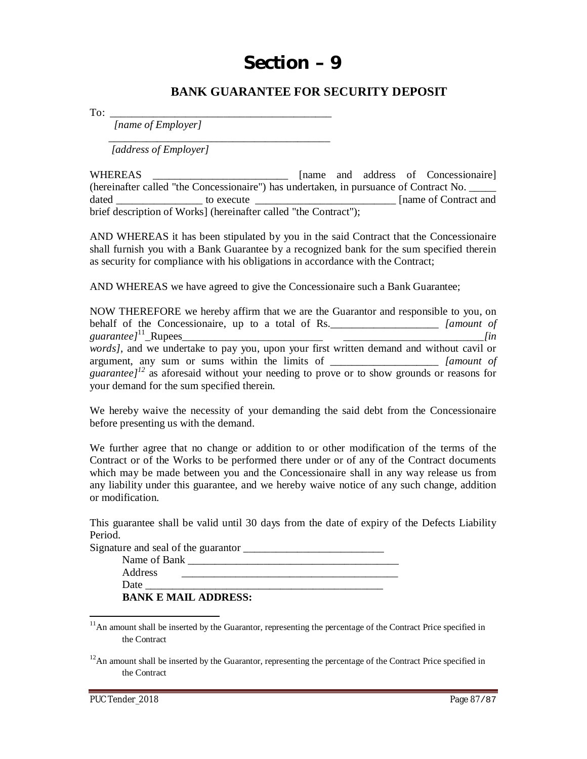# Section – 9

## BANK GUARANTEE FOR SECURITY DEPOSIT

To: ________________________________________
*[name of Employer]*
________________________________________
*[address of Employer]*

WHEREAS _________________________ [name and address of Concessionaire] (hereinafter called "the Concessionaire") has undertaken, in pursuance of Contract No. _____ dated ________________ to execute __________________________ [name of Contract and brief description of Works] (hereinafter called "the Contract");

AND WHEREAS it has been stipulated by you in the said Contract that the Concessionaire shall furnish you with a Bank Guarantee by a recognized bank for the sum specified therein as security for compliance with his obligations in accordance with the Contract;

AND WHEREAS we have agreed to give the Concessionaire such a Bank Guarantee;

NOW THEREFORE we hereby affirm that we are the Guarantor and responsible to you, on behalf of the Concessionaire, up to a total of Rs.____________________ *[amount of guarantee]*[11]_Rupees__________________________ __________________________*[in words]*, and we undertake to pay you, upon your first written demand and without cavil or argument, any sum or sums within the limits of ____________________ *[amount of guarantee]*[12] as aforesaid without your needing to prove or to show grounds or reasons for your demand for the sum specified therein.

We hereby waive the necessity of your demanding the said debt from the Concessionaire before presenting us with the demand.

We further agree that no change or addition to or other modification of the terms of the Contract or of the Works to be performed there under or of any of the Contract documents which may be made between you and the Concessionaire shall in any way release us from any liability under this guarantee, and we hereby waive notice of any such change, addition or modification.

This guarantee shall be valid until 30 days from the date of expiry of the Defects Liability Period.

Signature and seal of the guarantor __________________________

Name of Bank ________________________________________

Address ________________________________________

Date ____________________________________________

**BANK E MAIL ADDRESS:**

---

[11] An amount shall be inserted by the Guarantor, representing the percentage of the Contract Price specified in the Contract

[12] An amount shall be inserted by the Guarantor, representing the percentage of the Contract Price specified in the Contract